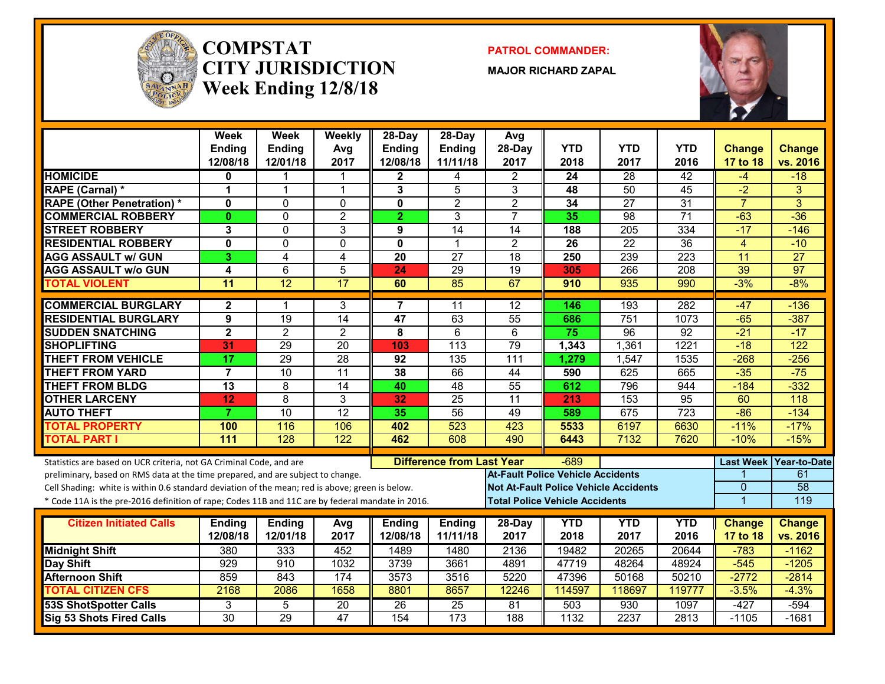# COMPSTAT CITY JURISDICTION
## Week Ending 12/8/18

**PATROL COMMANDER:**
**MAJOR RICHARD ZAPAL**

| | Week Ending 12/08/18 | Week Ending 12/01/18 | Weekly Avg 2017 | 28-Day Ending 12/08/18 | 28-Day Ending 11/11/18 | Avg 28-Day 2017 | YTD 2018 | YTD 2017 | YTD 2016 | Change 17 to 18 | Change vs. 2016 |
|---|---|---|---|---|---|---|---|---|---|---|---|
| HOMICIDE | 0 | 1 | 1 | 2 | 4 | 2 | 24 | 28 | 42 | -4 | -18 |
| RAPE (Carnal) * | 1 | 1 | 1 | 3 | 5 | 3 | 48 | 50 | 45 | -2 | 3 |
| RAPE (Other Penetration) * | 0 | 0 | 0 | 0 | 2 | 2 | 34 | 27 | 31 | 7 | 3 |
| COMMERCIAL ROBBERY | 0 | 0 | 2 | 2 | 3 | 7 | 35 | 98 | 71 | -63 | -36 |
| STREET ROBBERY | 3 | 0 | 3 | 9 | 14 | 14 | 188 | 205 | 334 | -17 | -146 |
| RESIDENTIAL ROBBERY | 0 | 0 | 0 | 0 | 1 | 2 | 26 | 22 | 36 | 4 | -10 |
| AGG ASSAULT w/ GUN | 3 | 4 | 4 | 20 | 27 | 18 | 250 | 239 | 223 | 11 | 27 |
| AGG ASSAULT w/o GUN | 4 | 6 | 5 | 24 | 29 | 19 | 305 | 266 | 208 | 39 | 97 |
| TOTAL VIOLENT | 11 | 12 | 17 | 60 | 85 | 67 | 910 | 935 | 990 | -3% | -8% |
| COMMERCIAL BURGLARY | 2 | 1 | 3 | 7 | 11 | 12 | 146 | 193 | 282 | -47 | -136 |
| RESIDENTIAL BURGLARY | 9 | 19 | 14 | 47 | 63 | 55 | 686 | 751 | 1073 | -65 | -387 |
| SUDDEN SNATCHING | 2 | 2 | 2 | 8 | 6 | 6 | 75 | 96 | 92 | -21 | -17 |
| SHOPLIFTING | 31 | 29 | 20 | 103 | 113 | 79 | 1,343 | 1,361 | 1221 | -18 | 122 |
| THEFT FROM VEHICLE | 17 | 29 | 28 | 92 | 135 | 111 | 1,279 | 1,547 | 1535 | -268 | -256 |
| THEFT FROM YARD | 7 | 10 | 11 | 38 | 66 | 44 | 590 | 625 | 665 | -35 | -75 |
| THEFT FROM BLDG | 13 | 8 | 14 | 40 | 48 | 55 | 612 | 796 | 944 | -184 | -332 |
| OTHER LARCENY | 12 | 8 | 3 | 32 | 25 | 11 | 213 | 153 | 95 | 60 | 118 |
| AUTO THEFT | 7 | 10 | 12 | 35 | 56 | 49 | 589 | 675 | 723 | -86 | -134 |
| TOTAL PROPERTY | 100 | 116 | 106 | 402 | 523 | 423 | 5533 | 6197 | 6630 | -11% | -17% |
| TOTAL PART I | 111 | 128 | 122 | 462 | 608 | 490 | 6443 | 7132 | 7620 | -10% | -15% |

**Difference from Last Year:** -689

Statistics are based on UCR criteria, not GA Criminal Code, and are preliminary, based on RMS data at the time prepared, and are subject to change.
Cell Shading: white is within 0.6 standard deviation of the mean; red is above; green is below.
* Code 11A is the pre-2016 definition of rape; Codes 11B and 11C are by federal mandate in 2016.

| | Last Week | Year-to-Date |
|---|---|---|
| At-Fault Police Vehicle Accidents | 1 | 61 |
| Not At-Fault Police Vehicle Accidents | 0 | 58 |
| Total Police Vehicle Accidents | 1 | 119 |

| Citizen Initiated Calls | Ending 12/08/18 | Ending 12/01/18 | Avg 2017 | Ending 12/08/18 | Ending 11/11/18 | 28-Day 2017 | YTD 2018 | YTD 2017 | YTD 2016 | Change 17 to 18 | Change vs. 2016 |
|---|---|---|---|---|---|---|---|---|---|---|---|
| Midnight Shift | 380 | 333 | 452 | 1489 | 1480 | 2136 | 19482 | 20265 | 20644 | -783 | -1162 |
| Day Shift | 929 | 910 | 1032 | 3739 | 3661 | 4891 | 47719 | 48264 | 48924 | -545 | -1205 |
| Afternoon Shift | 859 | 843 | 174 | 3573 | 3516 | 5220 | 47396 | 50168 | 50210 | -2772 | -2814 |
| TOTAL CITIZEN CFS | 2168 | 2086 | 1658 | 8801 | 8657 | 12246 | 114597 | 118697 | 119777 | -3.5% | -4.3% |
| 53S ShotSpotter Calls | 3 | 5 | 20 | 26 | 25 | 81 | 503 | 930 | 1097 | -427 | -594 |
| Sig 53 Shots Fired Calls | 30 | 29 | 47 | 154 | 173 | 188 | 1132 | 2237 | 2813 | -1105 | -1681 |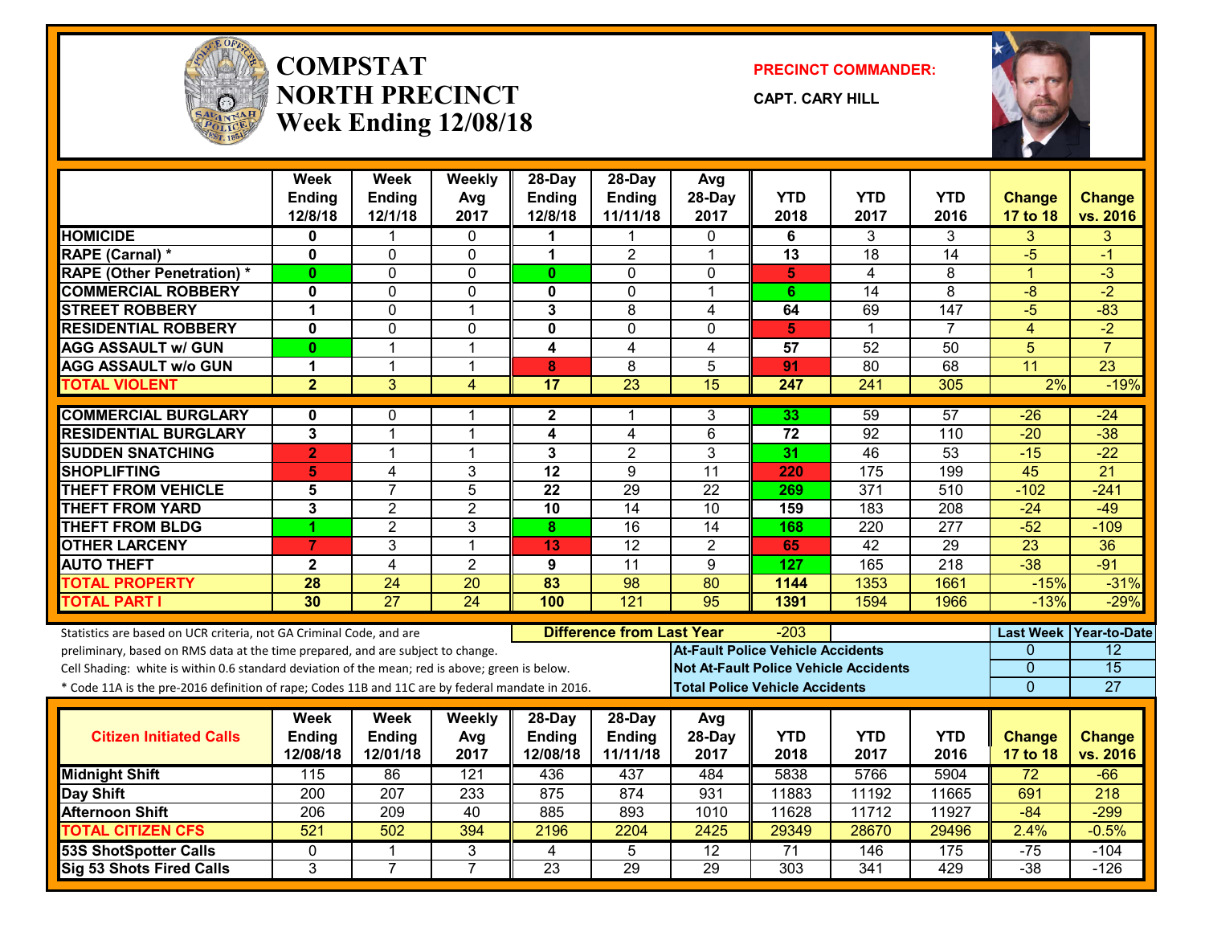# COMPSTAT
# NORTH PRECINCT
# Week Ending 12/08/18

**PRECINCT COMMANDER:**

**CAPT. CARY HILL**

| | Week Ending 12/8/18 | Week Ending 12/1/18 | Weekly Avg 2017 | 28-Day Ending 12/8/18 | 28-Day Ending 11/11/18 | Avg 28-Day 2017 | YTD 2018 | YTD 2017 | YTD 2016 | Change 17 to 18 | Change vs. 2016 |
|---|---|---|---|---|---|---|---|---|---|---|---|
| HOMICIDE | 0 | 1 | 0 | 1 | 1 | 0 | 6 | 3 | 3 | 3 | 3 |
| RAPE (Carnal) * | 0 | 0 | 0 | 1 | 2 | 1 | 13 | 18 | 14 | -5 | -1 |
| RAPE (Other Penetration) * | 0 | 0 | 0 | 0 | 0 | 0 | 5 | 4 | 8 | 1 | -3 |
| COMMERCIAL ROBBERY | 0 | 0 | 0 | 0 | 0 | 1 | 6 | 14 | 8 | -8 | -2 |
| STREET ROBBERY | 1 | 0 | 1 | 3 | 8 | 4 | 64 | 69 | 147 | -5 | -83 |
| RESIDENTIAL ROBBERY | 0 | 0 | 0 | 0 | 0 | 0 | 5 | 1 | 7 | 4 | -2 |
| AGG ASSAULT w/ GUN | 0 | 1 | 1 | 4 | 4 | 4 | 57 | 52 | 50 | 5 | 7 |
| AGG ASSAULT w/o GUN | 1 | 1 | 1 | 8 | 8 | 5 | 91 | 80 | 68 | 11 | 23 |
| TOTAL VIOLENT | 2 | 3 | 4 | 17 | 23 | 15 | 247 | 241 | 305 | 2% | -19% |
| COMMERCIAL BURGLARY | 0 | 0 | 1 | 2 | 1 | 3 | 33 | 59 | 57 | -26 | -24 |
| RESIDENTIAL BURGLARY | 3 | 1 | 1 | 4 | 4 | 6 | 72 | 92 | 110 | -20 | -38 |
| SUDDEN SNATCHING | 2 | 1 | 1 | 3 | 2 | 3 | 31 | 46 | 53 | -15 | -22 |
| SHOPLIFTING | 5 | 4 | 3 | 12 | 9 | 11 | 220 | 175 | 199 | 45 | 21 |
| THEFT FROM VEHICLE | 5 | 7 | 5 | 22 | 29 | 22 | 269 | 371 | 510 | -102 | -241 |
| THEFT FROM YARD | 3 | 2 | 2 | 10 | 14 | 10 | 159 | 183 | 208 | -24 | -49 |
| THEFT FROM BLDG | 1 | 2 | 3 | 8 | 16 | 14 | 168 | 220 | 277 | -52 | -109 |
| OTHER LARCENY | 7 | 3 | 1 | 13 | 12 | 2 | 65 | 42 | 29 | 23 | 36 |
| AUTO THEFT | 2 | 4 | 2 | 9 | 11 | 9 | 127 | 165 | 218 | -38 | -91 |
| TOTAL PROPERTY | 28 | 24 | 20 | 83 | 98 | 80 | 1144 | 1353 | 1661 | -15% | -31% |
| TOTAL PART I | 30 | 27 | 24 | 100 | 121 | 95 | 1391 | 1594 | 1966 | -13% | -29% |

**Difference from Last Year:** -203

Statistics are based on UCR criteria, not GA Criminal Code, and are preliminary, based on RMS data at the time prepared, and are subject to change.

Cell Shading: white is within 0.6 standard deviation of the mean; red is above; green is below.

* Code 11A is the pre-2016 definition of rape; Codes 11B and 11C are by federal mandate in 2016.

| | Last Week | Year-to-Date |
|---|---|---|
| At-Fault Police Vehicle Accidents | 0 | 12 |
| Not At-Fault Police Vehicle Accidents | 0 | 15 |
| Total Police Vehicle Accidents | 0 | 27 |

| Citizen Initiated Calls | Week Ending 12/08/18 | Week Ending 12/01/18 | Weekly Avg 2017 | 28-Day Ending 12/08/18 | 28-Day Ending 11/11/18 | Avg 28-Day 2017 | YTD 2018 | YTD 2017 | YTD 2016 | Change 17 to 18 | Change vs. 2016 |
|---|---|---|---|---|---|---|---|---|---|---|---|
| Midnight Shift | 115 | 86 | 121 | 436 | 437 | 484 | 5838 | 5766 | 5904 | 72 | -66 |
| Day Shift | 200 | 207 | 233 | 875 | 874 | 931 | 11883 | 11192 | 11665 | 691 | 218 |
| Afternoon Shift | 206 | 209 | 40 | 885 | 893 | 1010 | 11628 | 11712 | 11927 | -84 | -299 |
| TOTAL CITIZEN CFS | 521 | 502 | 394 | 2196 | 2204 | 2425 | 29349 | 28670 | 29496 | 2.4% | -0.5% |
| 53S ShotSpotter Calls | 0 | 1 | 3 | 4 | 5 | 12 | 71 | 146 | 175 | -75 | -104 |
| Sig 53 Shots Fired Calls | 3 | 7 | 7 | 23 | 29 | 29 | 303 | 341 | 429 | -38 | -126 |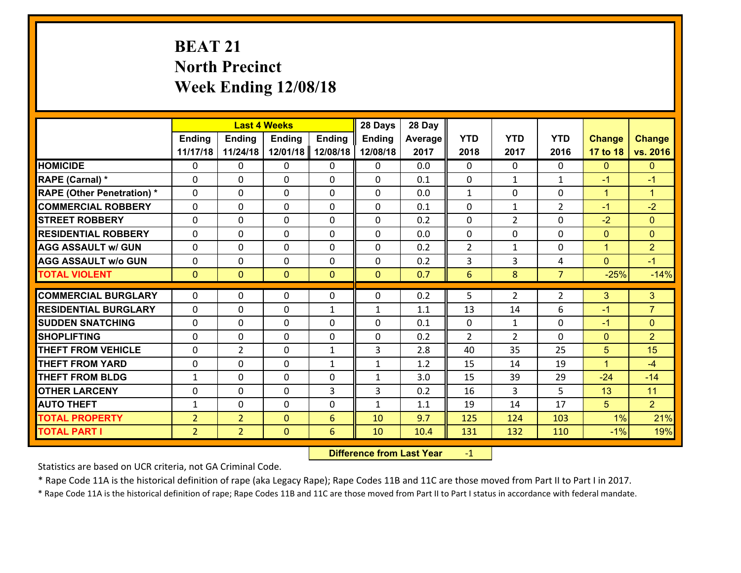# BEAT 21
## North Precinct
## Week Ending 12/08/18

| | Last 4 Weeks | | | | 28 Days | 28 Day | | | | | |
|---|---|---|---|---|---|---|---|---|---|---|---|
| | Ending 11/17/18 | Ending 11/24/18 | Ending 12/01/18 | Ending 12/08/18 | Ending 12/08/18 | Average 2017 | YTD 2018 | YTD 2017 | YTD 2016 | Change 17 to 18 | Change vs. 2016 |
| HOMICIDE | 0 | 0 | 0 | 0 | 0 | 0.0 | 0 | 0 | 0 | 0 | 0 |
| RAPE (Carnal) * | 0 | 0 | 0 | 0 | 0 | 0.1 | 0 | 1 | 1 | -1 | -1 |
| RAPE (Other Penetration) * | 0 | 0 | 0 | 0 | 0 | 0.0 | 1 | 0 | 0 | 1 | 1 |
| COMMERCIAL ROBBERY | 0 | 0 | 0 | 0 | 0 | 0.1 | 0 | 1 | 2 | -1 | -2 |
| STREET ROBBERY | 0 | 0 | 0 | 0 | 0 | 0.2 | 0 | 2 | 0 | -2 | 0 |
| RESIDENTIAL ROBBERY | 0 | 0 | 0 | 0 | 0 | 0.0 | 0 | 0 | 0 | 0 | 0 |
| AGG ASSAULT w/ GUN | 0 | 0 | 0 | 0 | 0 | 0.2 | 2 | 1 | 0 | 1 | 2 |
| AGG ASSAULT w/o GUN | 0 | 0 | 0 | 0 | 0 | 0.2 | 3 | 3 | 4 | 0 | -1 |
| TOTAL VIOLENT | 0 | 0 | 0 | 0 | 0 | 0.7 | 6 | 8 | 7 | -25% | -14% |
| COMMERCIAL BURGLARY | 0 | 0 | 0 | 0 | 0 | 0.2 | 5 | 2 | 2 | 3 | 3 |
| RESIDENTIAL BURGLARY | 0 | 0 | 0 | 1 | 1 | 1.1 | 13 | 14 | 6 | -1 | 7 |
| SUDDEN SNATCHING | 0 | 0 | 0 | 0 | 0 | 0.1 | 0 | 1 | 0 | -1 | 0 |
| SHOPLIFTING | 0 | 0 | 0 | 0 | 0 | 0.2 | 2 | 2 | 0 | 0 | 2 |
| THEFT FROM VEHICLE | 0 | 2 | 0 | 1 | 3 | 2.8 | 40 | 35 | 25 | 5 | 15 |
| THEFT FROM YARD | 0 | 0 | 0 | 1 | 1 | 1.2 | 15 | 14 | 19 | 1 | -4 |
| THEFT FROM BLDG | 1 | 0 | 0 | 0 | 1 | 3.0 | 15 | 39 | 29 | -24 | -14 |
| OTHER LARCENY | 0 | 0 | 0 | 3 | 3 | 0.2 | 16 | 3 | 5 | 13 | 11 |
| AUTO THEFT | 1 | 0 | 0 | 0 | 1 | 1.1 | 19 | 14 | 17 | 5 | 2 |
| TOTAL PROPERTY | 2 | 2 | 0 | 6 | 10 | 9.7 | 125 | 124 | 103 | 1% | 21% |
| TOTAL PART I | 2 | 2 | 0 | 6 | 10 | 10.4 | 131 | 132 | 110 | -1% | 19% |

**Difference from Last Year** -1

Statistics are based on UCR criteria, not GA Criminal Code.

* Rape Code 11A is the historical definition of rape (aka Legacy Rape); Rape Codes 11B and 11C are those moved from Part II to Part I in 2017.

* Rape Code 11A is the historical definition of rape; Rape Codes 11B and 11C are those moved from Part II to Part I status in accordance with federal mandate.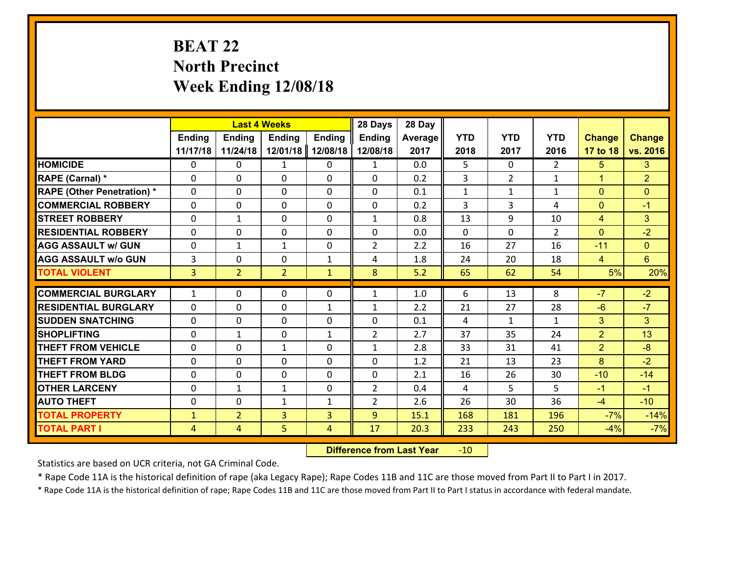# BEAT 22
## North Precinct
## Week Ending 12/08/18

| | Last 4 Weeks | | | | 28 Days | 28 Day | | | | | |
|---|---|---|---|---|---|---|---|---|---|---|---|
| | Ending 11/17/18 | Ending 11/24/18 | Ending 12/01/18 | Ending 12/08/18 | Ending 12/08/18 | Average 2017 | YTD 2018 | YTD 2017 | YTD 2016 | Change 17 to 18 | Change vs. 2016 |
| **HOMICIDE** | 0 | 0 | 1 | 0 | 1 | 0.0 | 5 | 0 | 2 | 5 | 3 |
| **RAPE (Carnal) *** | 0 | 0 | 0 | 0 | 0 | 0.2 | 3 | 2 | 1 | 1 | 2 |
| **RAPE (Other Penetration) *** | 0 | 0 | 0 | 0 | 0 | 0.1 | 1 | 1 | 1 | 0 | 0 |
| **COMMERCIAL ROBBERY** | 0 | 0 | 0 | 0 | 0 | 0.2 | 3 | 3 | 4 | 0 | -1 |
| **STREET ROBBERY** | 0 | 1 | 0 | 0 | 1 | 0.8 | 13 | 9 | 10 | 4 | 3 |
| **RESIDENTIAL ROBBERY** | 0 | 0 | 0 | 0 | 0 | 0.0 | 0 | 0 | 2 | 0 | -2 |
| **AGG ASSAULT w/ GUN** | 0 | 1 | 1 | 0 | 2 | 2.2 | 16 | 27 | 16 | -11 | 0 |
| **AGG ASSAULT w/o GUN** | 3 | 0 | 0 | 1 | 4 | 1.8 | 24 | 20 | 18 | 4 | 6 |
| **TOTAL VIOLENT** | 3 | 2 | 2 | 1 | 8 | 5.2 | 65 | 62 | 54 | 5% | 20% |
| **COMMERCIAL BURGLARY** | 1 | 0 | 0 | 0 | 1 | 1.0 | 6 | 13 | 8 | -7 | -2 |
| **RESIDENTIAL BURGLARY** | 0 | 0 | 0 | 1 | 1 | 2.2 | 21 | 27 | 28 | -6 | -7 |
| **SUDDEN SNATCHING** | 0 | 0 | 0 | 0 | 0 | 0.1 | 4 | 1 | 1 | 3 | 3 |
| **SHOPLIFTING** | 0 | 1 | 0 | 1 | 2 | 2.7 | 37 | 35 | 24 | 2 | 13 |
| **THEFT FROM VEHICLE** | 0 | 0 | 1 | 0 | 1 | 2.8 | 33 | 31 | 41 | 2 | -8 |
| **THEFT FROM YARD** | 0 | 0 | 0 | 0 | 0 | 1.2 | 21 | 13 | 23 | 8 | -2 |
| **THEFT FROM BLDG** | 0 | 0 | 0 | 0 | 0 | 2.1 | 16 | 26 | 30 | -10 | -14 |
| **OTHER LARCENY** | 0 | 1 | 1 | 0 | 2 | 0.4 | 4 | 5 | 5 | -1 | -1 |
| **AUTO THEFT** | 0 | 0 | 1 | 1 | 2 | 2.6 | 26 | 30 | 36 | -4 | -10 |
| **TOTAL PROPERTY** | 1 | 2 | 3 | 3 | 9 | 15.1 | 168 | 181 | 196 | -7% | -14% |
| **TOTAL PART I** | 4 | 4 | 5 | 4 | 17 | 20.3 | 233 | 243 | 250 | -4% | -7% |

**Difference from Last Year** -10

Statistics are based on UCR criteria, not GA Criminal Code.

* Rape Code 11A is the historical definition of rape (aka Legacy Rape); Rape Codes 11B and 11C are those moved from Part II to Part I in 2017.

* Rape Code 11A is the historical definition of rape; Rape Codes 11B and 11C are those moved from Part II to Part I status in accordance with federal mandate.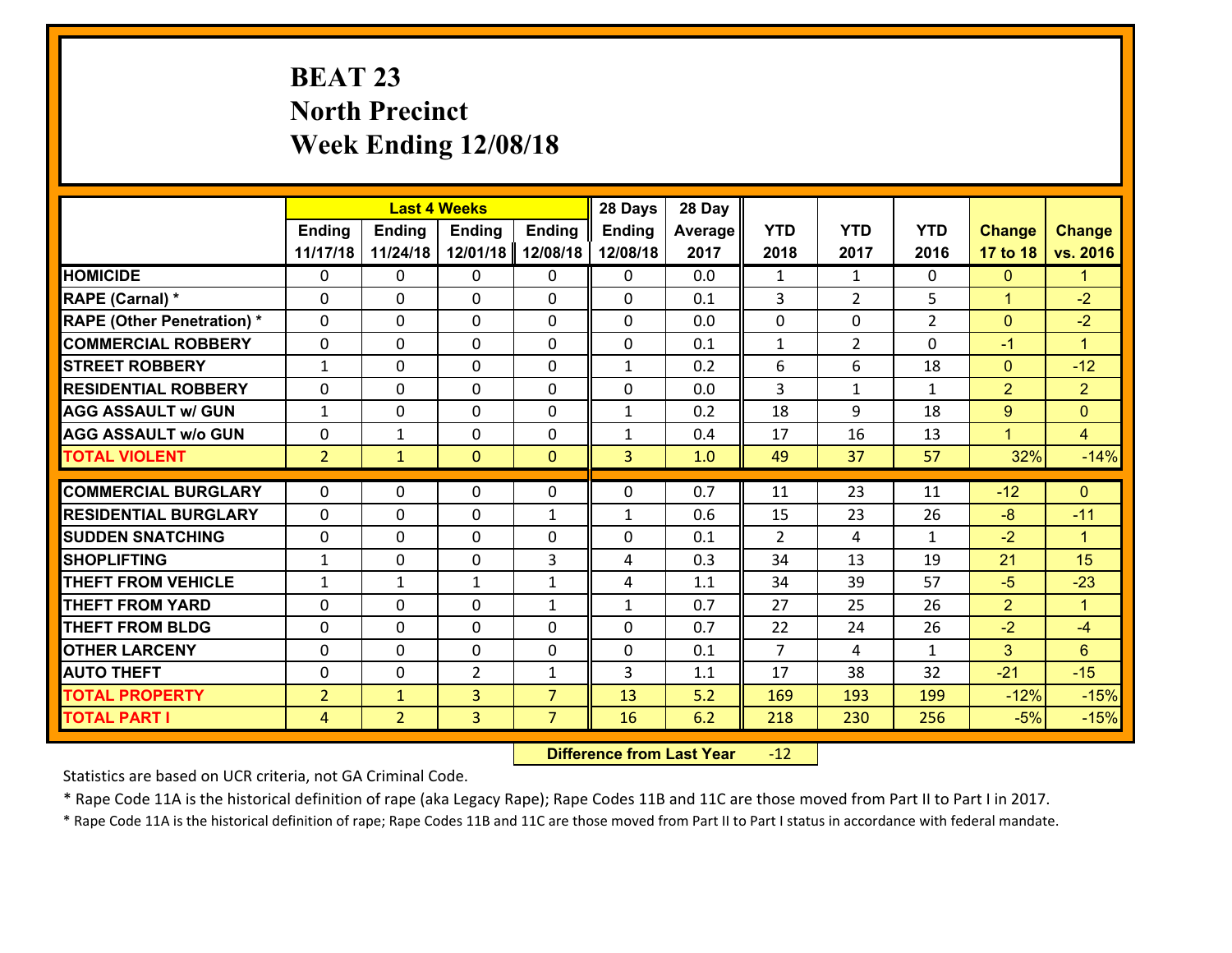# BEAT 23
## North Precinct
## Week Ending 12/08/18

| | Last 4 Weeks | | | | 28 Days | 28 Day | | | | | |
|---|---|---|---|---|---|---|---|---|---|---|---|
| | Ending 11/17/18 | Ending 11/24/18 | Ending 12/01/18 | Ending 12/08/18 | Ending 12/08/18 | Average 2017 | YTD 2018 | YTD 2017 | YTD 2016 | Change 17 to 18 | Change vs. 2016 |
| HOMICIDE | 0 | 0 | 0 | 0 | 0 | 0.0 | 1 | 1 | 0 | 0 | 1 |
| RAPE (Carnal) * | 0 | 0 | 0 | 0 | 0 | 0.1 | 3 | 2 | 5 | 1 | -2 |
| RAPE (Other Penetration) * | 0 | 0 | 0 | 0 | 0 | 0.0 | 0 | 0 | 2 | 0 | -2 |
| COMMERCIAL ROBBERY | 0 | 0 | 0 | 0 | 0 | 0.1 | 1 | 2 | 0 | -1 | 1 |
| STREET ROBBERY | 1 | 0 | 0 | 0 | 1 | 0.2 | 6 | 6 | 18 | 0 | -12 |
| RESIDENTIAL ROBBERY | 0 | 0 | 0 | 0 | 0 | 0.0 | 3 | 1 | 1 | 2 | 2 |
| AGG ASSAULT w/ GUN | 1 | 0 | 0 | 0 | 1 | 0.2 | 18 | 9 | 18 | 9 | 0 |
| AGG ASSAULT w/o GUN | 0 | 1 | 0 | 0 | 1 | 0.4 | 17 | 16 | 13 | 1 | 4 |
| TOTAL VIOLENT | 2 | 1 | 0 | 0 | 3 | 1.0 | 49 | 37 | 57 | 32% | -14% |
| COMMERCIAL BURGLARY | 0 | 0 | 0 | 0 | 0 | 0.7 | 11 | 23 | 11 | -12 | 0 |
| RESIDENTIAL BURGLARY | 0 | 0 | 0 | 1 | 1 | 0.6 | 15 | 23 | 26 | -8 | -11 |
| SUDDEN SNATCHING | 0 | 0 | 0 | 0 | 0 | 0.1 | 2 | 4 | 1 | -2 | 1 |
| SHOPLIFTING | 1 | 0 | 0 | 3 | 4 | 0.3 | 34 | 13 | 19 | 21 | 15 |
| THEFT FROM VEHICLE | 1 | 1 | 1 | 1 | 4 | 1.1 | 34 | 39 | 57 | -5 | -23 |
| THEFT FROM YARD | 0 | 0 | 0 | 1 | 1 | 0.7 | 27 | 25 | 26 | 2 | 1 |
| THEFT FROM BLDG | 0 | 0 | 0 | 0 | 0 | 0.7 | 22 | 24 | 26 | -2 | -4 |
| OTHER LARCENY | 0 | 0 | 0 | 0 | 0 | 0.1 | 7 | 4 | 1 | 3 | 6 |
| AUTO THEFT | 0 | 0 | 2 | 1 | 3 | 1.1 | 17 | 38 | 32 | -21 | -15 |
| TOTAL PROPERTY | 2 | 1 | 3 | 7 | 13 | 5.2 | 169 | 193 | 199 | -12% | -15% |
| TOTAL PART I | 4 | 2 | 3 | 7 | 16 | 6.2 | 218 | 230 | 256 | -5% | -15% |

**Difference from Last Year** -12

Statistics are based on UCR criteria, not GA Criminal Code.

* Rape Code 11A is the historical definition of rape (aka Legacy Rape); Rape Codes 11B and 11C are those moved from Part II to Part I in 2017.

* Rape Code 11A is the historical definition of rape; Rape Codes 11B and 11C are those moved from Part II to Part I status in accordance with federal mandate.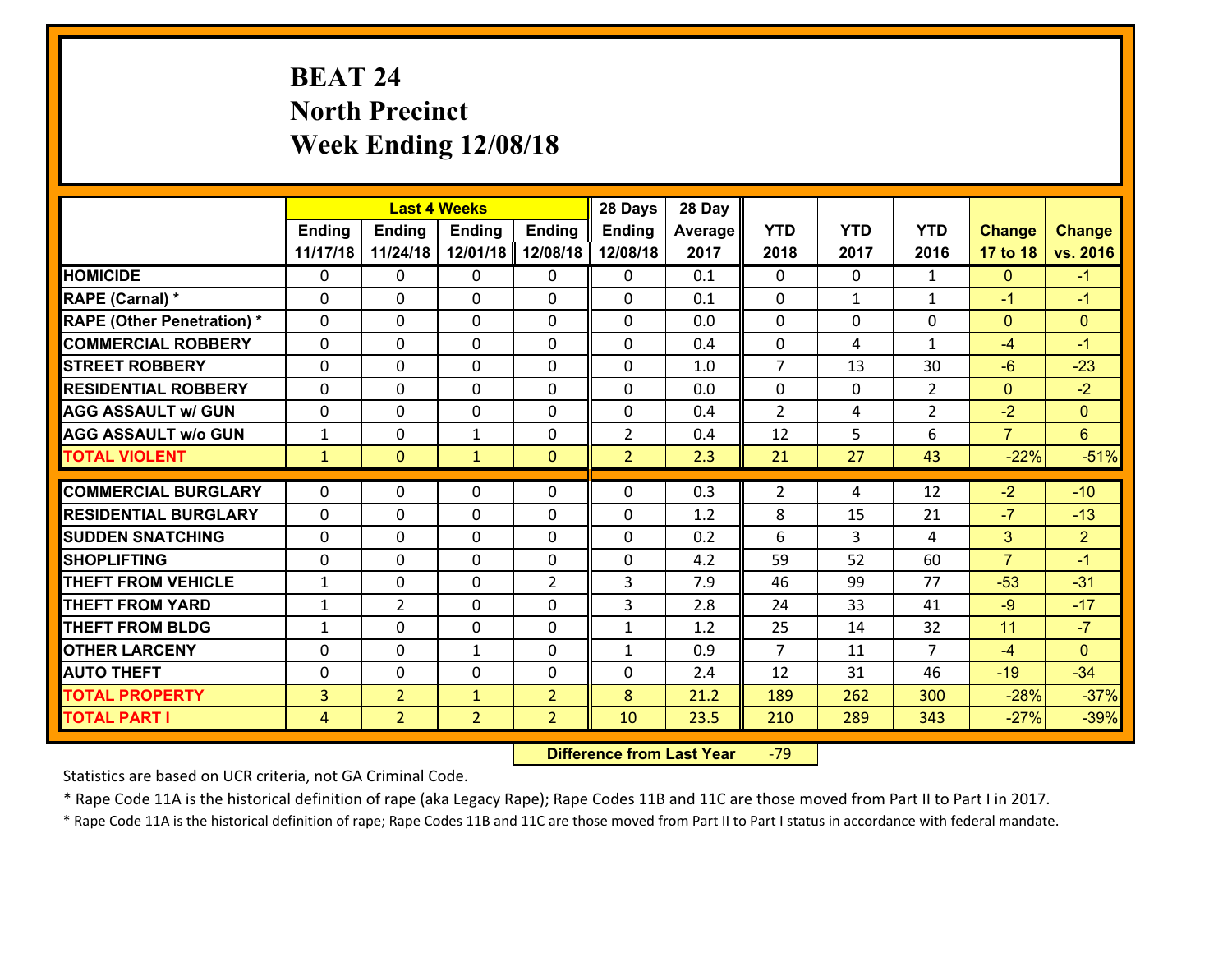# BEAT 24
# North Precinct
# Week Ending 12/08/18

| | Last 4 Weeks | | | | 28 Days | 28 Day | | | | | |
|---|---|---|---|---|---|---|---|---|---|---|---|
| | Ending 11/17/18 | Ending 11/24/18 | Ending 12/01/18 | Ending 12/08/18 | Ending 12/08/18 | Average 2017 | YTD 2018 | YTD 2017 | YTD 2016 | Change 17 to 18 | Change vs. 2016 |
| **HOMICIDE** | 0 | 0 | 0 | 0 | 0 | 0.1 | 0 | 0 | 1 | 0 | -1 |
| **RAPE (Carnal) *** | 0 | 0 | 0 | 0 | 0 | 0.1 | 0 | 1 | 1 | -1 | -1 |
| **RAPE (Other Penetration) *** | 0 | 0 | 0 | 0 | 0 | 0.0 | 0 | 0 | 0 | 0 | 0 |
| **COMMERCIAL ROBBERY** | 0 | 0 | 0 | 0 | 0 | 0.4 | 0 | 4 | 1 | -4 | -1 |
| **STREET ROBBERY** | 0 | 0 | 0 | 0 | 0 | 1.0 | 7 | 13 | 30 | -6 | -23 |
| **RESIDENTIAL ROBBERY** | 0 | 0 | 0 | 0 | 0 | 0.0 | 0 | 0 | 2 | 0 | -2 |
| **AGG ASSAULT w/ GUN** | 0 | 0 | 0 | 0 | 0 | 0.4 | 2 | 4 | 2 | -2 | 0 |
| **AGG ASSAULT w/o GUN** | 1 | 0 | 1 | 0 | 2 | 0.4 | 12 | 5 | 6 | 7 | 6 |
| **TOTAL VIOLENT** | 1 | 0 | 1 | 0 | 2 | 2.3 | 21 | 27 | 43 | -22% | -51% |
| **COMMERCIAL BURGLARY** | 0 | 0 | 0 | 0 | 0 | 0.3 | 2 | 4 | 12 | -2 | -10 |
| **RESIDENTIAL BURGLARY** | 0 | 0 | 0 | 0 | 0 | 1.2 | 8 | 15 | 21 | -7 | -13 |
| **SUDDEN SNATCHING** | 0 | 0 | 0 | 0 | 0 | 0.2 | 6 | 3 | 4 | 3 | 2 |
| **SHOPLIFTING** | 0 | 0 | 0 | 0 | 0 | 4.2 | 59 | 52 | 60 | 7 | -1 |
| **THEFT FROM VEHICLE** | 1 | 0 | 0 | 2 | 3 | 7.9 | 46 | 99 | 77 | -53 | -31 |
| **THEFT FROM YARD** | 1 | 2 | 0 | 0 | 3 | 2.8 | 24 | 33 | 41 | -9 | -17 |
| **THEFT FROM BLDG** | 1 | 0 | 0 | 0 | 1 | 1.2 | 25 | 14 | 32 | 11 | -7 |
| **OTHER LARCENY** | 0 | 0 | 1 | 0 | 1 | 0.9 | 7 | 11 | 7 | -4 | 0 |
| **AUTO THEFT** | 0 | 0 | 0 | 0 | 0 | 2.4 | 12 | 31 | 46 | -19 | -34 |
| **TOTAL PROPERTY** | 3 | 2 | 1 | 2 | 8 | 21.2 | 189 | 262 | 300 | -28% | -37% |
| **TOTAL PART I** | 4 | 2 | 2 | 2 | 10 | 23.5 | 210 | 289 | 343 | -27% | -39% |

**Difference from Last Year** -79

Statistics are based on UCR criteria, not GA Criminal Code.

* Rape Code 11A is the historical definition of rape (aka Legacy Rape); Rape Codes 11B and 11C are those moved from Part II to Part I in 2017.

* Rape Code 11A is the historical definition of rape; Rape Codes 11B and 11C are those moved from Part II to Part I status in accordance with federal mandate.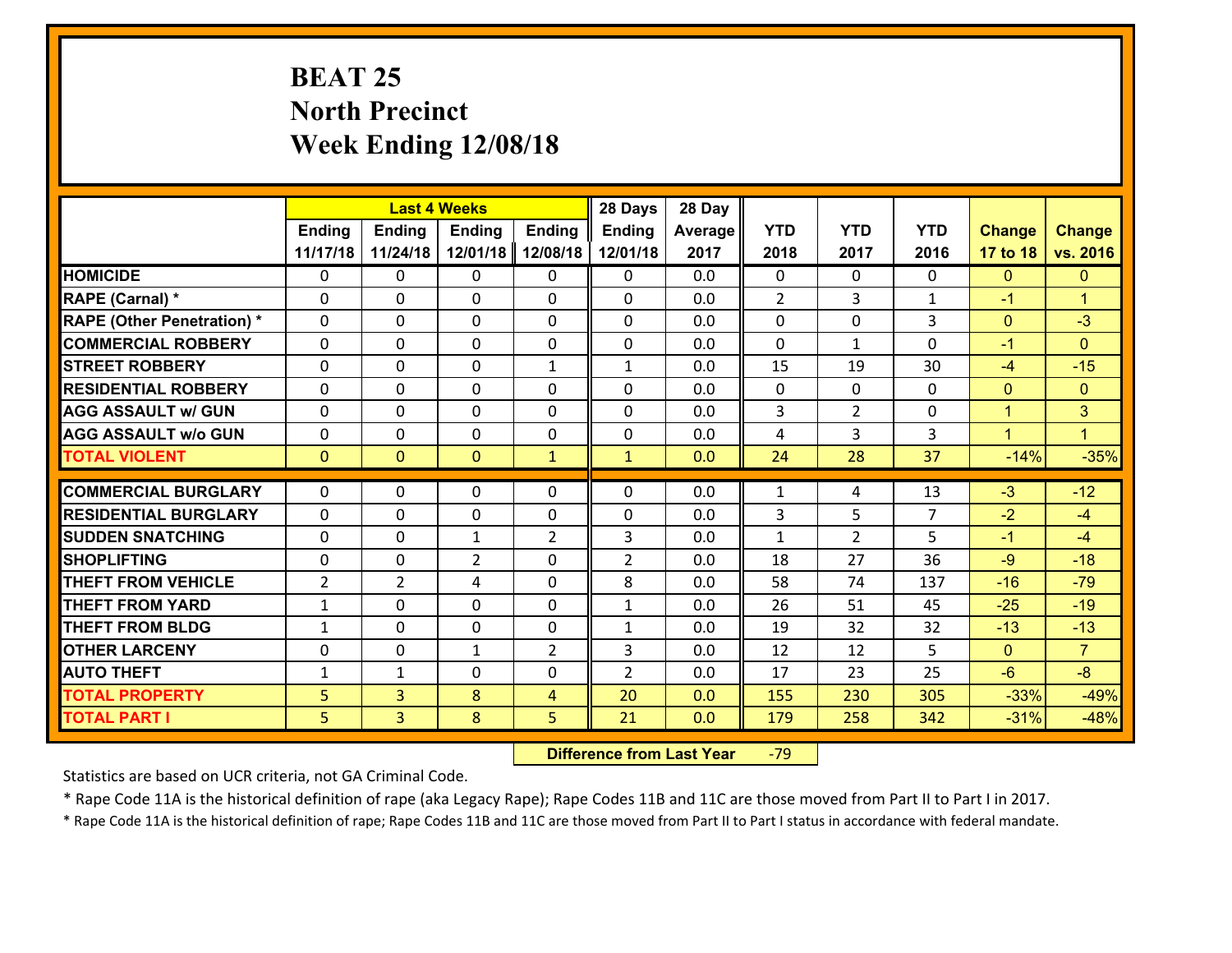# BEAT 25
## North Precinct
## Week Ending 12/08/18

| | Last 4 Weeks | | | | 28 Days | 28 Day | | | | | |
|---|---|---|---|---|---|---|---|---|---|---|---|
| | Ending 11/17/18 | Ending 11/24/18 | Ending 12/01/18 | Ending 12/08/18 | Ending 12/01/18 | Average 2017 | YTD 2018 | YTD 2017 | YTD 2016 | Change 17 to 18 | Change vs. 2016 |
| HOMICIDE | 0 | 0 | 0 | 0 | 0 | 0.0 | 0 | 0 | 0 | 0 | 0 |
| RAPE (Carnal) * | 0 | 0 | 0 | 0 | 0 | 0.0 | 2 | 3 | 1 | -1 | 1 |
| RAPE (Other Penetration) * | 0 | 0 | 0 | 0 | 0 | 0.0 | 0 | 0 | 3 | 0 | -3 |
| COMMERCIAL ROBBERY | 0 | 0 | 0 | 0 | 0 | 0.0 | 0 | 1 | 0 | -1 | 0 |
| STREET ROBBERY | 0 | 0 | 0 | 1 | 1 | 0.0 | 15 | 19 | 30 | -4 | -15 |
| RESIDENTIAL ROBBERY | 0 | 0 | 0 | 0 | 0 | 0.0 | 0 | 0 | 0 | 0 | 0 |
| AGG ASSAULT w/ GUN | 0 | 0 | 0 | 0 | 0 | 0.0 | 3 | 2 | 0 | 1 | 3 |
| AGG ASSAULT w/o GUN | 0 | 0 | 0 | 0 | 0 | 0.0 | 4 | 3 | 3 | 1 | 1 |
| TOTAL VIOLENT | 0 | 0 | 0 | 1 | 1 | 0.0 | 24 | 28 | 37 | -14% | -35% |
| COMMERCIAL BURGLARY | 0 | 0 | 0 | 0 | 0 | 0.0 | 1 | 4 | 13 | -3 | -12 |
| RESIDENTIAL BURGLARY | 0 | 0 | 0 | 0 | 0 | 0.0 | 3 | 5 | 7 | -2 | -4 |
| SUDDEN SNATCHING | 0 | 0 | 1 | 2 | 3 | 0.0 | 1 | 2 | 5 | -1 | -4 |
| SHOPLIFTING | 0 | 0 | 2 | 0 | 2 | 0.0 | 18 | 27 | 36 | -9 | -18 |
| THEFT FROM VEHICLE | 2 | 2 | 4 | 0 | 8 | 0.0 | 58 | 74 | 137 | -16 | -79 |
| THEFT FROM YARD | 1 | 0 | 0 | 0 | 1 | 0.0 | 26 | 51 | 45 | -25 | -19 |
| THEFT FROM BLDG | 1 | 0 | 0 | 0 | 1 | 0.0 | 19 | 32 | 32 | -13 | -13 |
| OTHER LARCENY | 0 | 0 | 1 | 2 | 3 | 0.0 | 12 | 12 | 5 | 0 | 7 |
| AUTO THEFT | 1 | 1 | 0 | 0 | 2 | 0.0 | 17 | 23 | 25 | -6 | -8 |
| TOTAL PROPERTY | 5 | 3 | 8 | 4 | 20 | 0.0 | 155 | 230 | 305 | -33% | -49% |
| TOTAL PART I | 5 | 3 | 8 | 5 | 21 | 0.0 | 179 | 258 | 342 | -31% | -48% |

**Difference from Last Year** -79

Statistics are based on UCR criteria, not GA Criminal Code.

* Rape Code 11A is the historical definition of rape (aka Legacy Rape); Rape Codes 11B and 11C are those moved from Part II to Part I in 2017.

* Rape Code 11A is the historical definition of rape; Rape Codes 11B and 11C are those moved from Part II to Part I status in accordance with federal mandate.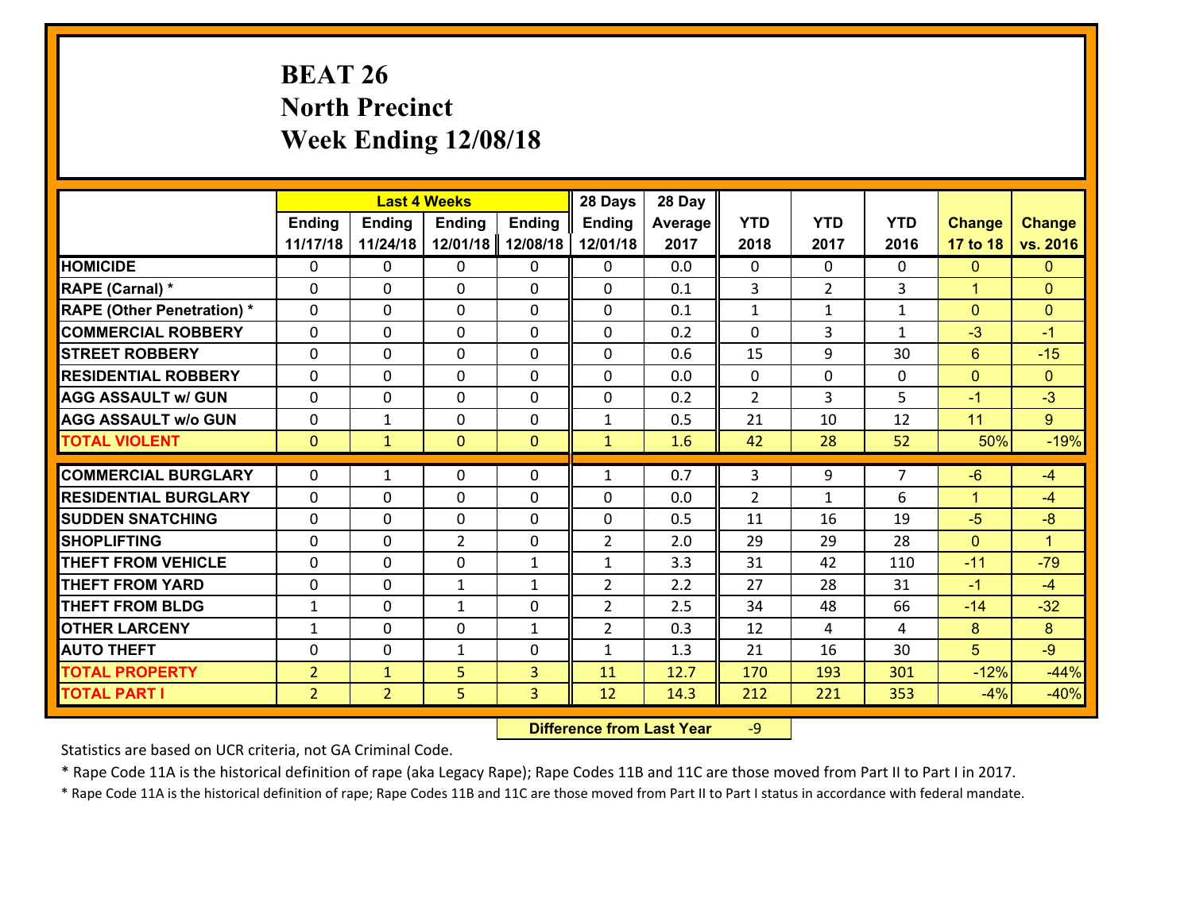# BEAT 26
# North Precinct
# Week Ending 12/08/18

| | Last 4 Weeks | | | | 28 Days | 28 Day | | | | | |
|---|---|---|---|---|---|---|---|---|---|---|---|
| | Ending 11/17/18 | Ending 11/24/18 | Ending 12/01/18 | Ending 12/08/18 | Ending 12/01/18 | Average 2017 | YTD 2018 | YTD 2017 | YTD 2016 | Change 17 to 18 | Change vs. 2016 |
| HOMICIDE | 0 | 0 | 0 | 0 | 0 | 0.0 | 0 | 0 | 0 | 0 | 0 |
| RAPE (Carnal) * | 0 | 0 | 0 | 0 | 0 | 0.1 | 3 | 2 | 3 | 1 | 0 |
| RAPE (Other Penetration) * | 0 | 0 | 0 | 0 | 0 | 0.1 | 1 | 1 | 1 | 0 | 0 |
| COMMERCIAL ROBBERY | 0 | 0 | 0 | 0 | 0 | 0.2 | 0 | 3 | 1 | -3 | -1 |
| STREET ROBBERY | 0 | 0 | 0 | 0 | 0 | 0.6 | 15 | 9 | 30 | 6 | -15 |
| RESIDENTIAL ROBBERY | 0 | 0 | 0 | 0 | 0 | 0.0 | 0 | 0 | 0 | 0 | 0 |
| AGG ASSAULT w/ GUN | 0 | 0 | 0 | 0 | 0 | 0.2 | 2 | 3 | 5 | -1 | -3 |
| AGG ASSAULT w/o GUN | 0 | 1 | 0 | 0 | 1 | 0.5 | 21 | 10 | 12 | 11 | 9 |
| TOTAL VIOLENT | 0 | 1 | 0 | 0 | 1 | 1.6 | 42 | 28 | 52 | 50% | -19% |
| COMMERCIAL BURGLARY | 0 | 1 | 0 | 0 | 1 | 0.7 | 3 | 9 | 7 | -6 | -4 |
| RESIDENTIAL BURGLARY | 0 | 0 | 0 | 0 | 0 | 0.0 | 2 | 1 | 6 | 1 | -4 |
| SUDDEN SNATCHING | 0 | 0 | 0 | 0 | 0 | 0.5 | 11 | 16 | 19 | -5 | -8 |
| SHOPLIFTING | 0 | 0 | 2 | 0 | 2 | 2.0 | 29 | 29 | 28 | 0 | 1 |
| THEFT FROM VEHICLE | 0 | 0 | 0 | 1 | 1 | 3.3 | 31 | 42 | 110 | -11 | -79 |
| THEFT FROM YARD | 0 | 0 | 1 | 1 | 2 | 2.2 | 27 | 28 | 31 | -1 | -4 |
| THEFT FROM BLDG | 1 | 0 | 1 | 0 | 2 | 2.5 | 34 | 48 | 66 | -14 | -32 |
| OTHER LARCENY | 1 | 0 | 0 | 1 | 2 | 0.3 | 12 | 4 | 4 | 8 | 8 |
| AUTO THEFT | 0 | 0 | 1 | 0 | 1 | 1.3 | 21 | 16 | 30 | 5 | -9 |
| TOTAL PROPERTY | 2 | 1 | 5 | 3 | 11 | 12.7 | 170 | 193 | 301 | -12% | -44% |
| TOTAL PART I | 2 | 2 | 5 | 3 | 12 | 14.3 | 212 | 221 | 353 | -4% | -40% |

**Difference from Last Year** -9

Statistics are based on UCR criteria, not GA Criminal Code.

* Rape Code 11A is the historical definition of rape (aka Legacy Rape); Rape Codes 11B and 11C are those moved from Part II to Part I in 2017.

* Rape Code 11A is the historical definition of rape; Rape Codes 11B and 11C are those moved from Part II to Part I status in accordance with federal mandate.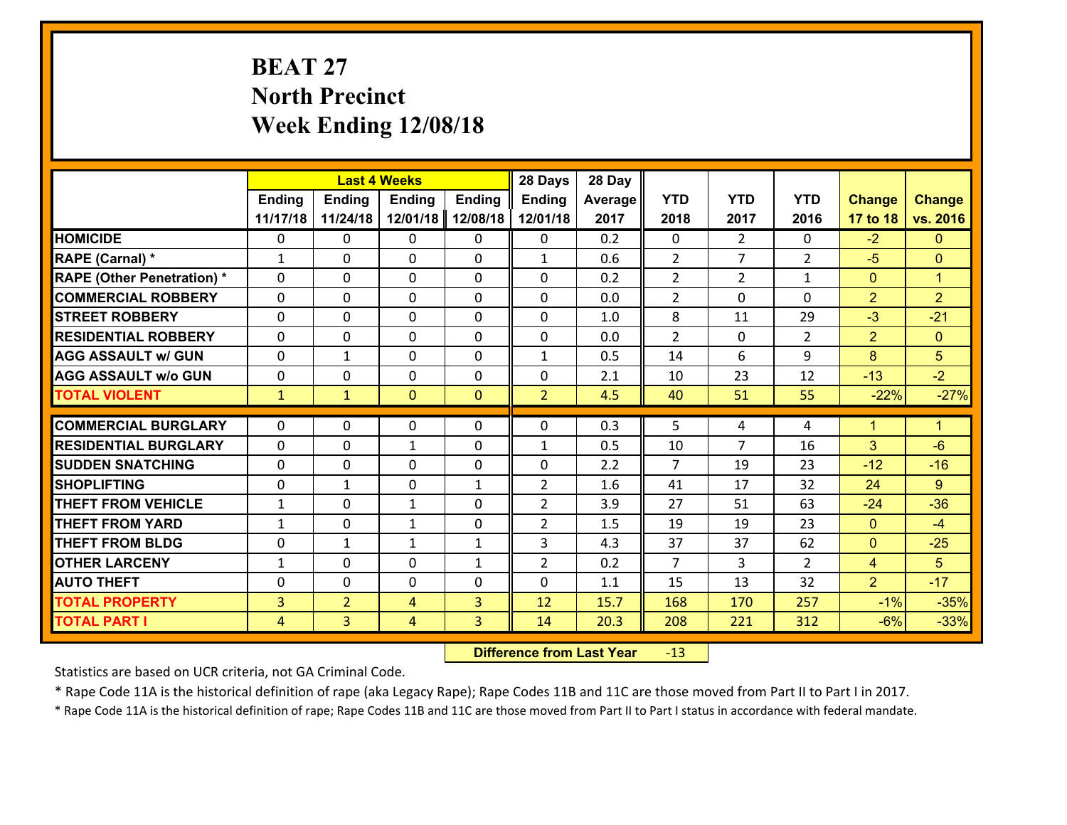# BEAT 27
## North Precinct
## Week Ending 12/08/18

| | Last 4 Weeks | | | | 28 Days | 28 Day | | | | | |
|---|---|---|---|---|---|---|---|---|---|---|---|
| | Ending 11/17/18 | Ending 11/24/18 | Ending 12/01/18 | Ending 12/08/18 | Ending 12/01/18 | Average 2017 | YTD 2018 | YTD 2017 | YTD 2016 | Change 17 to 18 | Change vs. 2016 |
| HOMICIDE | 0 | 0 | 0 | 0 | 0 | 0.2 | 0 | 2 | 0 | -2 | 0 |
| RAPE (Carnal) * | 1 | 0 | 0 | 0 | 1 | 0.6 | 2 | 7 | 2 | -5 | 0 |
| RAPE (Other Penetration) * | 0 | 0 | 0 | 0 | 0 | 0.2 | 2 | 2 | 1 | 0 | 1 |
| COMMERCIAL ROBBERY | 0 | 0 | 0 | 0 | 0 | 0.0 | 2 | 0 | 0 | 2 | 2 |
| STREET ROBBERY | 0 | 0 | 0 | 0 | 0 | 1.0 | 8 | 11 | 29 | -3 | -21 |
| RESIDENTIAL ROBBERY | 0 | 0 | 0 | 0 | 0 | 0.0 | 2 | 0 | 2 | 2 | 0 |
| AGG ASSAULT w/ GUN | 0 | 1 | 0 | 0 | 1 | 0.5 | 14 | 6 | 9 | 8 | 5 |
| AGG ASSAULT w/o GUN | 0 | 0 | 0 | 0 | 0 | 2.1 | 10 | 23 | 12 | -13 | -2 |
| TOTAL VIOLENT | 1 | 1 | 0 | 0 | 2 | 4.5 | 40 | 51 | 55 | -22% | -27% |
| COMMERCIAL BURGLARY | 0 | 0 | 0 | 0 | 0 | 0.3 | 5 | 4 | 4 | 1 | 1 |
| RESIDENTIAL BURGLARY | 0 | 0 | 1 | 0 | 1 | 0.5 | 10 | 7 | 16 | 3 | -6 |
| SUDDEN SNATCHING | 0 | 0 | 0 | 0 | 0 | 2.2 | 7 | 19 | 23 | -12 | -16 |
| SHOPLIFTING | 0 | 1 | 0 | 1 | 2 | 1.6 | 41 | 17 | 32 | 24 | 9 |
| THEFT FROM VEHICLE | 1 | 0 | 1 | 0 | 2 | 3.9 | 27 | 51 | 63 | -24 | -36 |
| THEFT FROM YARD | 1 | 0 | 1 | 0 | 2 | 1.5 | 19 | 19 | 23 | 0 | -4 |
| THEFT FROM BLDG | 0 | 1 | 1 | 1 | 3 | 4.3 | 37 | 37 | 62 | 0 | -25 |
| OTHER LARCENY | 1 | 0 | 0 | 1 | 2 | 0.2 | 7 | 3 | 2 | 4 | 5 |
| AUTO THEFT | 0 | 0 | 0 | 0 | 0 | 1.1 | 15 | 13 | 32 | 2 | -17 |
| TOTAL PROPERTY | 3 | 2 | 4 | 3 | 12 | 15.7 | 168 | 170 | 257 | -1% | -35% |
| TOTAL PART I | 4 | 3 | 4 | 3 | 14 | 20.3 | 208 | 221 | 312 | -6% | -33% |

**Difference from Last Year** -13

Statistics are based on UCR criteria, not GA Criminal Code.

* Rape Code 11A is the historical definition of rape (aka Legacy Rape); Rape Codes 11B and 11C are those moved from Part II to Part I in 2017.

* Rape Code 11A is the historical definition of rape; Rape Codes 11B and 11C are those moved from Part II to Part I status in accordance with federal mandate.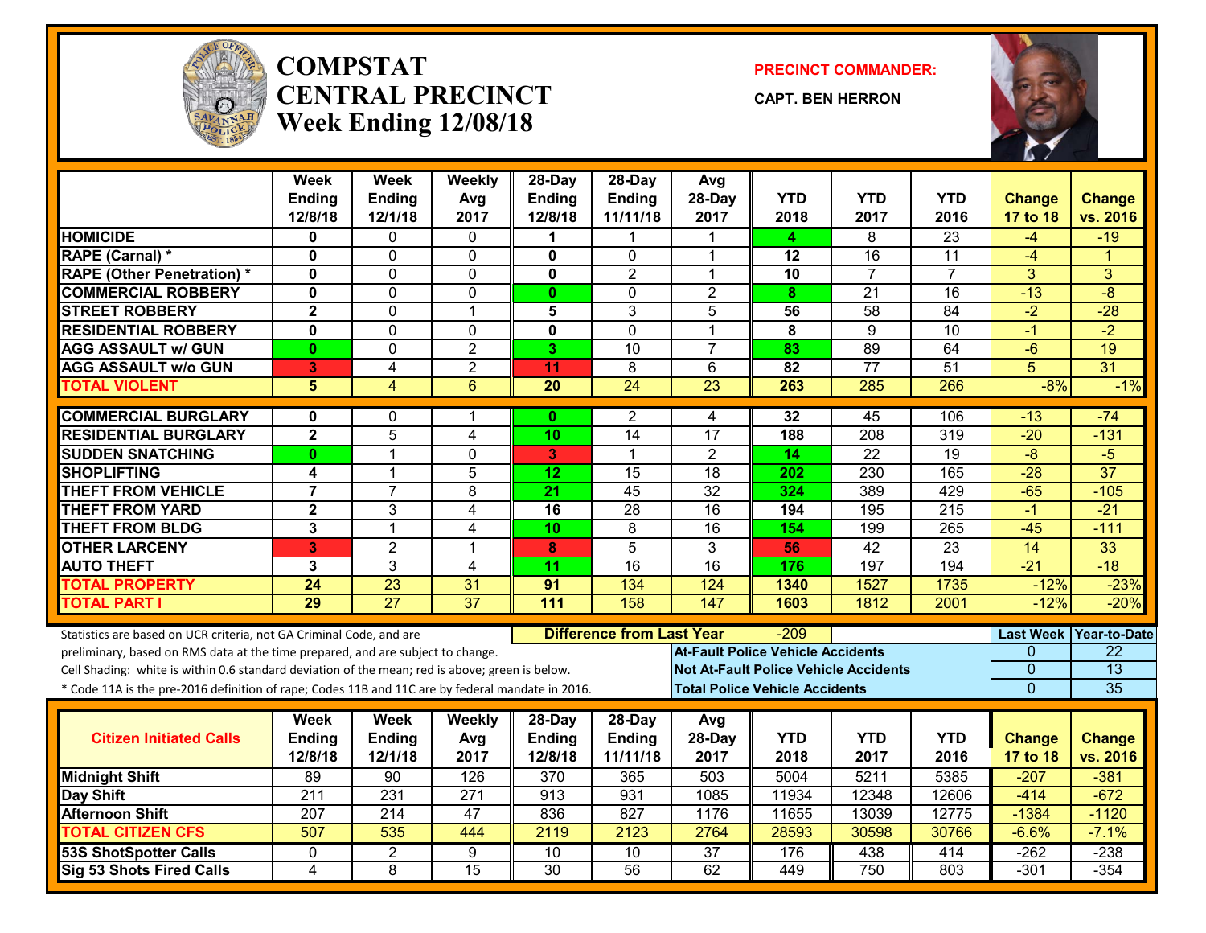# COMPSTAT CENTRAL PRECINCT
## Week Ending 12/08/18

**PRECINCT COMMANDER:**
**CAPT. BEN HERRON**

| | Week Ending 12/8/18 | Week Ending 12/1/18 | Weekly Avg 2017 | 28-Day Ending 12/8/18 | 28-Day Ending 11/11/18 | Avg 28-Day 2017 | YTD 2018 | YTD 2017 | YTD 2016 | Change 17 to 18 | Change vs. 2016 |
|---|---|---|---|---|---|---|---|---|---|---|---|
| **HOMICIDE** | 0 | 0 | 0 | 1 | 1 | 1 | 4 | 8 | 23 | -4 | -19 |
| **RAPE (Carnal) *** | 0 | 0 | 0 | 0 | 0 | 1 | 12 | 16 | 11 | -4 | 1 |
| **RAPE (Other Penetration) *** | 0 | 0 | 0 | 0 | 2 | 1 | 10 | 7 | 7 | 3 | 3 |
| **COMMERCIAL ROBBERY** | 0 | 0 | 0 | 0 | 0 | 2 | 8 | 21 | 16 | -13 | -8 |
| **STREET ROBBERY** | 2 | 0 | 1 | 5 | 3 | 5 | 56 | 58 | 84 | -2 | -28 |
| **RESIDENTIAL ROBBERY** | 0 | 0 | 0 | 0 | 0 | 1 | 8 | 9 | 10 | -1 | -2 |
| **AGG ASSAULT w/ GUN** | 0 | 0 | 2 | 3 | 10 | 7 | 83 | 89 | 64 | -6 | 19 |
| **AGG ASSAULT w/o GUN** | 3 | 4 | 2 | 11 | 8 | 6 | 82 | 77 | 51 | 5 | 31 |
| **TOTAL VIOLENT** | 5 | 4 | 6 | 20 | 24 | 23 | 263 | 285 | 266 | -8% | -1% |
| **COMMERCIAL BURGLARY** | 0 | 0 | 1 | 0 | 2 | 4 | 32 | 45 | 106 | -13 | -74 |
| **RESIDENTIAL BURGLARY** | 2 | 5 | 4 | 10 | 14 | 17 | 188 | 208 | 319 | -20 | -131 |
| **SUDDEN SNATCHING** | 0 | 1 | 0 | 3 | 1 | 2 | 14 | 22 | 19 | -8 | -5 |
| **SHOPLIFTING** | 4 | 1 | 5 | 12 | 15 | 18 | 202 | 230 | 165 | -28 | 37 |
| **THEFT FROM VEHICLE** | 7 | 7 | 8 | 21 | 45 | 32 | 324 | 389 | 429 | -65 | -105 |
| **THEFT FROM YARD** | 2 | 3 | 4 | 16 | 28 | 16 | 194 | 195 | 215 | -1 | -21 |
| **THEFT FROM BLDG** | 3 | 1 | 4 | 10 | 8 | 16 | 154 | 199 | 265 | -45 | -111 |
| **OTHER LARCENY** | 3 | 2 | 1 | 8 | 5 | 3 | 56 | 42 | 23 | 14 | 33 |
| **AUTO THEFT** | 3 | 3 | 4 | 11 | 16 | 16 | 176 | 197 | 194 | -21 | -18 |
| **TOTAL PROPERTY** | 24 | 23 | 31 | 91 | 134 | 124 | 1340 | 1527 | 1735 | -12% | -23% |
| **TOTAL PART I** | 29 | 27 | 37 | 111 | 158 | 147 | 1603 | 1812 | 2001 | -12% | -20% |

**Difference from Last Year:** -209

Statistics are based on UCR criteria, not GA Criminal Code, and are preliminary, based on RMS data at the time prepared, and are subject to change.
Cell Shading: white is within 0.6 standard deviation of the mean; red is above; green is below.
* Code 11A is the pre-2016 definition of rape; Codes 11B and 11C are by federal mandate in 2016.

| | Last Week | Year-to-Date |
|---|---|---|
| At-Fault Police Vehicle Accidents | 0 | 22 |
| Not At-Fault Police Vehicle Accidents | 0 | 13 |
| Total Police Vehicle Accidents | 0 | 35 |

| Citizen Initiated Calls | Week Ending 12/8/18 | Week Ending 12/1/18 | Weekly Avg 2017 | 28-Day Ending 12/8/18 | 28-Day Ending 11/11/18 | Avg 28-Day 2017 | YTD 2018 | YTD 2017 | YTD 2016 | Change 17 to 18 | Change vs. 2016 |
|---|---|---|---|---|---|---|---|---|---|---|---|
| **Midnight Shift** | 89 | 90 | 126 | 370 | 365 | 503 | 5004 | 5211 | 5385 | -207 | -381 |
| **Day Shift** | 211 | 231 | 271 | 913 | 931 | 1085 | 11934 | 12348 | 12606 | -414 | -672 |
| **Afternoon Shift** | 207 | 214 | 47 | 836 | 827 | 1176 | 11655 | 13039 | 12775 | -1384 | -1120 |
| **TOTAL CITIZEN CFS** | 507 | 535 | 444 | 2119 | 2123 | 2764 | 28593 | 30598 | 30766 | -6.6% | -7.1% |
| **53S ShotSpotter Calls** | 0 | 2 | 9 | 10 | 10 | 37 | 176 | 438 | 414 | -262 | -238 |
| **Sig 53 Shots Fired Calls** | 4 | 8 | 15 | 30 | 56 | 62 | 449 | 750 | 803 | -301 | -354 |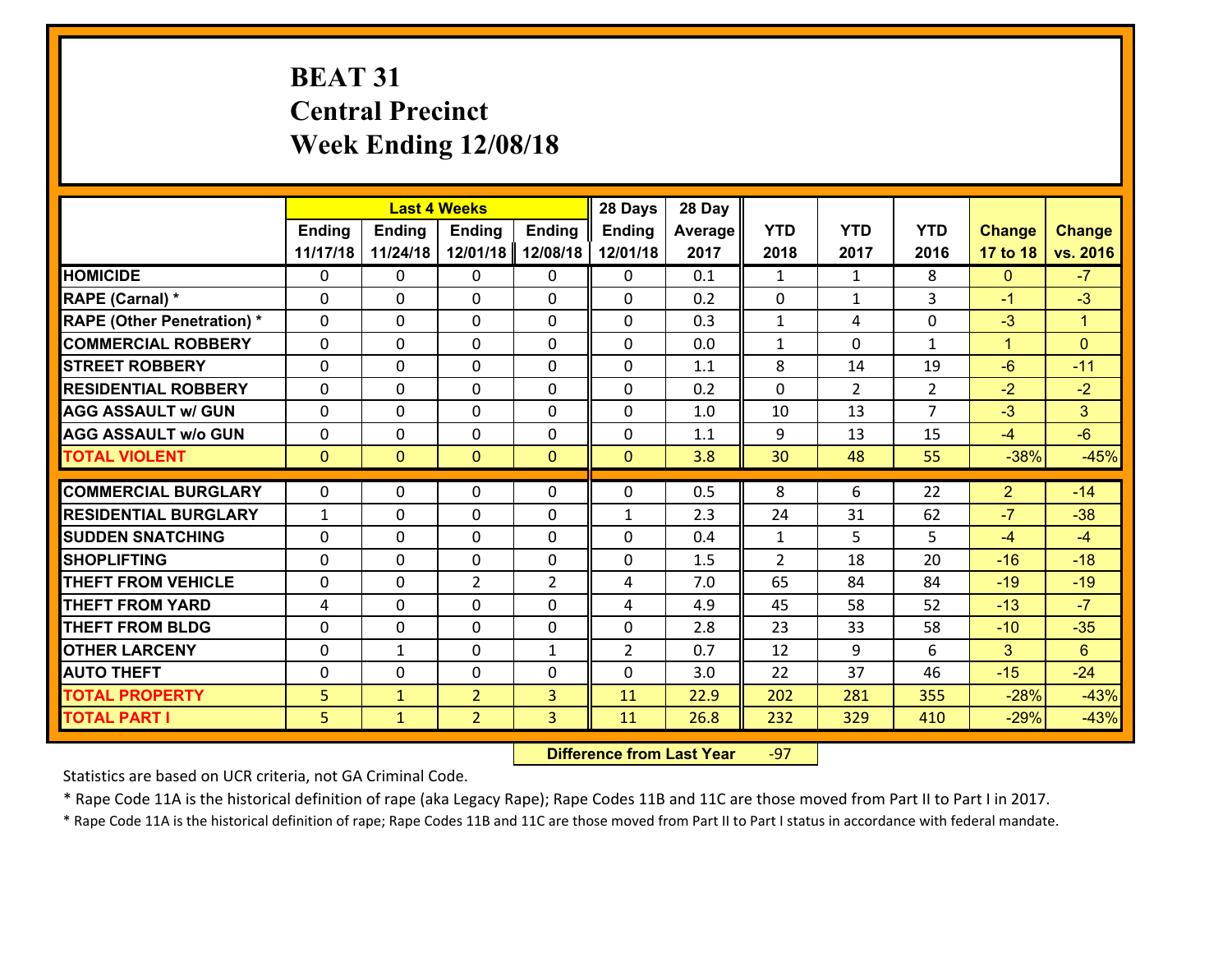# BEAT 31
# Central Precinct
# Week Ending 12/08/18

| | Last 4 Weeks | | | | 28 Days | 28 Day | | | | | |
|---|---|---|---|---|---|---|---|---|---|---|---|
| | Ending 11/17/18 | Ending 11/24/18 | Ending 12/01/18 | Ending 12/08/18 | Ending 12/01/18 | Average 2017 | YTD 2018 | YTD 2017 | YTD 2016 | Change 17 to 18 | Change vs. 2016 |
| HOMICIDE | 0 | 0 | 0 | 0 | 0 | 0.1 | 1 | 1 | 8 | 0 | -7 |
| RAPE (Carnal) * | 0 | 0 | 0 | 0 | 0 | 0.2 | 0 | 1 | 3 | -1 | -3 |
| RAPE (Other Penetration) * | 0 | 0 | 0 | 0 | 0 | 0.3 | 1 | 4 | 0 | -3 | 1 |
| COMMERCIAL ROBBERY | 0 | 0 | 0 | 0 | 0 | 0.0 | 1 | 0 | 1 | 1 | 0 |
| STREET ROBBERY | 0 | 0 | 0 | 0 | 0 | 1.1 | 8 | 14 | 19 | -6 | -11 |
| RESIDENTIAL ROBBERY | 0 | 0 | 0 | 0 | 0 | 0.2 | 0 | 2 | 2 | -2 | -2 |
| AGG ASSAULT w/ GUN | 0 | 0 | 0 | 0 | 0 | 1.0 | 10 | 13 | 7 | -3 | 3 |
| AGG ASSAULT w/o GUN | 0 | 0 | 0 | 0 | 0 | 1.1 | 9 | 13 | 15 | -4 | -6 |
| TOTAL VIOLENT | 0 | 0 | 0 | 0 | 0 | 3.8 | 30 | 48 | 55 | -38% | -45% |
| COMMERCIAL BURGLARY | 0 | 0 | 0 | 0 | 0 | 0.5 | 8 | 6 | 22 | 2 | -14 |
| RESIDENTIAL BURGLARY | 1 | 0 | 0 | 0 | 1 | 2.3 | 24 | 31 | 62 | -7 | -38 |
| SUDDEN SNATCHING | 0 | 0 | 0 | 0 | 0 | 0.4 | 1 | 5 | 5 | -4 | -4 |
| SHOPLIFTING | 0 | 0 | 0 | 0 | 0 | 1.5 | 2 | 18 | 20 | -16 | -18 |
| THEFT FROM VEHICLE | 0 | 0 | 2 | 2 | 4 | 7.0 | 65 | 84 | 84 | -19 | -19 |
| THEFT FROM YARD | 4 | 0 | 0 | 0 | 4 | 4.9 | 45 | 58 | 52 | -13 | -7 |
| THEFT FROM BLDG | 0 | 0 | 0 | 0 | 0 | 2.8 | 23 | 33 | 58 | -10 | -35 |
| OTHER LARCENY | 0 | 1 | 0 | 1 | 2 | 0.7 | 12 | 9 | 6 | 3 | 6 |
| AUTO THEFT | 0 | 0 | 0 | 0 | 0 | 3.0 | 22 | 37 | 46 | -15 | -24 |
| TOTAL PROPERTY | 5 | 1 | 2 | 3 | 11 | 22.9 | 202 | 281 | 355 | -28% | -43% |
| TOTAL PART I | 5 | 1 | 2 | 3 | 11 | 26.8 | 232 | 329 | 410 | -29% | -43% |

**Difference from Last Year** -97

Statistics are based on UCR criteria, not GA Criminal Code.

* Rape Code 11A is the historical definition of rape (aka Legacy Rape); Rape Codes 11B and 11C are those moved from Part II to Part I in 2017.

* Rape Code 11A is the historical definition of rape; Rape Codes 11B and 11C are those moved from Part II to Part I status in accordance with federal mandate.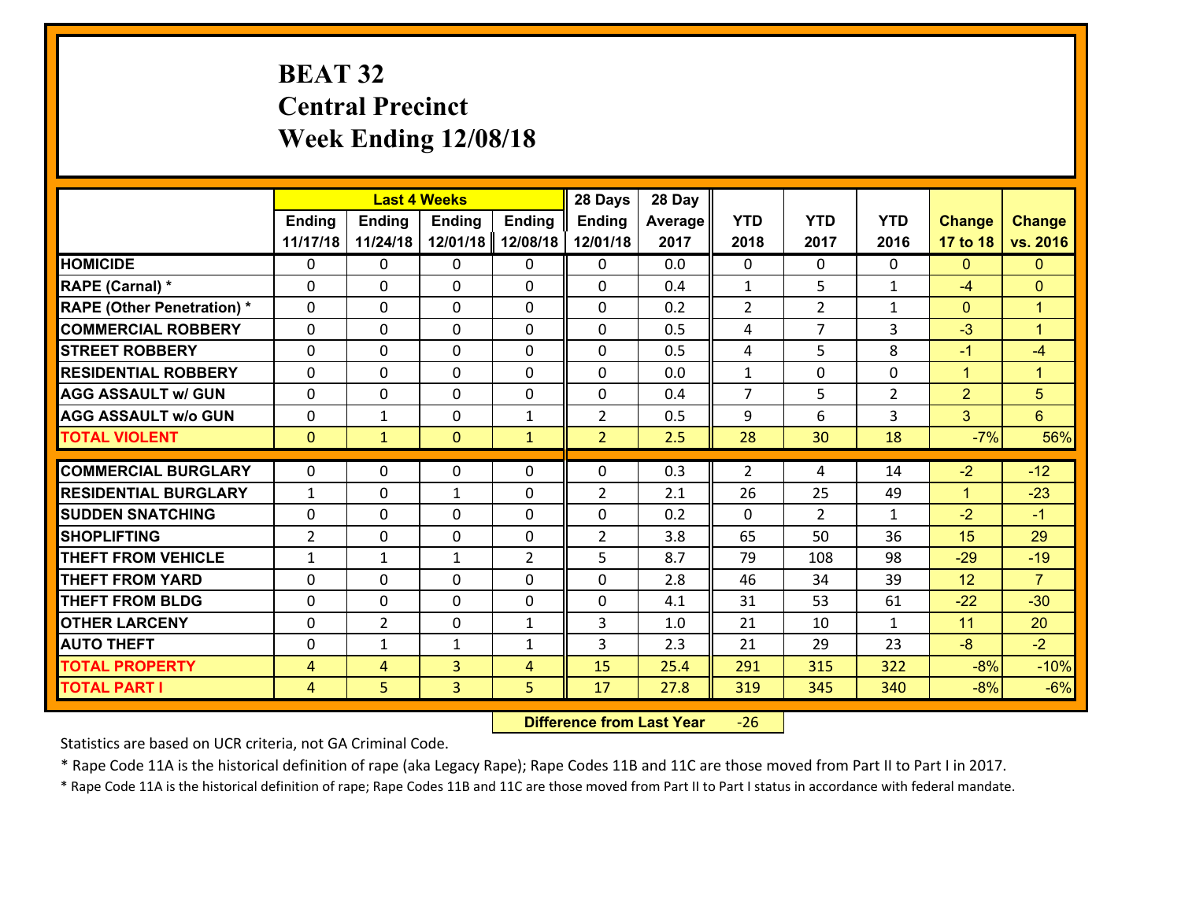# BEAT 32
# Central Precinct
# Week Ending 12/08/18

| | Last 4 Weeks | | | | 28 Days | 28 Day | | | | | |
|---|---|---|---|---|---|---|---|---|---|---|---|
| | Ending 11/17/18 | Ending 11/24/18 | Ending 12/01/18 | Ending 12/08/18 | Ending 12/01/18 | Average 2017 | YTD 2018 | YTD 2017 | YTD 2016 | Change 17 to 18 | Change vs. 2016 |
| HOMICIDE | 0 | 0 | 0 | 0 | 0 | 0.0 | 0 | 0 | 0 | 0 | 0 |
| RAPE (Carnal) * | 0 | 0 | 0 | 0 | 0 | 0.4 | 1 | 5 | 1 | -4 | 0 |
| RAPE (Other Penetration) * | 0 | 0 | 0 | 0 | 0 | 0.2 | 2 | 2 | 1 | 0 | 1 |
| COMMERCIAL ROBBERY | 0 | 0 | 0 | 0 | 0 | 0.5 | 4 | 7 | 3 | -3 | 1 |
| STREET ROBBERY | 0 | 0 | 0 | 0 | 0 | 0.5 | 4 | 5 | 8 | -1 | -4 |
| RESIDENTIAL ROBBERY | 0 | 0 | 0 | 0 | 0 | 0.0 | 1 | 0 | 0 | 1 | 1 |
| AGG ASSAULT w/ GUN | 0 | 0 | 0 | 0 | 0 | 0.4 | 7 | 5 | 2 | 2 | 5 |
| AGG ASSAULT w/o GUN | 0 | 1 | 0 | 1 | 2 | 0.5 | 9 | 6 | 3 | 3 | 6 |
| TOTAL VIOLENT | 0 | 1 | 0 | 1 | 2 | 2.5 | 28 | 30 | 18 | -7% | 56% |
| COMMERCIAL BURGLARY | 0 | 0 | 0 | 0 | 0 | 0.3 | 2 | 4 | 14 | -2 | -12 |
| RESIDENTIAL BURGLARY | 1 | 0 | 1 | 0 | 2 | 2.1 | 26 | 25 | 49 | 1 | -23 |
| SUDDEN SNATCHING | 0 | 0 | 0 | 0 | 0 | 0.2 | 0 | 2 | 1 | -2 | -1 |
| SHOPLIFTING | 2 | 0 | 0 | 0 | 2 | 3.8 | 65 | 50 | 36 | 15 | 29 |
| THEFT FROM VEHICLE | 1 | 1 | 1 | 2 | 5 | 8.7 | 79 | 108 | 98 | -29 | -19 |
| THEFT FROM YARD | 0 | 0 | 0 | 0 | 0 | 2.8 | 46 | 34 | 39 | 12 | 7 |
| THEFT FROM BLDG | 0 | 0 | 0 | 0 | 0 | 4.1 | 31 | 53 | 61 | -22 | -30 |
| OTHER LARCENY | 0 | 2 | 0 | 1 | 3 | 1.0 | 21 | 10 | 1 | 11 | 20 |
| AUTO THEFT | 0 | 1 | 1 | 1 | 3 | 2.3 | 21 | 29 | 23 | -8 | -2 |
| TOTAL PROPERTY | 4 | 4 | 3 | 4 | 15 | 25.4 | 291 | 315 | 322 | -8% | -10% |
| TOTAL PART I | 4 | 5 | 3 | 5 | 17 | 27.8 | 319 | 345 | 340 | -8% | -6% |

**Difference from Last Year** -26

Statistics are based on UCR criteria, not GA Criminal Code.

* Rape Code 11A is the historical definition of rape (aka Legacy Rape); Rape Codes 11B and 11C are those moved from Part II to Part I in 2017.

* Rape Code 11A is the historical definition of rape; Rape Codes 11B and 11C are those moved from Part II to Part I status in accordance with federal mandate.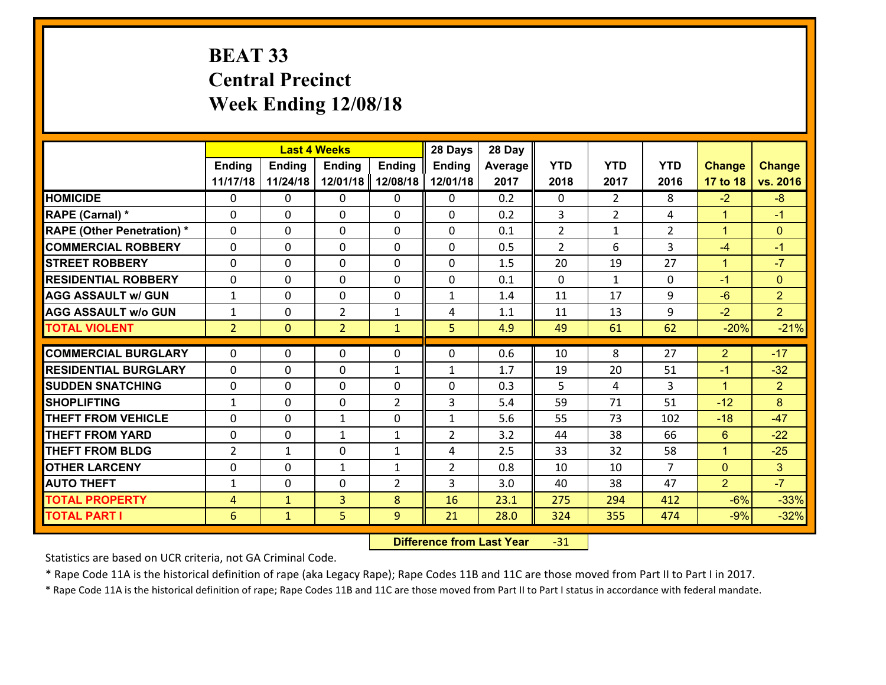# BEAT 33
## Central Precinct
## Week Ending 12/08/18

| | Last 4 Weeks | | | | 28 Days | 28 Day | | | | | |
|---|---|---|---|---|---|---|---|---|---|---|---|
| | Ending 11/17/18 | Ending 11/24/18 | Ending 12/01/18 | Ending 12/08/18 | Ending 12/01/18 | Average 2017 | YTD 2018 | YTD 2017 | YTD 2016 | Change 17 to 18 | Change vs. 2016 |
| HOMICIDE | 0 | 0 | 0 | 0 | 0 | 0.2 | 0 | 2 | 8 | -2 | -8 |
| RAPE (Carnal) * | 0 | 0 | 0 | 0 | 0 | 0.2 | 3 | 2 | 4 | 1 | -1 |
| RAPE (Other Penetration) * | 0 | 0 | 0 | 0 | 0 | 0.1 | 2 | 1 | 2 | 1 | 0 |
| COMMERCIAL ROBBERY | 0 | 0 | 0 | 0 | 0 | 0.5 | 2 | 6 | 3 | -4 | -1 |
| STREET ROBBERY | 0 | 0 | 0 | 0 | 0 | 1.5 | 20 | 19 | 27 | 1 | -7 |
| RESIDENTIAL ROBBERY | 0 | 0 | 0 | 0 | 0 | 0.1 | 0 | 1 | 0 | -1 | 0 |
| AGG ASSAULT w/ GUN | 1 | 0 | 0 | 0 | 1 | 1.4 | 11 | 17 | 9 | -6 | 2 |
| AGG ASSAULT w/o GUN | 1 | 0 | 2 | 1 | 4 | 1.1 | 11 | 13 | 9 | -2 | 2 |
| TOTAL VIOLENT | 2 | 0 | 2 | 1 | 5 | 4.9 | 49 | 61 | 62 | -20% | -21% |
| COMMERCIAL BURGLARY | 0 | 0 | 0 | 0 | 0 | 0.6 | 10 | 8 | 27 | 2 | -17 |
| RESIDENTIAL BURGLARY | 0 | 0 | 0 | 1 | 1 | 1.7 | 19 | 20 | 51 | -1 | -32 |
| SUDDEN SNATCHING | 0 | 0 | 0 | 0 | 0 | 0.3 | 5 | 4 | 3 | 1 | 2 |
| SHOPLIFTING | 1 | 0 | 0 | 2 | 3 | 5.4 | 59 | 71 | 51 | -12 | 8 |
| THEFT FROM VEHICLE | 0 | 0 | 1 | 0 | 1 | 5.6 | 55 | 73 | 102 | -18 | -47 |
| THEFT FROM YARD | 0 | 0 | 1 | 1 | 2 | 3.2 | 44 | 38 | 66 | 6 | -22 |
| THEFT FROM BLDG | 2 | 1 | 0 | 1 | 4 | 2.5 | 33 | 32 | 58 | 1 | -25 |
| OTHER LARCENY | 0 | 0 | 1 | 1 | 2 | 0.8 | 10 | 10 | 7 | 0 | 3 |
| AUTO THEFT | 1 | 0 | 0 | 2 | 3 | 3.0 | 40 | 38 | 47 | 2 | -7 |
| TOTAL PROPERTY | 4 | 1 | 3 | 8 | 16 | 23.1 | 275 | 294 | 412 | -6% | -33% |
| TOTAL PART I | 6 | 1 | 5 | 9 | 21 | 28.0 | 324 | 355 | 474 | -9% | -32% |

**Difference from Last Year** -31

Statistics are based on UCR criteria, not GA Criminal Code.

* Rape Code 11A is the historical definition of rape (aka Legacy Rape); Rape Codes 11B and 11C are those moved from Part II to Part I in 2017.

* Rape Code 11A is the historical definition of rape; Rape Codes 11B and 11C are those moved from Part II to Part I status in accordance with federal mandate.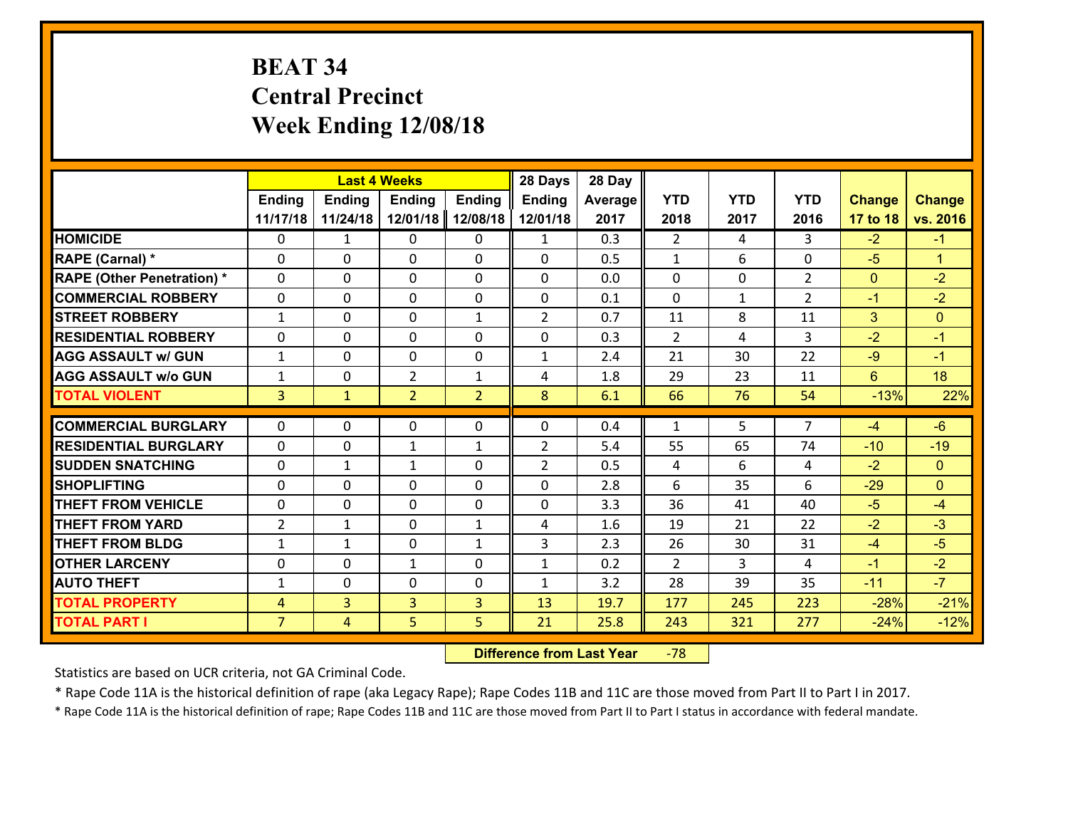# BEAT 34
# Central Precinct
# Week Ending 12/08/18

| | Last 4 Weeks | | | | 28 Days | 28 Day | | | | | |
|---|---|---|---|---|---|---|---|---|---|---|---|
| | Ending 11/17/18 | Ending 11/24/18 | Ending 12/01/18 | Ending 12/08/18 | Ending 12/01/18 | Average 2017 | YTD 2018 | YTD 2017 | YTD 2016 | Change 17 to 18 | Change vs. 2016 |
| HOMICIDE | 0 | 1 | 0 | 0 | 1 | 0.3 | 2 | 4 | 3 | -2 | -1 |
| RAPE (Carnal) * | 0 | 0 | 0 | 0 | 0 | 0.5 | 1 | 6 | 0 | -5 | 1 |
| RAPE (Other Penetration) * | 0 | 0 | 0 | 0 | 0 | 0.0 | 0 | 0 | 2 | 0 | -2 |
| COMMERCIAL ROBBERY | 0 | 0 | 0 | 0 | 0 | 0.1 | 0 | 1 | 2 | -1 | -2 |
| STREET ROBBERY | 1 | 0 | 0 | 1 | 2 | 0.7 | 11 | 8 | 11 | 3 | 0 |
| RESIDENTIAL ROBBERY | 0 | 0 | 0 | 0 | 0 | 0.3 | 2 | 4 | 3 | -2 | -1 |
| AGG ASSAULT w/ GUN | 1 | 0 | 0 | 0 | 1 | 2.4 | 21 | 30 | 22 | -9 | -1 |
| AGG ASSAULT w/o GUN | 1 | 0 | 2 | 1 | 4 | 1.8 | 29 | 23 | 11 | 6 | 18 |
| TOTAL VIOLENT | 3 | 1 | 2 | 2 | 8 | 6.1 | 66 | 76 | 54 | -13% | 22% |
| COMMERCIAL BURGLARY | 0 | 0 | 0 | 0 | 0 | 0.4 | 1 | 5 | 7 | -4 | -6 |
| RESIDENTIAL BURGLARY | 0 | 0 | 1 | 1 | 2 | 5.4 | 55 | 65 | 74 | -10 | -19 |
| SUDDEN SNATCHING | 0 | 1 | 1 | 0 | 2 | 0.5 | 4 | 6 | 4 | -2 | 0 |
| SHOPLIFTING | 0 | 0 | 0 | 0 | 0 | 2.8 | 6 | 35 | 6 | -29 | 0 |
| THEFT FROM VEHICLE | 0 | 0 | 0 | 0 | 0 | 3.3 | 36 | 41 | 40 | -5 | -4 |
| THEFT FROM YARD | 2 | 1 | 0 | 1 | 4 | 1.6 | 19 | 21 | 22 | -2 | -3 |
| THEFT FROM BLDG | 1 | 1 | 0 | 1 | 3 | 2.3 | 26 | 30 | 31 | -4 | -5 |
| OTHER LARCENY | 0 | 0 | 1 | 0 | 1 | 0.2 | 2 | 3 | 4 | -1 | -2 |
| AUTO THEFT | 1 | 0 | 0 | 0 | 1 | 3.2 | 28 | 39 | 35 | -11 | -7 |
| TOTAL PROPERTY | 4 | 3 | 3 | 3 | 13 | 19.7 | 177 | 245 | 223 | -28% | -21% |
| TOTAL PART I | 7 | 4 | 5 | 5 | 21 | 25.8 | 243 | 321 | 277 | -24% | -12% |

**Difference from Last Year** -78

Statistics are based on UCR criteria, not GA Criminal Code.

* Rape Code 11A is the historical definition of rape (aka Legacy Rape); Rape Codes 11B and 11C are those moved from Part II to Part I in 2017.

* Rape Code 11A is the historical definition of rape; Rape Codes 11B and 11C are those moved from Part II to Part I status in accordance with federal mandate.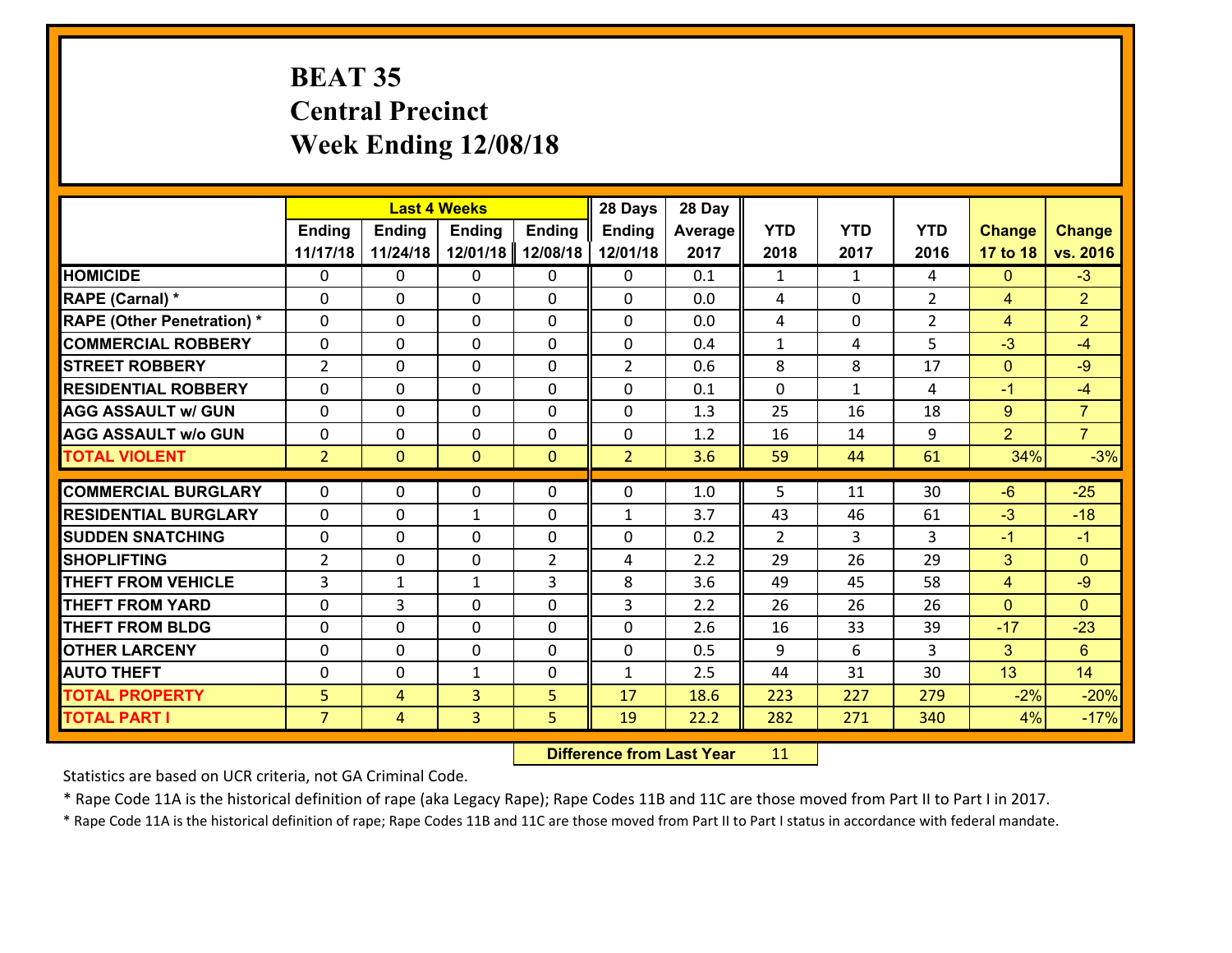# BEAT 35
## Central Precinct
## Week Ending 12/08/18

| | Last 4 Weeks | | | | 28 Days | 28 Day | | | | | |
|---|---|---|---|---|---|---|---|---|---|---|---|
| | Ending 11/17/18 | Ending 11/24/18 | Ending 12/01/18 | Ending 12/08/18 | Ending 12/01/18 | Average 2017 | YTD 2018 | YTD 2017 | YTD 2016 | Change 17 to 18 | Change vs. 2016 |
| **HOMICIDE** | 0 | 0 | 0 | 0 | 0 | 0.1 | 1 | 1 | 4 | 0 | -3 |
| **RAPE (Carnal) *** | 0 | 0 | 0 | 0 | 0 | 0.0 | 4 | 0 | 2 | 4 | 2 |
| **RAPE (Other Penetration) *** | 0 | 0 | 0 | 0 | 0 | 0.0 | 4 | 0 | 2 | 4 | 2 |
| **COMMERCIAL ROBBERY** | 0 | 0 | 0 | 0 | 0 | 0.4 | 1 | 4 | 5 | -3 | -4 |
| **STREET ROBBERY** | 2 | 0 | 0 | 0 | 2 | 0.6 | 8 | 8 | 17 | 0 | -9 |
| **RESIDENTIAL ROBBERY** | 0 | 0 | 0 | 0 | 0 | 0.1 | 0 | 1 | 4 | -1 | -4 |
| **AGG ASSAULT w/ GUN** | 0 | 0 | 0 | 0 | 0 | 1.3 | 25 | 16 | 18 | 9 | 7 |
| **AGG ASSAULT w/o GUN** | 0 | 0 | 0 | 0 | 0 | 1.2 | 16 | 14 | 9 | 2 | 7 |
| **TOTAL VIOLENT** | 2 | 0 | 0 | 0 | 2 | 3.6 | 59 | 44 | 61 | 34% | -3% |
| **COMMERCIAL BURGLARY** | 0 | 0 | 0 | 0 | 0 | 1.0 | 5 | 11 | 30 | -6 | -25 |
| **RESIDENTIAL BURGLARY** | 0 | 0 | 1 | 0 | 1 | 3.7 | 43 | 46 | 61 | -3 | -18 |
| **SUDDEN SNATCHING** | 0 | 0 | 0 | 0 | 0 | 0.2 | 2 | 3 | 3 | -1 | -1 |
| **SHOPLIFTING** | 2 | 0 | 0 | 2 | 4 | 2.2 | 29 | 26 | 29 | 3 | 0 |
| **THEFT FROM VEHICLE** | 3 | 1 | 1 | 3 | 8 | 3.6 | 49 | 45 | 58 | 4 | -9 |
| **THEFT FROM YARD** | 0 | 3 | 0 | 0 | 3 | 2.2 | 26 | 26 | 26 | 0 | 0 |
| **THEFT FROM BLDG** | 0 | 0 | 0 | 0 | 0 | 2.6 | 16 | 33 | 39 | -17 | -23 |
| **OTHER LARCENY** | 0 | 0 | 0 | 0 | 0 | 0.5 | 9 | 6 | 3 | 3 | 6 |
| **AUTO THEFT** | 0 | 0 | 1 | 0 | 1 | 2.5 | 44 | 31 | 30 | 13 | 14 |
| **TOTAL PROPERTY** | 5 | 4 | 3 | 5 | 17 | 18.6 | 223 | 227 | 279 | -2% | -20% |
| **TOTAL PART I** | 7 | 4 | 3 | 5 | 19 | 22.2 | 282 | 271 | 340 | 4% | -17% |

**Difference from Last Year** 11

Statistics are based on UCR criteria, not GA Criminal Code.

* Rape Code 11A is the historical definition of rape (aka Legacy Rape); Rape Codes 11B and 11C are those moved from Part II to Part I in 2017.

* Rape Code 11A is the historical definition of rape; Rape Codes 11B and 11C are those moved from Part II to Part I status in accordance with federal mandate.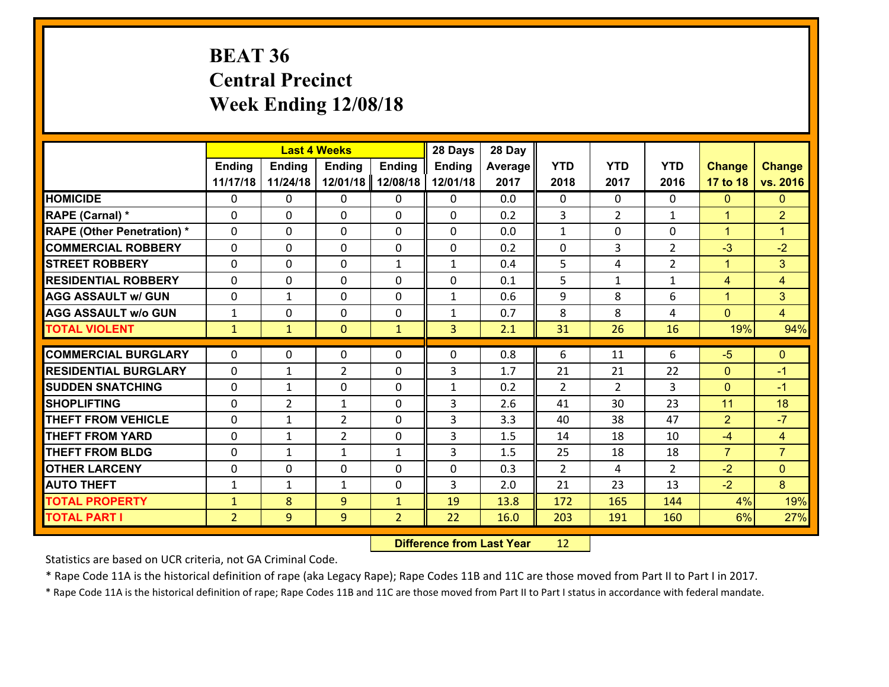# BEAT 36
## Central Precinct
## Week Ending 12/08/18

| | Last 4 Weeks | | | | 28 Days | 28 Day | | | | | |
|---|---|---|---|---|---|---|---|---|---|---|---|
| | Ending 11/17/18 | Ending 11/24/18 | Ending 12/01/18 | Ending 12/08/18 | Ending 12/01/18 | Average 2017 | YTD 2018 | YTD 2017 | YTD 2016 | Change 17 to 18 | Change vs. 2016 |
| HOMICIDE | 0 | 0 | 0 | 0 | 0 | 0.0 | 0 | 0 | 0 | 0 | 0 |
| RAPE (Carnal) * | 0 | 0 | 0 | 0 | 0 | 0.2 | 3 | 2 | 1 | 1 | 2 |
| RAPE (Other Penetration) * | 0 | 0 | 0 | 0 | 0 | 0.0 | 1 | 0 | 0 | 1 | 1 |
| COMMERCIAL ROBBERY | 0 | 0 | 0 | 0 | 0 | 0.2 | 0 | 3 | 2 | -3 | -2 |
| STREET ROBBERY | 0 | 0 | 0 | 1 | 1 | 0.4 | 5 | 4 | 2 | 1 | 3 |
| RESIDENTIAL ROBBERY | 0 | 0 | 0 | 0 | 0 | 0.1 | 5 | 1 | 1 | 4 | 4 |
| AGG ASSAULT w/ GUN | 0 | 1 | 0 | 0 | 1 | 0.6 | 9 | 8 | 6 | 1 | 3 |
| AGG ASSAULT w/o GUN | 1 | 0 | 0 | 0 | 1 | 0.7 | 8 | 8 | 4 | 0 | 4 |
| TOTAL VIOLENT | 1 | 1 | 0 | 1 | 3 | 2.1 | 31 | 26 | 16 | 19% | 94% |
| COMMERCIAL BURGLARY | 0 | 0 | 0 | 0 | 0 | 0.8 | 6 | 11 | 6 | -5 | 0 |
| RESIDENTIAL BURGLARY | 0 | 1 | 2 | 0 | 3 | 1.7 | 21 | 21 | 22 | 0 | -1 |
| SUDDEN SNATCHING | 0 | 1 | 0 | 0 | 1 | 0.2 | 2 | 2 | 3 | 0 | -1 |
| SHOPLIFTING | 0 | 2 | 1 | 0 | 3 | 2.6 | 41 | 30 | 23 | 11 | 18 |
| THEFT FROM VEHICLE | 0 | 1 | 2 | 0 | 3 | 3.3 | 40 | 38 | 47 | 2 | -7 |
| THEFT FROM YARD | 0 | 1 | 2 | 0 | 3 | 1.5 | 14 | 18 | 10 | -4 | 4 |
| THEFT FROM BLDG | 0 | 1 | 1 | 1 | 3 | 1.5 | 25 | 18 | 18 | 7 | 7 |
| OTHER LARCENY | 0 | 0 | 0 | 0 | 0 | 0.3 | 2 | 4 | 2 | -2 | 0 |
| AUTO THEFT | 1 | 1 | 1 | 0 | 3 | 2.0 | 21 | 23 | 13 | -2 | 8 |
| TOTAL PROPERTY | 1 | 8 | 9 | 1 | 19 | 13.8 | 172 | 165 | 144 | 4% | 19% |
| TOTAL PART I | 2 | 9 | 9 | 2 | 22 | 16.0 | 203 | 191 | 160 | 6% | 27% |

**Difference from Last Year** 12

Statistics are based on UCR criteria, not GA Criminal Code.

* Rape Code 11A is the historical definition of rape (aka Legacy Rape); Rape Codes 11B and 11C are those moved from Part II to Part I in 2017.

* Rape Code 11A is the historical definition of rape; Rape Codes 11B and 11C are those moved from Part II to Part I status in accordance with federal mandate.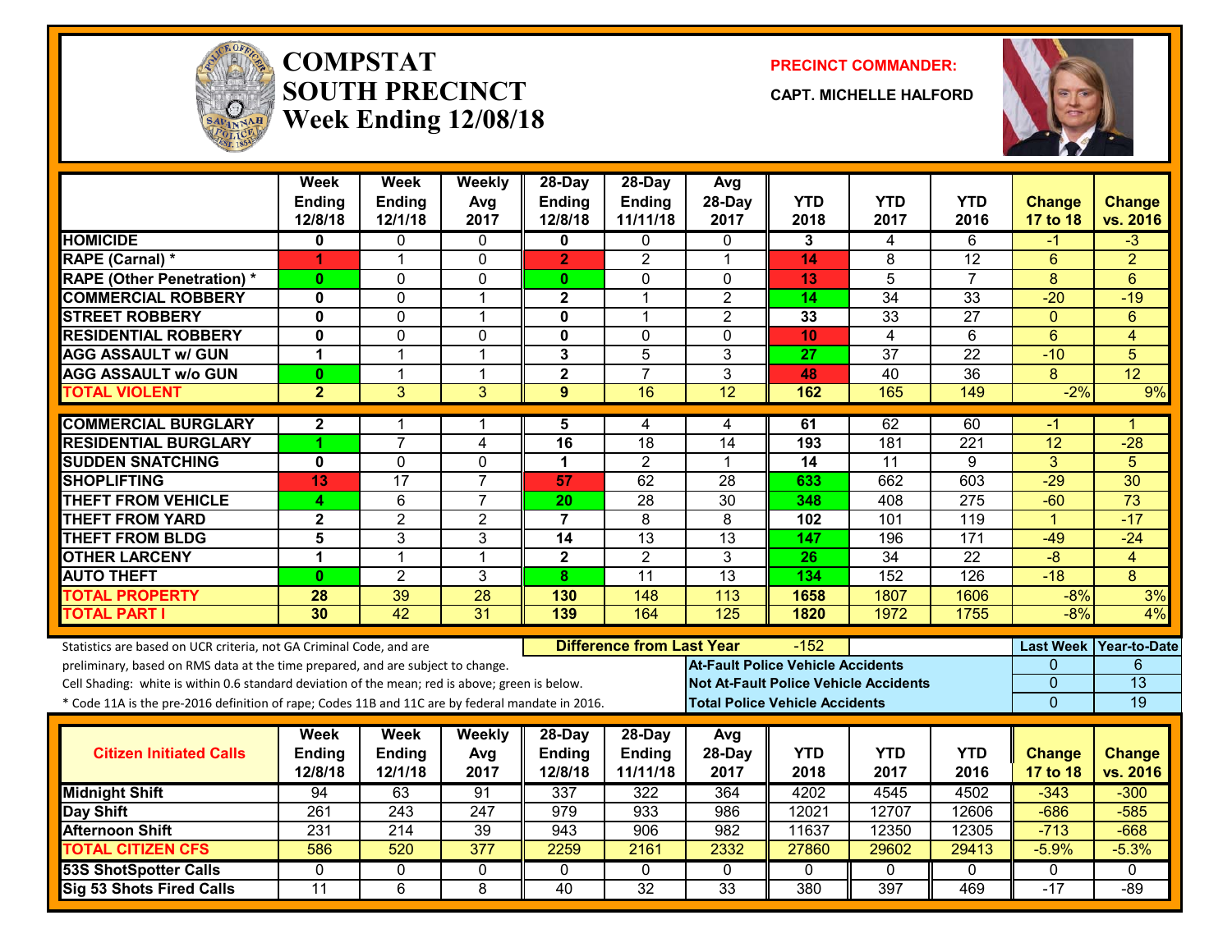# COMPSTAT
## SOUTH PRECINCT
## Week Ending 12/08/18

**PRECINCT COMMANDER:**

**CAPT. MICHELLE HALFORD**

| | Week Ending 12/8/18 | Week Ending 12/1/18 | Weekly Avg 2017 | 28-Day Ending 12/8/18 | 28-Day Ending 11/11/18 | Avg 28-Day 2017 | YTD 2018 | YTD 2017 | YTD 2016 | Change 17 to 18 | Change vs. 2016 |
|---|---|---|---|---|---|---|---|---|---|---|---|
| HOMICIDE | 0 | 0 | 0 | 0 | 0 | 0 | 3 | 4 | 6 | -1 | -3 |
| RAPE (Carnal) * | 1 | 1 | 0 | 2 | 2 | 1 | 14 | 8 | 12 | 6 | 2 |
| RAPE (Other Penetration) * | 0 | 0 | 0 | 0 | 0 | 0 | 13 | 5 | 7 | 8 | 6 |
| COMMERCIAL ROBBERY | 0 | 0 | 1 | 2 | 1 | 2 | 14 | 34 | 33 | -20 | -19 |
| STREET ROBBERY | 0 | 0 | 1 | 0 | 1 | 2 | 33 | 33 | 27 | 0 | 6 |
| RESIDENTIAL ROBBERY | 0 | 0 | 0 | 0 | 0 | 0 | 10 | 4 | 6 | 6 | 4 |
| AGG ASSAULT w/ GUN | 1 | 1 | 1 | 3 | 5 | 3 | 27 | 37 | 22 | -10 | 5 |
| AGG ASSAULT w/o GUN | 0 | 1 | 1 | 2 | 7 | 3 | 48 | 40 | 36 | 8 | 12 |
| TOTAL VIOLENT | 2 | 3 | 3 | 9 | 16 | 12 | 162 | 165 | 149 | -2% | 9% |
| COMMERCIAL BURGLARY | 2 | 1 | 1 | 5 | 4 | 4 | 61 | 62 | 60 | -1 | 1 |
| RESIDENTIAL BURGLARY | 1 | 7 | 4 | 16 | 18 | 14 | 193 | 181 | 221 | 12 | -28 |
| SUDDEN SNATCHING | 0 | 0 | 0 | 1 | 2 | 1 | 14 | 11 | 9 | 3 | 5 |
| SHOPLIFTING | 13 | 17 | 7 | 57 | 62 | 28 | 633 | 662 | 603 | -29 | 30 |
| THEFT FROM VEHICLE | 4 | 6 | 7 | 20 | 28 | 30 | 348 | 408 | 275 | -60 | 73 |
| THEFT FROM YARD | 2 | 2 | 2 | 7 | 8 | 8 | 102 | 101 | 119 | 1 | -17 |
| THEFT FROM BLDG | 5 | 3 | 3 | 14 | 13 | 13 | 147 | 196 | 171 | -49 | -24 |
| OTHER LARCENY | 1 | 1 | 1 | 2 | 2 | 3 | 26 | 34 | 22 | -8 | 4 |
| AUTO THEFT | 0 | 2 | 3 | 8 | 11 | 13 | 134 | 152 | 126 | -18 | 8 |
| TOTAL PROPERTY | 28 | 39 | 28 | 130 | 148 | 113 | 1658 | 1807 | 1606 | -8% | 3% |
| TOTAL PART I | 30 | 42 | 31 | 139 | 164 | 125 | 1820 | 1972 | 1755 | -8% | 4% |

Statistics are based on UCR criteria, not GA Criminal Code, and are preliminary, based on RMS data at the time prepared, and are subject to change.
Cell Shading: white is within 0.6 standard deviation of the mean; red is above; green is below.
* Code 11A is the pre-2016 definition of rape; Codes 11B and 11C are by federal mandate in 2016.

**Difference from Last Year:** -152

| | Last Week | Year-to-Date |
|---|---|---|
| At-Fault Police Vehicle Accidents | 0 | 6 |
| Not At-Fault Police Vehicle Accidents | 0 | 13 |
| Total Police Vehicle Accidents | 0 | 19 |

| Citizen Initiated Calls | Week Ending 12/8/18 | Week Ending 12/1/18 | Weekly Avg 2017 | 28-Day Ending 12/8/18 | 28-Day Ending 11/11/18 | Avg 28-Day 2017 | YTD 2018 | YTD 2017 | YTD 2016 | Change 17 to 18 | Change vs. 2016 |
|---|---|---|---|---|---|---|---|---|---|---|---|
| Midnight Shift | 94 | 63 | 91 | 337 | 322 | 364 | 4202 | 4545 | 4502 | -343 | -300 |
| Day Shift | 261 | 243 | 247 | 979 | 933 | 986 | 12021 | 12707 | 12606 | -686 | -585 |
| Afternoon Shift | 231 | 214 | 39 | 943 | 906 | 982 | 11637 | 12350 | 12305 | -713 | -668 |
| TOTAL CITIZEN CFS | 586 | 520 | 377 | 2259 | 2161 | 2332 | 27860 | 29602 | 29413 | -5.9% | -5.3% |
| 53S ShotSpotter Calls | 0 | 0 | 0 | 0 | 0 | 0 | 0 | 0 | 0 | 0 | 0 |
| Sig 53 Shots Fired Calls | 11 | 6 | 8 | 40 | 32 | 33 | 380 | 397 | 469 | -17 | -89 |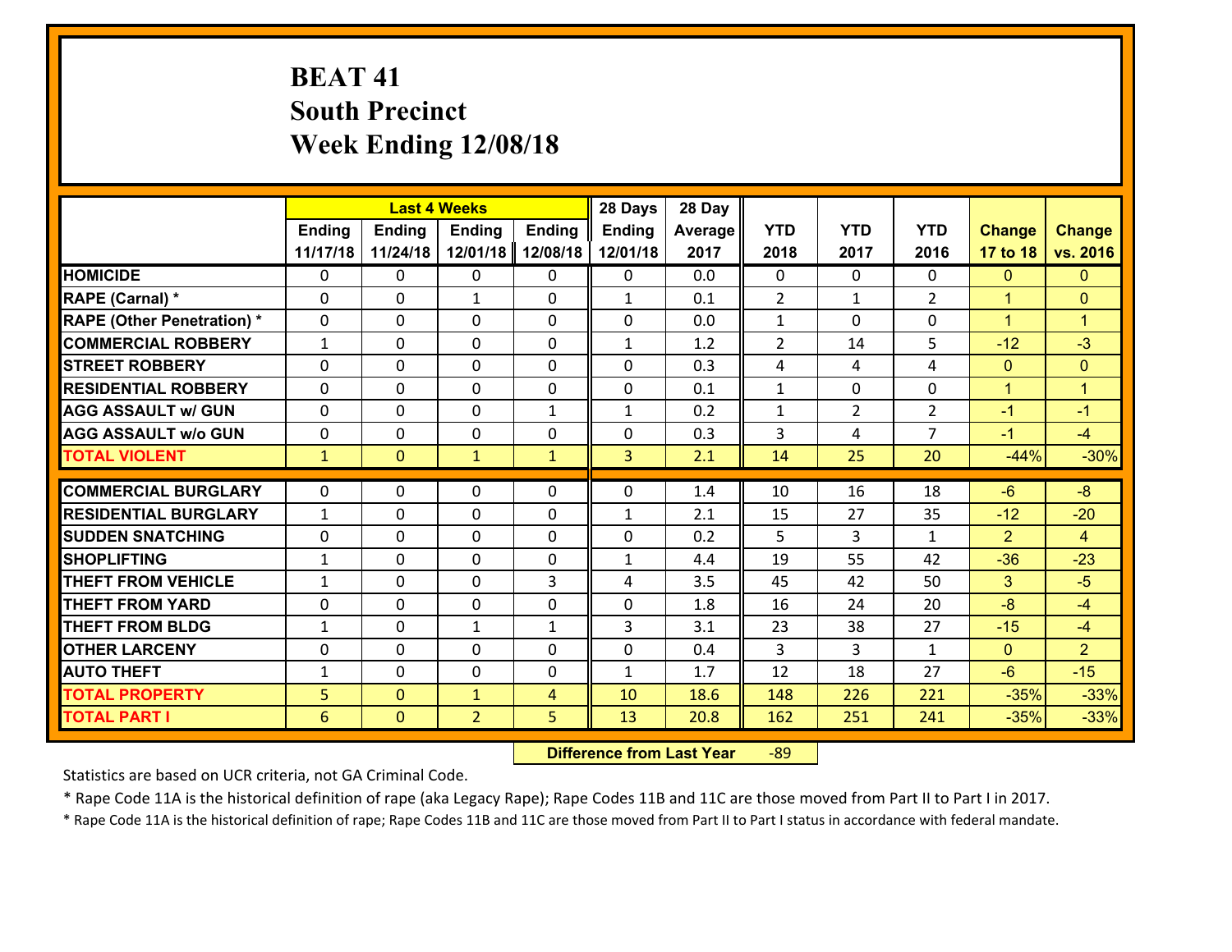# BEAT 41
## South Precinct
## Week Ending 12/08/18

| | Last 4 Weeks | | | | 28 Days | 28 Day | | | | | |
|---|---|---|---|---|---|---|---|---|---|---|---|
| | Ending 11/17/18 | Ending 11/24/18 | Ending 12/01/18 | Ending 12/08/18 | Ending 12/01/18 | Average 2017 | YTD 2018 | YTD 2017 | YTD 2016 | Change 17 to 18 | Change vs. 2016 |
| **HOMICIDE** | 0 | 0 | 0 | 0 | 0 | 0.0 | 0 | 0 | 0 | 0 | 0 |
| **RAPE (Carnal) *** | 0 | 0 | 1 | 0 | 1 | 0.1 | 2 | 1 | 2 | 1 | 0 |
| **RAPE (Other Penetration) *** | 0 | 0 | 0 | 0 | 0 | 0.0 | 1 | 0 | 0 | 1 | 1 |
| **COMMERCIAL ROBBERY** | 1 | 0 | 0 | 0 | 1 | 1.2 | 2 | 14 | 5 | -12 | -3 |
| **STREET ROBBERY** | 0 | 0 | 0 | 0 | 0 | 0.3 | 4 | 4 | 4 | 0 | 0 |
| **RESIDENTIAL ROBBERY** | 0 | 0 | 0 | 0 | 0 | 0.1 | 1 | 0 | 0 | 1 | 1 |
| **AGG ASSAULT w/ GUN** | 0 | 0 | 0 | 1 | 1 | 0.2 | 1 | 2 | 2 | -1 | -1 |
| **AGG ASSAULT w/o GUN** | 0 | 0 | 0 | 0 | 0 | 0.3 | 3 | 4 | 7 | -1 | -4 |
| **TOTAL VIOLENT** | 1 | 0 | 1 | 1 | 3 | 2.1 | 14 | 25 | 20 | -44% | -30% |
| **COMMERCIAL BURGLARY** | 0 | 0 | 0 | 0 | 0 | 1.4 | 10 | 16 | 18 | -6 | -8 |
| **RESIDENTIAL BURGLARY** | 1 | 0 | 0 | 0 | 1 | 2.1 | 15 | 27 | 35 | -12 | -20 |
| **SUDDEN SNATCHING** | 0 | 0 | 0 | 0 | 0 | 0.2 | 5 | 3 | 1 | 2 | 4 |
| **SHOPLIFTING** | 1 | 0 | 0 | 0 | 1 | 4.4 | 19 | 55 | 42 | -36 | -23 |
| **THEFT FROM VEHICLE** | 1 | 0 | 0 | 3 | 4 | 3.5 | 45 | 42 | 50 | 3 | -5 |
| **THEFT FROM YARD** | 0 | 0 | 0 | 0 | 0 | 1.8 | 16 | 24 | 20 | -8 | -4 |
| **THEFT FROM BLDG** | 1 | 0 | 1 | 1 | 3 | 3.1 | 23 | 38 | 27 | -15 | -4 |
| **OTHER LARCENY** | 0 | 0 | 0 | 0 | 0 | 0.4 | 3 | 3 | 1 | 0 | 2 |
| **AUTO THEFT** | 1 | 0 | 0 | 0 | 1 | 1.7 | 12 | 18 | 27 | -6 | -15 |
| **TOTAL PROPERTY** | 5 | 0 | 1 | 4 | 10 | 18.6 | 148 | 226 | 221 | -35% | -33% |
| **TOTAL PART I** | 6 | 0 | 2 | 5 | 13 | 20.8 | 162 | 251 | 241 | -35% | -33% |

**Difference from Last Year** -89

Statistics are based on UCR criteria, not GA Criminal Code.

* Rape Code 11A is the historical definition of rape (aka Legacy Rape); Rape Codes 11B and 11C are those moved from Part II to Part I in 2017.

* Rape Code 11A is the historical definition of rape; Rape Codes 11B and 11C are those moved from Part II to Part I status in accordance with federal mandate.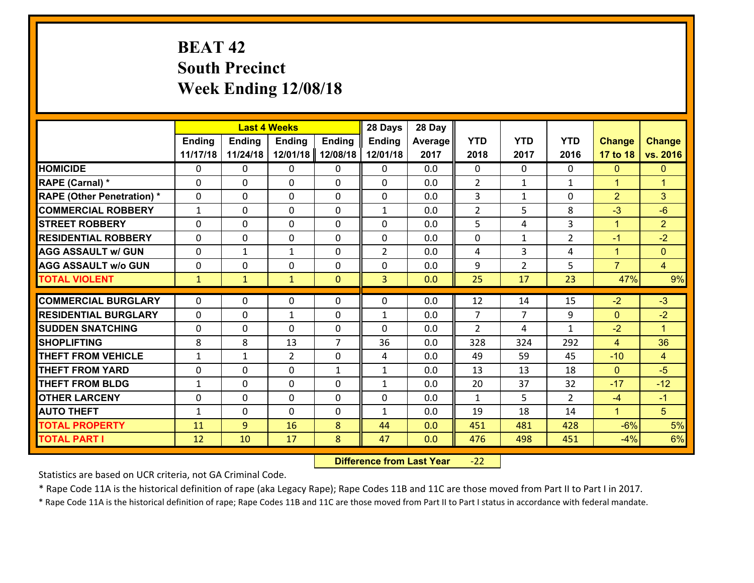# BEAT 42
# South Precinct
# Week Ending 12/08/18

| | Last 4 Weeks | | | | 28 Days | 28 Day | | | | | |
|---|---|---|---|---|---|---|---|---|---|---|---|
| | Ending 11/17/18 | Ending 11/24/18 | Ending 12/01/18 | Ending 12/08/18 | Ending 12/01/18 | Average 2017 | YTD 2018 | YTD 2017 | YTD 2016 | Change 17 to 18 | Change vs. 2016 |
| HOMICIDE | 0 | 0 | 0 | 0 | 0 | 0.0 | 0 | 0 | 0 | 0 | 0 |
| RAPE (Carnal) * | 0 | 0 | 0 | 0 | 0 | 0.0 | 2 | 1 | 1 | 1 | 1 |
| RAPE (Other Penetration) * | 0 | 0 | 0 | 0 | 0 | 0.0 | 3 | 1 | 0 | 2 | 3 |
| COMMERCIAL ROBBERY | 1 | 0 | 0 | 0 | 1 | 0.0 | 2 | 5 | 8 | -3 | -6 |
| STREET ROBBERY | 0 | 0 | 0 | 0 | 0 | 0.0 | 5 | 4 | 3 | 1 | 2 |
| RESIDENTIAL ROBBERY | 0 | 0 | 0 | 0 | 0 | 0.0 | 0 | 1 | 2 | -1 | -2 |
| AGG ASSAULT w/ GUN | 0 | 1 | 1 | 0 | 2 | 0.0 | 4 | 3 | 4 | 1 | 0 |
| AGG ASSAULT w/o GUN | 0 | 0 | 0 | 0 | 0 | 0.0 | 9 | 2 | 5 | 7 | 4 |
| TOTAL VIOLENT | 1 | 1 | 1 | 0 | 3 | 0.0 | 25 | 17 | 23 | 47% | 9% |
| COMMERCIAL BURGLARY | 0 | 0 | 0 | 0 | 0 | 0.0 | 12 | 14 | 15 | -2 | -3 |
| RESIDENTIAL BURGLARY | 0 | 0 | 1 | 0 | 1 | 0.0 | 7 | 7 | 9 | 0 | -2 |
| SUDDEN SNATCHING | 0 | 0 | 0 | 0 | 0 | 0.0 | 2 | 4 | 1 | -2 | 1 |
| SHOPLIFTING | 8 | 8 | 13 | 7 | 36 | 0.0 | 328 | 324 | 292 | 4 | 36 |
| THEFT FROM VEHICLE | 1 | 1 | 2 | 0 | 4 | 0.0 | 49 | 59 | 45 | -10 | 4 |
| THEFT FROM YARD | 0 | 0 | 0 | 1 | 1 | 0.0 | 13 | 13 | 18 | 0 | -5 |
| THEFT FROM BLDG | 1 | 0 | 0 | 0 | 1 | 0.0 | 20 | 37 | 32 | -17 | -12 |
| OTHER LARCENY | 0 | 0 | 0 | 0 | 0 | 0.0 | 1 | 5 | 2 | -4 | -1 |
| AUTO THEFT | 1 | 0 | 0 | 0 | 1 | 0.0 | 19 | 18 | 14 | 1 | 5 |
| TOTAL PROPERTY | 11 | 9 | 16 | 8 | 44 | 0.0 | 451 | 481 | 428 | -6% | 5% |
| TOTAL PART I | 12 | 10 | 17 | 8 | 47 | 0.0 | 476 | 498 | 451 | -4% | 6% |

**Difference from Last Year** -22

Statistics are based on UCR criteria, not GA Criminal Code.

* Rape Code 11A is the historical definition of rape (aka Legacy Rape); Rape Codes 11B and 11C are those moved from Part II to Part I in 2017.

* Rape Code 11A is the historical definition of rape; Rape Codes 11B and 11C are those moved from Part II to Part I status in accordance with federal mandate.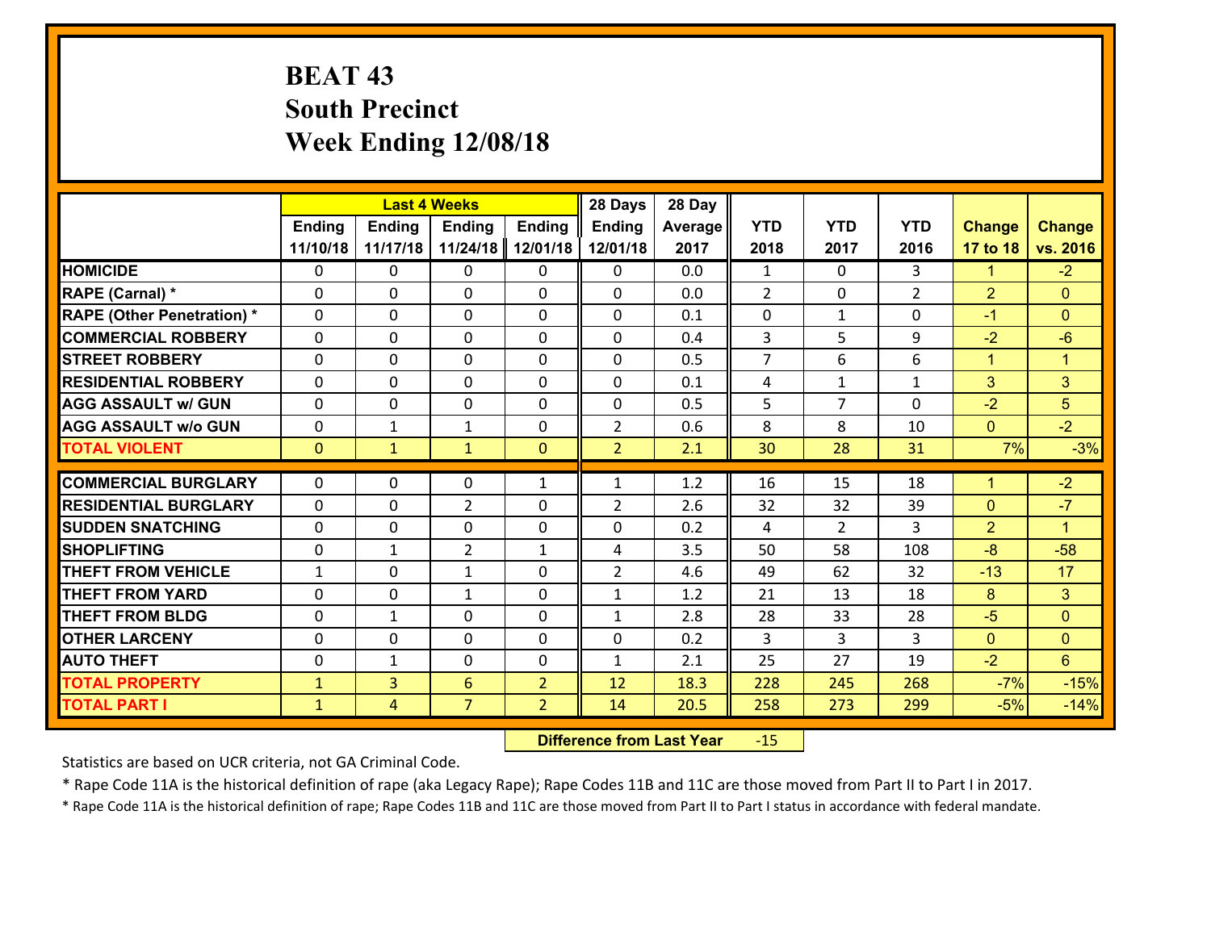# BEAT 43
## South Precinct
## Week Ending 12/08/18

| | Last 4 Weeks | | | | 28 Days | 28 Day | | | | | |
|---|---|---|---|---|---|---|---|---|---|---|---|
| | Ending 11/10/18 | Ending 11/17/18 | Ending 11/24/18 | Ending 12/01/18 | Ending 12/01/18 | Average 2017 | YTD 2018 | YTD 2017 | YTD 2016 | Change 17 to 18 | Change vs. 2016 |
| **HOMICIDE** | 0 | 0 | 0 | 0 | 0 | 0.0 | 1 | 0 | 3 | 1 | -2 |
| **RAPE (Carnal) *** | 0 | 0 | 0 | 0 | 0 | 0.0 | 2 | 0 | 2 | 2 | 0 |
| **RAPE (Other Penetration) *** | 0 | 0 | 0 | 0 | 0 | 0.1 | 0 | 1 | 0 | -1 | 0 |
| **COMMERCIAL ROBBERY** | 0 | 0 | 0 | 0 | 0 | 0.4 | 3 | 5 | 9 | -2 | -6 |
| **STREET ROBBERY** | 0 | 0 | 0 | 0 | 0 | 0.5 | 7 | 6 | 6 | 1 | 1 |
| **RESIDENTIAL ROBBERY** | 0 | 0 | 0 | 0 | 0 | 0.1 | 4 | 1 | 1 | 3 | 3 |
| **AGG ASSAULT w/ GUN** | 0 | 0 | 0 | 0 | 0 | 0.5 | 5 | 7 | 0 | -2 | 5 |
| **AGG ASSAULT w/o GUN** | 0 | 1 | 1 | 0 | 2 | 0.6 | 8 | 8 | 10 | 0 | -2 |
| **TOTAL VIOLENT** | 0 | 1 | 1 | 0 | 2 | 2.1 | 30 | 28 | 31 | 7% | -3% |
| **COMMERCIAL BURGLARY** | 0 | 0 | 0 | 1 | 1 | 1.2 | 16 | 15 | 18 | 1 | -2 |
| **RESIDENTIAL BURGLARY** | 0 | 0 | 2 | 0 | 2 | 2.6 | 32 | 32 | 39 | 0 | -7 |
| **SUDDEN SNATCHING** | 0 | 0 | 0 | 0 | 0 | 0.2 | 4 | 2 | 3 | 2 | 1 |
| **SHOPLIFTING** | 0 | 1 | 2 | 1 | 4 | 3.5 | 50 | 58 | 108 | -8 | -58 |
| **THEFT FROM VEHICLE** | 1 | 0 | 1 | 0 | 2 | 4.6 | 49 | 62 | 32 | -13 | 17 |
| **THEFT FROM YARD** | 0 | 0 | 1 | 0 | 1 | 1.2 | 21 | 13 | 18 | 8 | 3 |
| **THEFT FROM BLDG** | 0 | 1 | 0 | 0 | 1 | 2.8 | 28 | 33 | 28 | -5 | 0 |
| **OTHER LARCENY** | 0 | 0 | 0 | 0 | 0 | 0.2 | 3 | 3 | 3 | 0 | 0 |
| **AUTO THEFT** | 0 | 1 | 0 | 0 | 1 | 2.1 | 25 | 27 | 19 | -2 | 6 |
| **TOTAL PROPERTY** | 1 | 3 | 6 | 2 | 12 | 18.3 | 228 | 245 | 268 | -7% | -15% |
| **TOTAL PART I** | 1 | 4 | 7 | 2 | 14 | 20.5 | 258 | 273 | 299 | -5% | -14% |

**Difference from Last Year** -15

Statistics are based on UCR criteria, not GA Criminal Code.

* Rape Code 11A is the historical definition of rape (aka Legacy Rape); Rape Codes 11B and 11C are those moved from Part II to Part I in 2017.

* Rape Code 11A is the historical definition of rape; Rape Codes 11B and 11C are those moved from Part II to Part I status in accordance with federal mandate.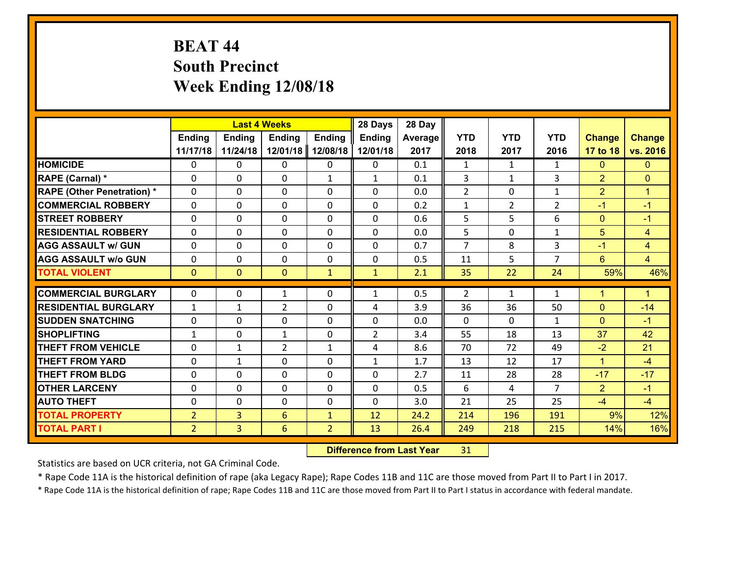# BEAT 44
## South Precinct
## Week Ending 12/08/18

| | Last 4 Weeks | | | | 28 Days | 28 Day | | | | | |
|---|---|---|---|---|---|---|---|---|---|---|---|
| | Ending 11/17/18 | Ending 11/24/18 | Ending 12/01/18 | Ending 12/08/18 | Ending 12/01/18 | Average 2017 | YTD 2018 | YTD 2017 | YTD 2016 | Change 17 to 18 | Change vs. 2016 |
| HOMICIDE | 0 | 0 | 0 | 0 | 0 | 0.1 | 1 | 1 | 1 | 0 | 0 |
| RAPE (Carnal) * | 0 | 0 | 0 | 1 | 1 | 0.1 | 3 | 1 | 3 | 2 | 0 |
| RAPE (Other Penetration) * | 0 | 0 | 0 | 0 | 0 | 0.0 | 2 | 0 | 1 | 2 | 1 |
| COMMERCIAL ROBBERY | 0 | 0 | 0 | 0 | 0 | 0.2 | 1 | 2 | 2 | -1 | -1 |
| STREET ROBBERY | 0 | 0 | 0 | 0 | 0 | 0.6 | 5 | 5 | 6 | 0 | -1 |
| RESIDENTIAL ROBBERY | 0 | 0 | 0 | 0 | 0 | 0.0 | 5 | 0 | 1 | 5 | 4 |
| AGG ASSAULT w/ GUN | 0 | 0 | 0 | 0 | 0 | 0.7 | 7 | 8 | 3 | -1 | 4 |
| AGG ASSAULT w/o GUN | 0 | 0 | 0 | 0 | 0 | 0.5 | 11 | 5 | 7 | 6 | 4 |
| TOTAL VIOLENT | 0 | 0 | 0 | 1 | 1 | 2.1 | 35 | 22 | 24 | 59% | 46% |
| COMMERCIAL BURGLARY | 0 | 0 | 1 | 0 | 1 | 0.5 | 2 | 1 | 1 | 1 | 1 |
| RESIDENTIAL BURGLARY | 1 | 1 | 2 | 0 | 4 | 3.9 | 36 | 36 | 50 | 0 | -14 |
| SUDDEN SNATCHING | 0 | 0 | 0 | 0 | 0 | 0.0 | 0 | 0 | 1 | 0 | -1 |
| SHOPLIFTING | 1 | 0 | 1 | 0 | 2 | 3.4 | 55 | 18 | 13 | 37 | 42 |
| THEFT FROM VEHICLE | 0 | 1 | 2 | 1 | 4 | 8.6 | 70 | 72 | 49 | -2 | 21 |
| THEFT FROM YARD | 0 | 1 | 0 | 0 | 1 | 1.7 | 13 | 12 | 17 | 1 | -4 |
| THEFT FROM BLDG | 0 | 0 | 0 | 0 | 0 | 2.7 | 11 | 28 | 28 | -17 | -17 |
| OTHER LARCENY | 0 | 0 | 0 | 0 | 0 | 0.5 | 6 | 4 | 7 | 2 | -1 |
| AUTO THEFT | 0 | 0 | 0 | 0 | 0 | 3.0 | 21 | 25 | 25 | -4 | -4 |
| TOTAL PROPERTY | 2 | 3 | 6 | 1 | 12 | 24.2 | 214 | 196 | 191 | 9% | 12% |
| TOTAL PART I | 2 | 3 | 6 | 2 | 13 | 26.4 | 249 | 218 | 215 | 14% | 16% |

**Difference from Last Year** 31

Statistics are based on UCR criteria, not GA Criminal Code.

* Rape Code 11A is the historical definition of rape (aka Legacy Rape); Rape Codes 11B and 11C are those moved from Part II to Part I in 2017.

* Rape Code 11A is the historical definition of rape; Rape Codes 11B and 11C are those moved from Part II to Part I status in accordance with federal mandate.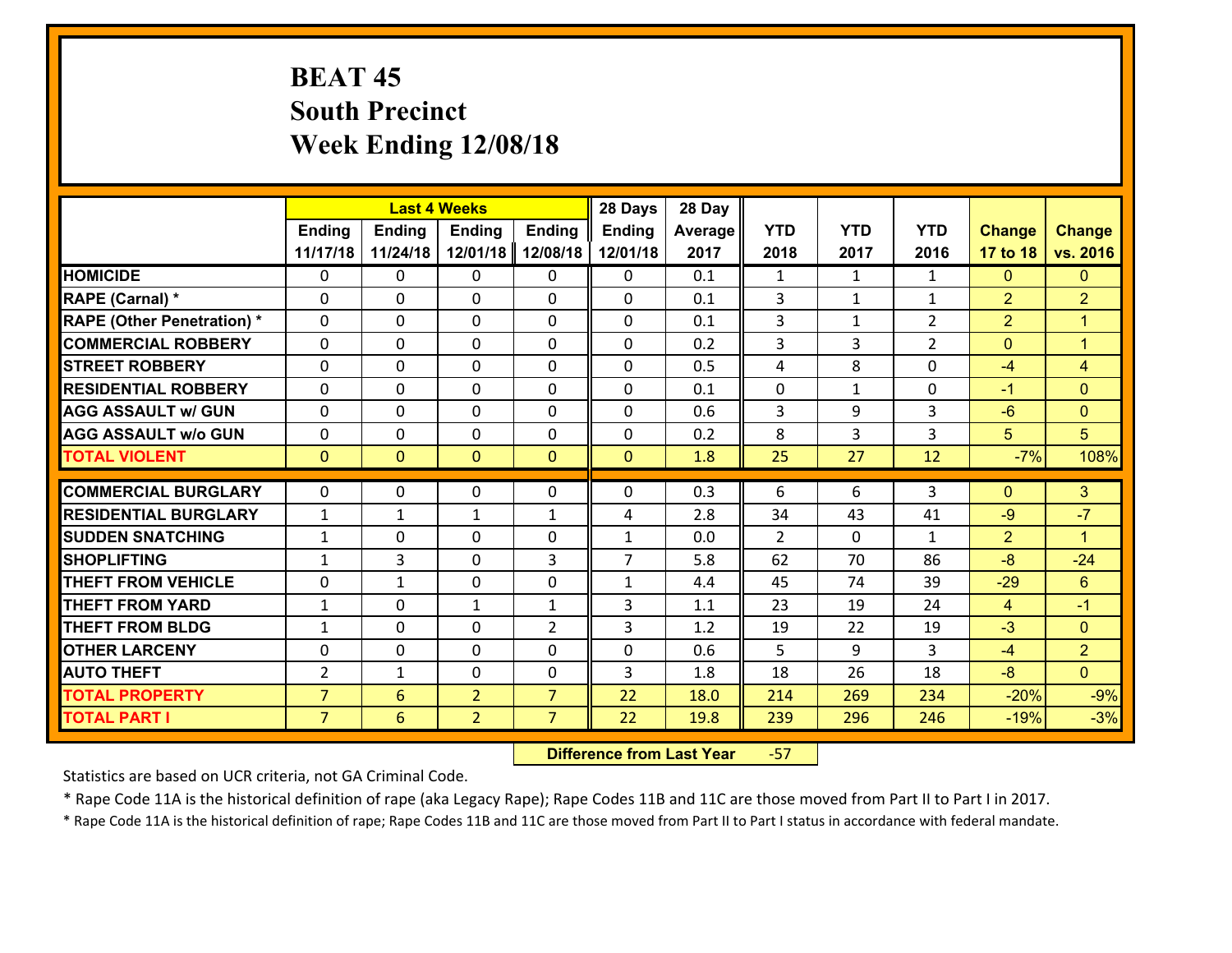# BEAT 45
## South Precinct
## Week Ending 12/08/18

| | Last 4 Weeks | | | | 28 Days | 28 Day | | | | | |
|---|---|---|---|---|---|---|---|---|---|---|---|
| | Ending 11/17/18 | Ending 11/24/18 | Ending 12/01/18 | Ending 12/08/18 | Ending 12/01/18 | Average 2017 | YTD 2018 | YTD 2017 | YTD 2016 | Change 17 to 18 | Change vs. 2016 |
| **HOMICIDE** | 0 | 0 | 0 | 0 | 0 | 0.1 | 1 | 1 | 1 | 0 | 0 |
| **RAPE (Carnal) *** | 0 | 0 | 0 | 0 | 0 | 0.1 | 3 | 1 | 1 | 2 | 2 |
| **RAPE (Other Penetration) *** | 0 | 0 | 0 | 0 | 0 | 0.1 | 3 | 1 | 2 | 2 | 1 |
| **COMMERCIAL ROBBERY** | 0 | 0 | 0 | 0 | 0 | 0.2 | 3 | 3 | 2 | 0 | 1 |
| **STREET ROBBERY** | 0 | 0 | 0 | 0 | 0 | 0.5 | 4 | 8 | 0 | -4 | 4 |
| **RESIDENTIAL ROBBERY** | 0 | 0 | 0 | 0 | 0 | 0.1 | 0 | 1 | 0 | -1 | 0 |
| **AGG ASSAULT w/ GUN** | 0 | 0 | 0 | 0 | 0 | 0.6 | 3 | 9 | 3 | -6 | 0 |
| **AGG ASSAULT w/o GUN** | 0 | 0 | 0 | 0 | 0 | 0.2 | 8 | 3 | 3 | 5 | 5 |
| **TOTAL VIOLENT** | 0 | 0 | 0 | 0 | 0 | 1.8 | 25 | 27 | 12 | -7% | 108% |
| **COMMERCIAL BURGLARY** | 0 | 0 | 0 | 0 | 0 | 0.3 | 6 | 6 | 3 | 0 | 3 |
| **RESIDENTIAL BURGLARY** | 1 | 1 | 1 | 1 | 4 | 2.8 | 34 | 43 | 41 | -9 | -7 |
| **SUDDEN SNATCHING** | 1 | 0 | 0 | 0 | 1 | 0.0 | 2 | 0 | 1 | 2 | 1 |
| **SHOPLIFTING** | 1 | 3 | 0 | 3 | 7 | 5.8 | 62 | 70 | 86 | -8 | -24 |
| **THEFT FROM VEHICLE** | 0 | 1 | 0 | 0 | 1 | 4.4 | 45 | 74 | 39 | -29 | 6 |
| **THEFT FROM YARD** | 1 | 0 | 1 | 1 | 3 | 1.1 | 23 | 19 | 24 | 4 | -1 |
| **THEFT FROM BLDG** | 1 | 0 | 0 | 2 | 3 | 1.2 | 19 | 22 | 19 | -3 | 0 |
| **OTHER LARCENY** | 0 | 0 | 0 | 0 | 0 | 0.6 | 5 | 9 | 3 | -4 | 2 |
| **AUTO THEFT** | 2 | 1 | 0 | 0 | 3 | 1.8 | 18 | 26 | 18 | -8 | 0 |
| **TOTAL PROPERTY** | 7 | 6 | 2 | 7 | 22 | 18.0 | 214 | 269 | 234 | -20% | -9% |
| **TOTAL PART I** | 7 | 6 | 2 | 7 | 22 | 19.8 | 239 | 296 | 246 | -19% | -3% |

**Difference from Last Year** -57

Statistics are based on UCR criteria, not GA Criminal Code.

* Rape Code 11A is the historical definition of rape (aka Legacy Rape); Rape Codes 11B and 11C are those moved from Part II to Part I in 2017.

* Rape Code 11A is the historical definition of rape; Rape Codes 11B and 11C are those moved from Part II to Part I status in accordance with federal mandate.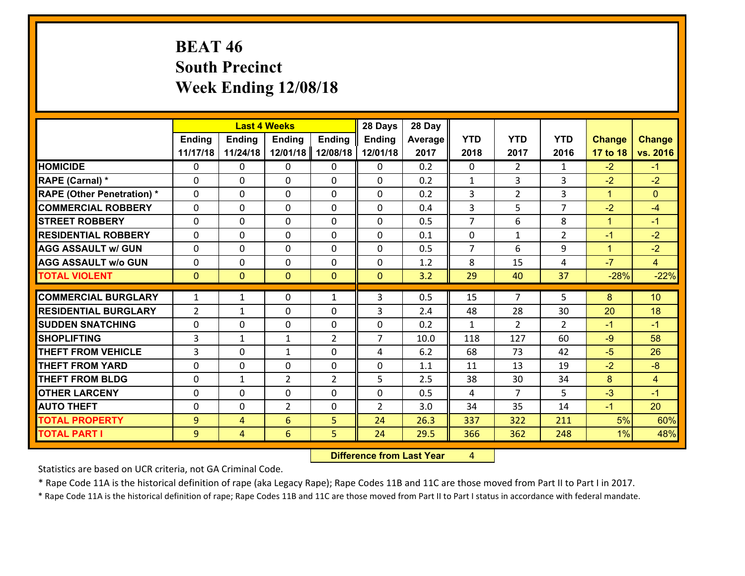# BEAT 46
## South Precinct
## Week Ending 12/08/18

| | Last 4 Weeks | | | | 28 Days | 28 Day | | | | | |
|---|---|---|---|---|---|---|---|---|---|---|---|
| | Ending 11/17/18 | Ending 11/24/18 | Ending 12/01/18 | Ending 12/08/18 | Ending 12/01/18 | Average 2017 | YTD 2018 | YTD 2017 | YTD 2016 | Change 17 to 18 | Change vs. 2016 |
| HOMICIDE | 0 | 0 | 0 | 0 | 0 | 0.2 | 0 | 2 | 1 | -2 | -1 |
| RAPE (Carnal) * | 0 | 0 | 0 | 0 | 0 | 0.2 | 1 | 3 | 3 | -2 | -2 |
| RAPE (Other Penetration) * | 0 | 0 | 0 | 0 | 0 | 0.2 | 3 | 2 | 3 | 1 | 0 |
| COMMERCIAL ROBBERY | 0 | 0 | 0 | 0 | 0 | 0.4 | 3 | 5 | 7 | -2 | -4 |
| STREET ROBBERY | 0 | 0 | 0 | 0 | 0 | 0.5 | 7 | 6 | 8 | 1 | -1 |
| RESIDENTIAL ROBBERY | 0 | 0 | 0 | 0 | 0 | 0.1 | 0 | 1 | 2 | -1 | -2 |
| AGG ASSAULT w/ GUN | 0 | 0 | 0 | 0 | 0 | 0.5 | 7 | 6 | 9 | 1 | -2 |
| AGG ASSAULT w/o GUN | 0 | 0 | 0 | 0 | 0 | 1.2 | 8 | 15 | 4 | -7 | 4 |
| TOTAL VIOLENT | 0 | 0 | 0 | 0 | 0 | 3.2 | 29 | 40 | 37 | -28% | -22% |
| COMMERCIAL BURGLARY | 1 | 1 | 0 | 1 | 3 | 0.5 | 15 | 7 | 5 | 8 | 10 |
| RESIDENTIAL BURGLARY | 2 | 1 | 0 | 0 | 3 | 2.4 | 48 | 28 | 30 | 20 | 18 |
| SUDDEN SNATCHING | 0 | 0 | 0 | 0 | 0 | 0.2 | 1 | 2 | 2 | -1 | -1 |
| SHOPLIFTING | 3 | 1 | 1 | 2 | 7 | 10.0 | 118 | 127 | 60 | -9 | 58 |
| THEFT FROM VEHICLE | 3 | 0 | 1 | 0 | 4 | 6.2 | 68 | 73 | 42 | -5 | 26 |
| THEFT FROM YARD | 0 | 0 | 0 | 0 | 0 | 1.1 | 11 | 13 | 19 | -2 | -8 |
| THEFT FROM BLDG | 0 | 1 | 2 | 2 | 5 | 2.5 | 38 | 30 | 34 | 8 | 4 |
| OTHER LARCENY | 0 | 0 | 0 | 0 | 0 | 0.5 | 4 | 7 | 5 | -3 | -1 |
| AUTO THEFT | 0 | 0 | 2 | 0 | 2 | 3.0 | 34 | 35 | 14 | -1 | 20 |
| TOTAL PROPERTY | 9 | 4 | 6 | 5 | 24 | 26.3 | 337 | 322 | 211 | 5% | 60% |
| TOTAL PART I | 9 | 4 | 6 | 5 | 24 | 29.5 | 366 | 362 | 248 | 1% | 48% |

**Difference from Last Year** 4

Statistics are based on UCR criteria, not GA Criminal Code.

* Rape Code 11A is the historical definition of rape (aka Legacy Rape); Rape Codes 11B and 11C are those moved from Part II to Part I in 2017.

* Rape Code 11A is the historical definition of rape; Rape Codes 11B and 11C are those moved from Part II to Part I status in accordance with federal mandate.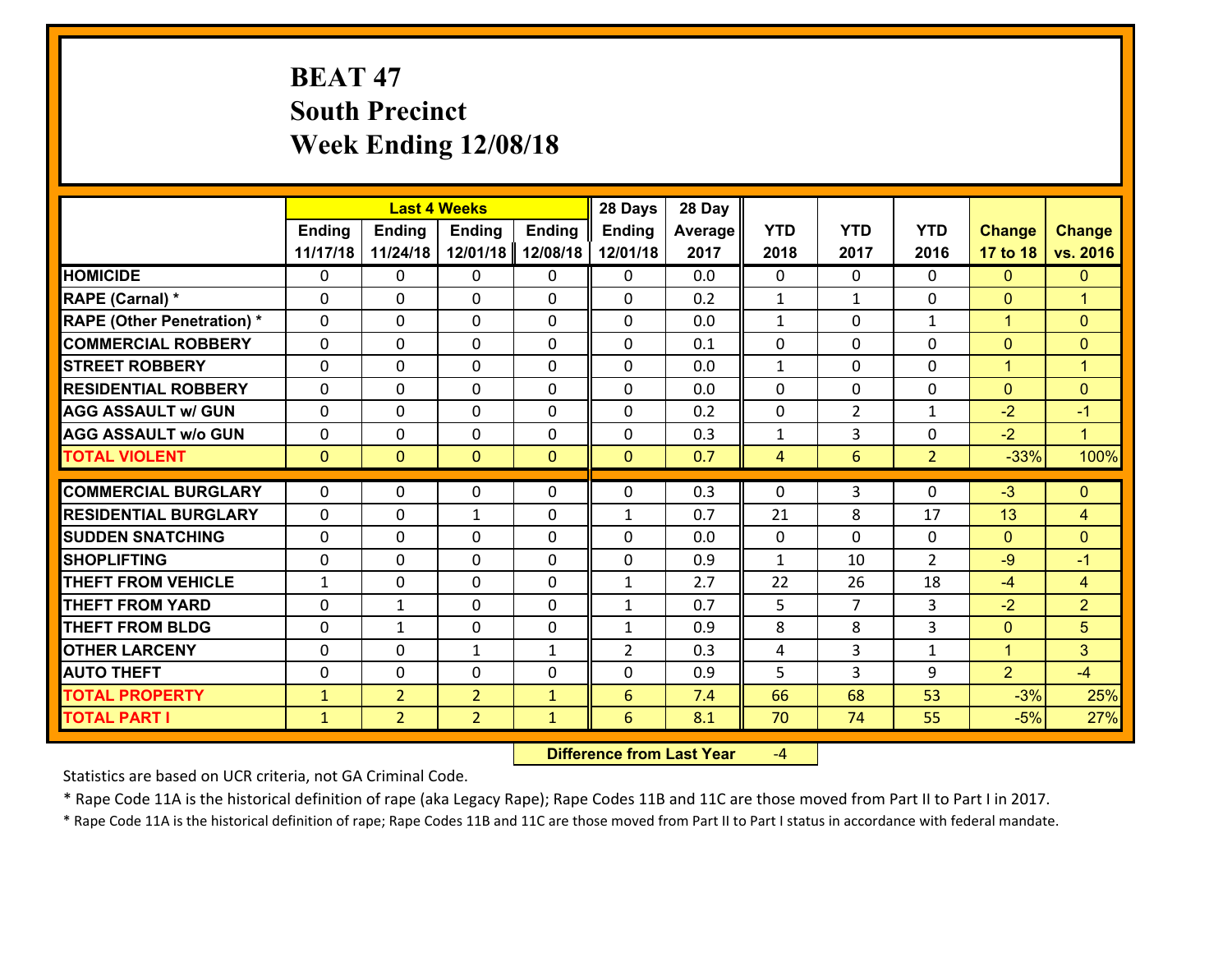# BEAT 47
# South Precinct
# Week Ending 12/08/18

| | Last 4 Weeks | | | | 28 Days | 28 Day | | | | | |
|---|---|---|---|---|---|---|---|---|---|---|---|
| | Ending 11/17/18 | Ending 11/24/18 | Ending 12/01/18 | Ending 12/08/18 | Ending 12/01/18 | Average 2017 | YTD 2018 | YTD 2017 | YTD 2016 | Change 17 to 18 | Change vs. 2016 |
| **HOMICIDE** | 0 | 0 | 0 | 0 | 0 | 0.0 | 0 | 0 | 0 | 0 | 0 |
| **RAPE (Carnal) *** | 0 | 0 | 0 | 0 | 0 | 0.2 | 1 | 1 | 0 | 0 | 1 |
| **RAPE (Other Penetration) *** | 0 | 0 | 0 | 0 | 0 | 0.0 | 1 | 0 | 1 | 1 | 0 |
| **COMMERCIAL ROBBERY** | 0 | 0 | 0 | 0 | 0 | 0.1 | 0 | 0 | 0 | 0 | 0 |
| **STREET ROBBERY** | 0 | 0 | 0 | 0 | 0 | 0.0 | 1 | 0 | 0 | 1 | 1 |
| **RESIDENTIAL ROBBERY** | 0 | 0 | 0 | 0 | 0 | 0.0 | 0 | 0 | 0 | 0 | 0 |
| **AGG ASSAULT w/ GUN** | 0 | 0 | 0 | 0 | 0 | 0.2 | 0 | 2 | 1 | -2 | -1 |
| **AGG ASSAULT w/o GUN** | 0 | 0 | 0 | 0 | 0 | 0.3 | 1 | 3 | 0 | -2 | 1 |
| **TOTAL VIOLENT** | 0 | 0 | 0 | 0 | 0 | 0.7 | 4 | 6 | 2 | -33% | 100% |
| **COMMERCIAL BURGLARY** | 0 | 0 | 0 | 0 | 0 | 0.3 | 0 | 3 | 0 | -3 | 0 |
| **RESIDENTIAL BURGLARY** | 0 | 0 | 1 | 0 | 1 | 0.7 | 21 | 8 | 17 | 13 | 4 |
| **SUDDEN SNATCHING** | 0 | 0 | 0 | 0 | 0 | 0.0 | 0 | 0 | 0 | 0 | 0 |
| **SHOPLIFTING** | 0 | 0 | 0 | 0 | 0 | 0.9 | 1 | 10 | 2 | -9 | -1 |
| **THEFT FROM VEHICLE** | 1 | 0 | 0 | 0 | 1 | 2.7 | 22 | 26 | 18 | -4 | 4 |
| **THEFT FROM YARD** | 0 | 1 | 0 | 0 | 1 | 0.7 | 5 | 7 | 3 | -2 | 2 |
| **THEFT FROM BLDG** | 0 | 1 | 0 | 0 | 1 | 0.9 | 8 | 8 | 3 | 0 | 5 |
| **OTHER LARCENY** | 0 | 0 | 1 | 1 | 2 | 0.3 | 4 | 3 | 1 | 1 | 3 |
| **AUTO THEFT** | 0 | 0 | 0 | 0 | 0 | 0.9 | 5 | 3 | 9 | 2 | -4 |
| **TOTAL PROPERTY** | 1 | 2 | 2 | 1 | 6 | 7.4 | 66 | 68 | 53 | -3% | 25% |
| **TOTAL PART I** | 1 | 2 | 2 | 1 | 6 | 8.1 | 70 | 74 | 55 | -5% | 27% |

**Difference from Last Year** -4

Statistics are based on UCR criteria, not GA Criminal Code.

* Rape Code 11A is the historical definition of rape (aka Legacy Rape); Rape Codes 11B and 11C are those moved from Part II to Part I in 2017.

* Rape Code 11A is the historical definition of rape; Rape Codes 11B and 11C are those moved from Part II to Part I status in accordance with federal mandate.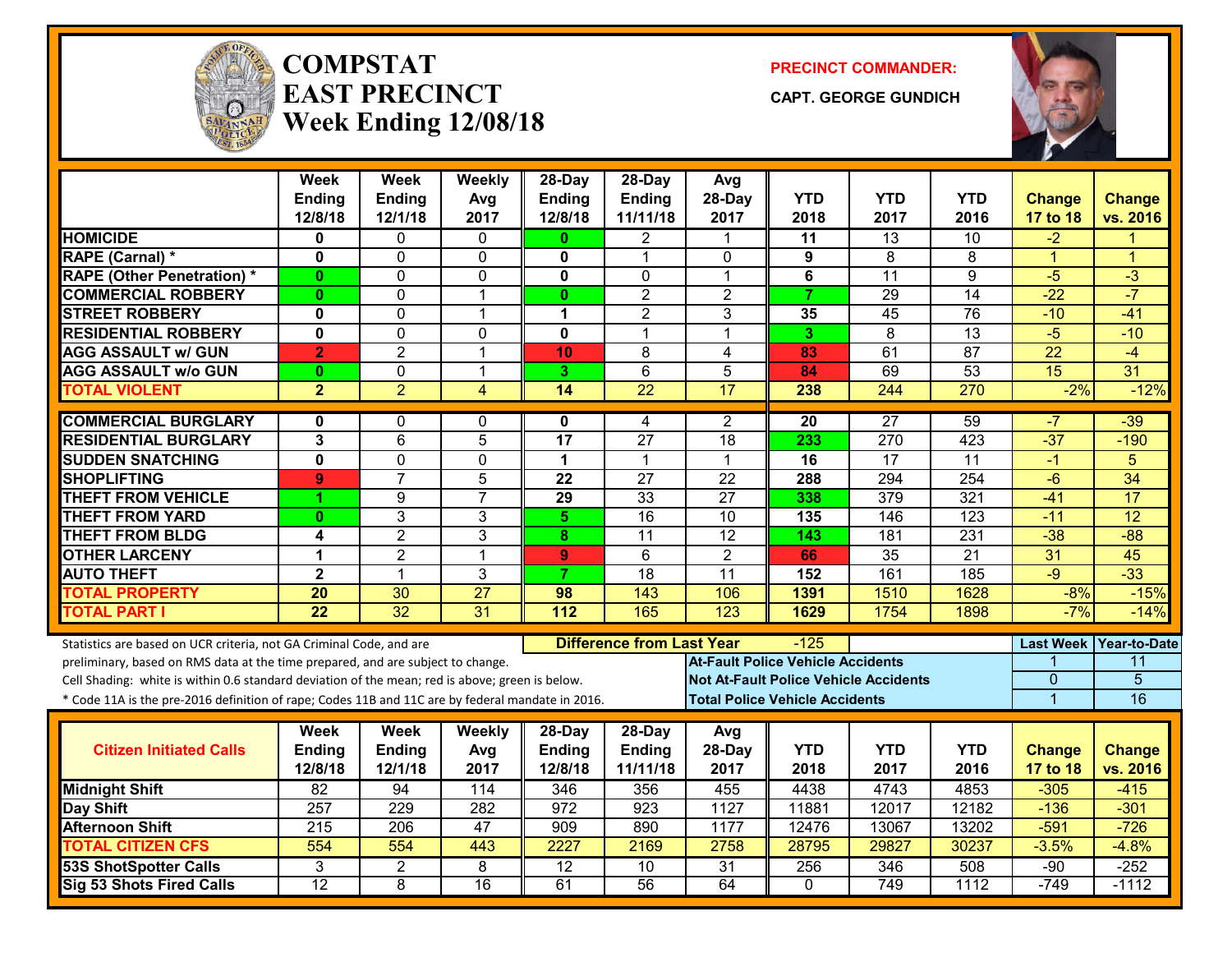# COMPSTAT EAST PRECINCT Week Ending 12/08/18

**PRECINCT COMMANDER:**

**CAPT. GEORGE GUNDICH**

| | Week Ending 12/8/18 | Week Ending 12/1/18 | Weekly Avg 2017 | 28-Day Ending 12/8/18 | 28-Day Ending 11/11/18 | Avg 28-Day 2017 | YTD 2018 | YTD 2017 | YTD 2016 | Change 17 to 18 | Change vs. 2016 |
|---|---|---|---|---|---|---|---|---|---|---|---|
| HOMICIDE | 0 | 0 | 0 | 0 | 2 | 1 | 11 | 13 | 10 | -2 | 1 |
| RAPE (Carnal) * | 0 | 0 | 0 | 0 | 1 | 0 | 9 | 8 | 8 | 1 | 1 |
| RAPE (Other Penetration) * | 0 | 0 | 0 | 0 | 0 | 1 | 6 | 11 | 9 | -5 | -3 |
| COMMERCIAL ROBBERY | 0 | 0 | 1 | 0 | 2 | 2 | 7 | 29 | 14 | -22 | -7 |
| STREET ROBBERY | 0 | 0 | 1 | 1 | 2 | 3 | 35 | 45 | 76 | -10 | -41 |
| RESIDENTIAL ROBBERY | 0 | 0 | 0 | 0 | 1 | 1 | 3 | 8 | 13 | -5 | -10 |
| AGG ASSAULT w/ GUN | 2 | 2 | 1 | 10 | 8 | 4 | 83 | 61 | 87 | 22 | -4 |
| AGG ASSAULT w/o GUN | 0 | 0 | 1 | 3 | 6 | 5 | 84 | 69 | 53 | 15 | 31 |
| TOTAL VIOLENT | 2 | 2 | 4 | 14 | 22 | 17 | 238 | 244 | 270 | -2% | -12% |
| COMMERCIAL BURGLARY | 0 | 0 | 0 | 0 | 4 | 2 | 20 | 27 | 59 | -7 | -39 |
| RESIDENTIAL BURGLARY | 3 | 6 | 5 | 17 | 27 | 18 | 233 | 270 | 423 | -37 | -190 |
| SUDDEN SNATCHING | 0 | 0 | 0 | 1 | 1 | 1 | 16 | 17 | 11 | -1 | 5 |
| SHOPLIFTING | 9 | 7 | 5 | 22 | 27 | 22 | 288 | 294 | 254 | -6 | 34 |
| THEFT FROM VEHICLE | 1 | 9 | 7 | 29 | 33 | 27 | 338 | 379 | 321 | -41 | 17 |
| THEFT FROM YARD | 0 | 3 | 3 | 5 | 16 | 10 | 135 | 146 | 123 | -11 | 12 |
| THEFT FROM BLDG | 4 | 2 | 3 | 8 | 11 | 12 | 143 | 181 | 231 | -38 | -88 |
| OTHER LARCENY | 1 | 2 | 1 | 9 | 6 | 2 | 66 | 35 | 21 | 31 | 45 |
| AUTO THEFT | 2 | 1 | 3 | 7 | 18 | 11 | 152 | 161 | 185 | -9 | -33 |
| TOTAL PROPERTY | 20 | 30 | 27 | 98 | 143 | 106 | 1391 | 1510 | 1628 | -8% | -15% |
| TOTAL PART I | 22 | 32 | 31 | 112 | 165 | 123 | 1629 | 1754 | 1898 | -7% | -14% |

Statistics are based on UCR criteria, not GA Criminal Code, and are preliminary, based on RMS data at the time prepared, and are subject to change.

Cell Shading: white is within 0.6 standard deviation of the mean; red is above; green is below.

* Code 11A is the pre-2016 definition of rape; Codes 11B and 11C are by federal mandate in 2016.

**Difference from Last Year:** -125

| | Last Week | Year-to-Date |
|---|---|---|
| At-Fault Police Vehicle Accidents | 1 | 11 |
| Not At-Fault Police Vehicle Accidents | 0 | 5 |
| Total Police Vehicle Accidents | 1 | 16 |

| Citizen Initiated Calls | Week Ending 12/8/18 | Week Ending 12/1/18 | Weekly Avg 2017 | 28-Day Ending 12/8/18 | 28-Day Ending 11/11/18 | Avg 28-Day 2017 | YTD 2018 | YTD 2017 | YTD 2016 | Change 17 to 18 | Change vs. 2016 |
|---|---|---|---|---|---|---|---|---|---|---|---|
| Midnight Shift | 82 | 94 | 114 | 346 | 356 | 455 | 4438 | 4743 | 4853 | -305 | -415 |
| Day Shift | 257 | 229 | 282 | 972 | 923 | 1127 | 11881 | 12017 | 12182 | -136 | -301 |
| Afternoon Shift | 215 | 206 | 47 | 909 | 890 | 1177 | 12476 | 13067 | 13202 | -591 | -726 |
| TOTAL CITIZEN CFS | 554 | 554 | 443 | 2227 | 2169 | 2758 | 28795 | 29827 | 30237 | -3.5% | -4.8% |
| 53S ShotSpotter Calls | 3 | 2 | 8 | 12 | 10 | 31 | 256 | 346 | 508 | -90 | -252 |
| Sig 53 Shots Fired Calls | 12 | 8 | 16 | 61 | 56 | 64 | 0 | 749 | 1112 | -749 | -1112 |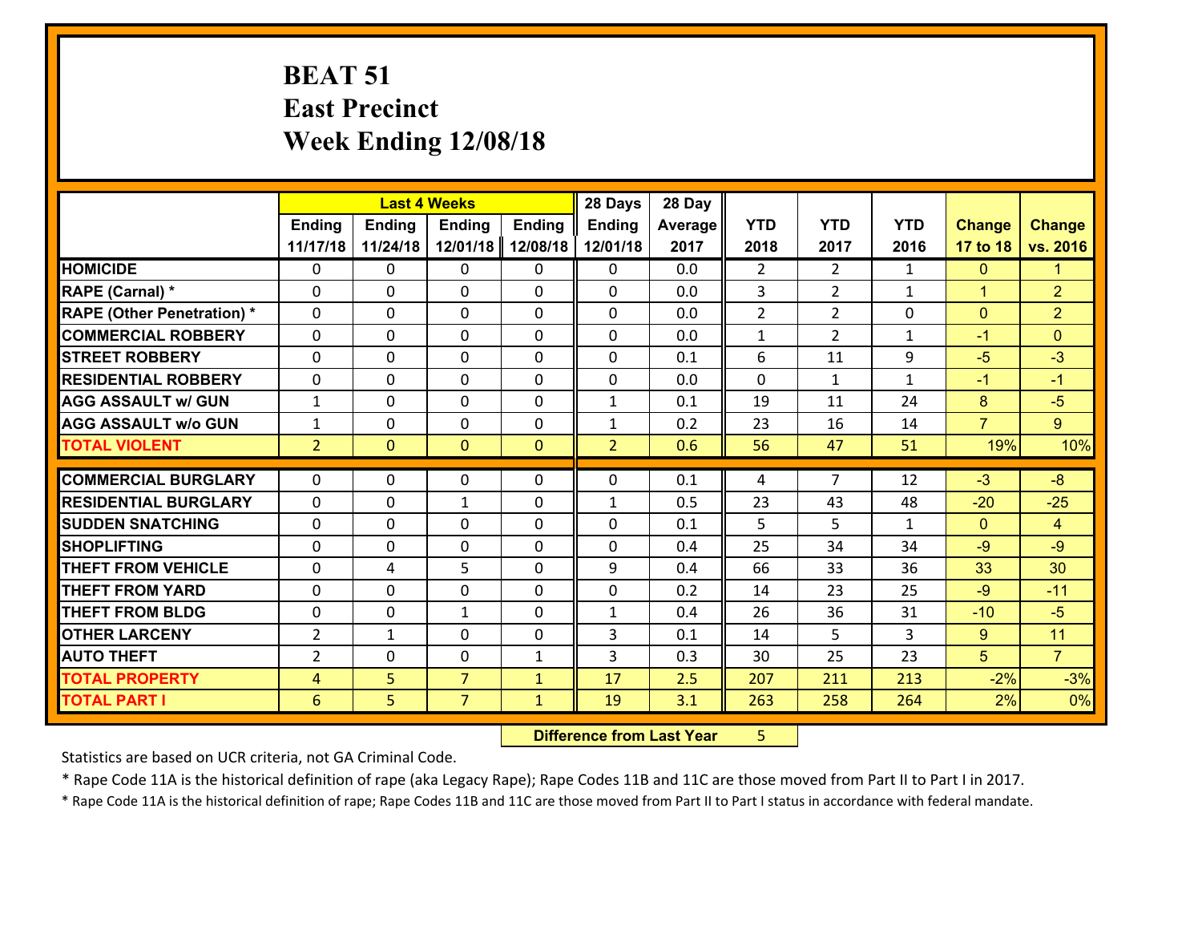# BEAT 51
## East Precinct
## Week Ending 12/08/18

| | Last 4 Weeks | | | | 28 Days | 28 Day | | | | | |
|---|---|---|---|---|---|---|---|---|---|---|---|
| | Ending 11/17/18 | Ending 11/24/18 | Ending 12/01/18 | Ending 12/08/18 | Ending 12/01/18 | Average 2017 | YTD 2018 | YTD 2017 | YTD 2016 | Change 17 to 18 | Change vs. 2016 |
| HOMICIDE | 0 | 0 | 0 | 0 | 0 | 0.0 | 2 | 2 | 1 | 0 | 1 |
| RAPE (Carnal) * | 0 | 0 | 0 | 0 | 0 | 0.0 | 3 | 2 | 1 | 1 | 2 |
| RAPE (Other Penetration) * | 0 | 0 | 0 | 0 | 0 | 0.0 | 2 | 2 | 0 | 0 | 2 |
| COMMERCIAL ROBBERY | 0 | 0 | 0 | 0 | 0 | 0.0 | 1 | 2 | 1 | -1 | 0 |
| STREET ROBBERY | 0 | 0 | 0 | 0 | 0 | 0.1 | 6 | 11 | 9 | -5 | -3 |
| RESIDENTIAL ROBBERY | 0 | 0 | 0 | 0 | 0 | 0.0 | 0 | 1 | 1 | -1 | -1 |
| AGG ASSAULT w/ GUN | 1 | 0 | 0 | 0 | 1 | 0.1 | 19 | 11 | 24 | 8 | -5 |
| AGG ASSAULT w/o GUN | 1 | 0 | 0 | 0 | 1 | 0.2 | 23 | 16 | 14 | 7 | 9 |
| TOTAL VIOLENT | 2 | 0 | 0 | 0 | 2 | 0.6 | 56 | 47 | 51 | 19% | 10% |
| COMMERCIAL BURGLARY | 0 | 0 | 0 | 0 | 0 | 0.1 | 4 | 7 | 12 | -3 | -8 |
| RESIDENTIAL BURGLARY | 0 | 0 | 1 | 0 | 1 | 0.5 | 23 | 43 | 48 | -20 | -25 |
| SUDDEN SNATCHING | 0 | 0 | 0 | 0 | 0 | 0.1 | 5 | 5 | 1 | 0 | 4 |
| SHOPLIFTING | 0 | 0 | 0 | 0 | 0 | 0.4 | 25 | 34 | 34 | -9 | -9 |
| THEFT FROM VEHICLE | 0 | 4 | 5 | 0 | 9 | 0.4 | 66 | 33 | 36 | 33 | 30 |
| THEFT FROM YARD | 0 | 0 | 0 | 0 | 0 | 0.2 | 14 | 23 | 25 | -9 | -11 |
| THEFT FROM BLDG | 0 | 0 | 1 | 0 | 1 | 0.4 | 26 | 36 | 31 | -10 | -5 |
| OTHER LARCENY | 2 | 1 | 0 | 0 | 3 | 0.1 | 14 | 5 | 3 | 9 | 11 |
| AUTO THEFT | 2 | 0 | 0 | 1 | 3 | 0.3 | 30 | 25 | 23 | 5 | 7 |
| TOTAL PROPERTY | 4 | 5 | 7 | 1 | 17 | 2.5 | 207 | 211 | 213 | -2% | -3% |
| TOTAL PART I | 6 | 5 | 7 | 1 | 19 | 3.1 | 263 | 258 | 264 | 2% | 0% |

**Difference from Last Year** 5

Statistics are based on UCR criteria, not GA Criminal Code.

* Rape Code 11A is the historical definition of rape (aka Legacy Rape); Rape Codes 11B and 11C are those moved from Part II to Part I in 2017.

* Rape Code 11A is the historical definition of rape; Rape Codes 11B and 11C are those moved from Part II to Part I status in accordance with federal mandate.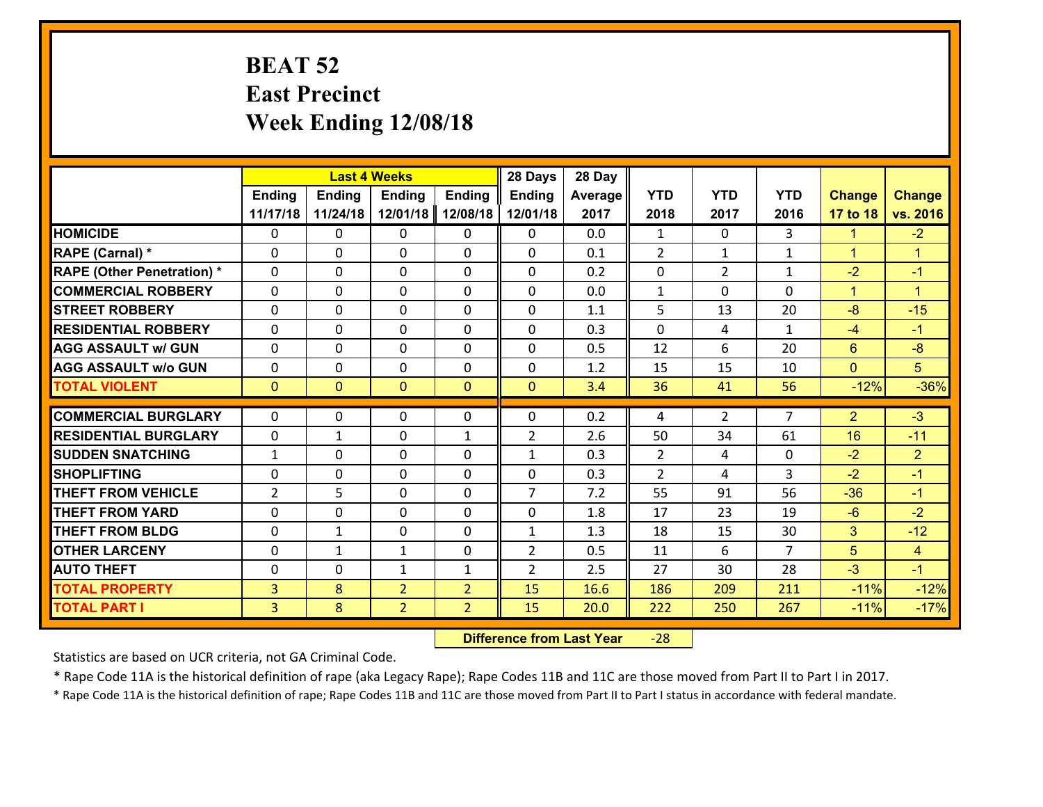# BEAT 52
## East Precinct
## Week Ending 12/08/18

| | Last 4 Weeks | | | | 28 Days | 28 Day | | | | | |
|---|---|---|---|---|---|---|---|---|---|---|---|
| | Ending 11/17/18 | Ending 11/24/18 | Ending 12/01/18 | Ending 12/08/18 | Ending 12/01/18 | Average 2017 | YTD 2018 | YTD 2017 | YTD 2016 | Change 17 to 18 | Change vs. 2016 |
| HOMICIDE | 0 | 0 | 0 | 0 | 0 | 0.0 | 1 | 0 | 3 | 1 | -2 |
| RAPE (Carnal) * | 0 | 0 | 0 | 0 | 0 | 0.1 | 2 | 1 | 1 | 1 | 1 |
| RAPE (Other Penetration) * | 0 | 0 | 0 | 0 | 0 | 0.2 | 0 | 2 | 1 | -2 | -1 |
| COMMERCIAL ROBBERY | 0 | 0 | 0 | 0 | 0 | 0.0 | 1 | 0 | 0 | 1 | 1 |
| STREET ROBBERY | 0 | 0 | 0 | 0 | 0 | 1.1 | 5 | 13 | 20 | -8 | -15 |
| RESIDENTIAL ROBBERY | 0 | 0 | 0 | 0 | 0 | 0.3 | 0 | 4 | 1 | -4 | -1 |
| AGG ASSAULT w/ GUN | 0 | 0 | 0 | 0 | 0 | 0.5 | 12 | 6 | 20 | 6 | -8 |
| AGG ASSAULT w/o GUN | 0 | 0 | 0 | 0 | 0 | 1.2 | 15 | 15 | 10 | 0 | 5 |
| TOTAL VIOLENT | 0 | 0 | 0 | 0 | 0 | 3.4 | 36 | 41 | 56 | -12% | -36% |
| COMMERCIAL BURGLARY | 0 | 0 | 0 | 0 | 0 | 0.2 | 4 | 2 | 7 | 2 | -3 |
| RESIDENTIAL BURGLARY | 0 | 1 | 0 | 1 | 2 | 2.6 | 50 | 34 | 61 | 16 | -11 |
| SUDDEN SNATCHING | 1 | 0 | 0 | 0 | 1 | 0.3 | 2 | 4 | 0 | -2 | 2 |
| SHOPLIFTING | 0 | 0 | 0 | 0 | 0 | 0.3 | 2 | 4 | 3 | -2 | -1 |
| THEFT FROM VEHICLE | 2 | 5 | 0 | 0 | 7 | 7.2 | 55 | 91 | 56 | -36 | -1 |
| THEFT FROM YARD | 0 | 0 | 0 | 0 | 0 | 1.8 | 17 | 23 | 19 | -6 | -2 |
| THEFT FROM BLDG | 0 | 1 | 0 | 0 | 1 | 1.3 | 18 | 15 | 30 | 3 | -12 |
| OTHER LARCENY | 0 | 1 | 1 | 0 | 2 | 0.5 | 11 | 6 | 7 | 5 | 4 |
| AUTO THEFT | 0 | 0 | 1 | 1 | 2 | 2.5 | 27 | 30 | 28 | -3 | -1 |
| TOTAL PROPERTY | 3 | 8 | 2 | 2 | 15 | 16.6 | 186 | 209 | 211 | -11% | -12% |
| TOTAL PART I | 3 | 8 | 2 | 2 | 15 | 20.0 | 222 | 250 | 267 | -11% | -17% |

**Difference from Last Year** -28

Statistics are based on UCR criteria, not GA Criminal Code.

* Rape Code 11A is the historical definition of rape (aka Legacy Rape); Rape Codes 11B and 11C are those moved from Part II to Part I in 2017.

* Rape Code 11A is the historical definition of rape; Rape Codes 11B and 11C are those moved from Part II to Part I status in accordance with federal mandate.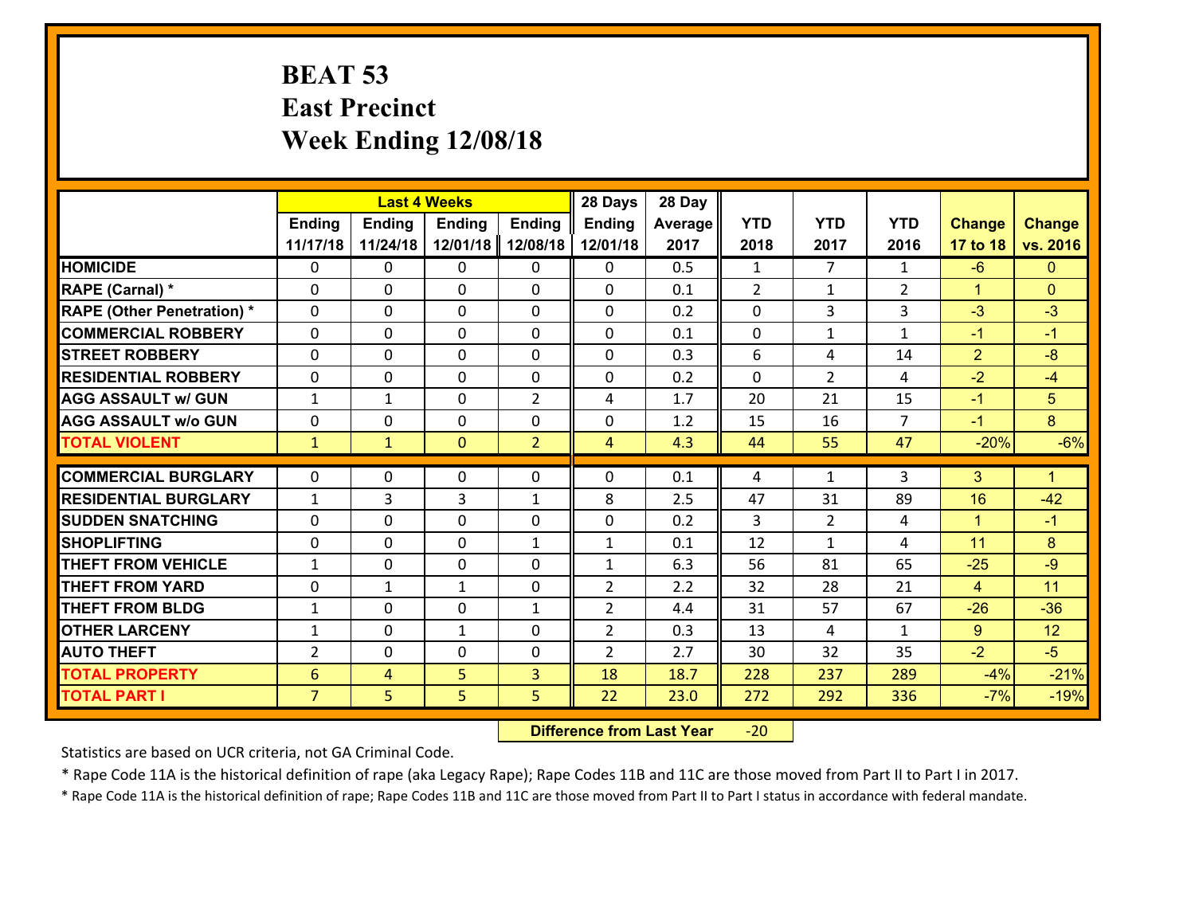# BEAT 53
# East Precinct
# Week Ending 12/08/18

| | Last 4 Weeks | | | | 28 Days | 28 Day | | | | | |
|---|---|---|---|---|---|---|---|---|---|---|---|
| | Ending 11/17/18 | Ending 11/24/18 | Ending 12/01/18 | Ending 12/08/18 | Ending 12/01/18 | Average 2017 | YTD 2018 | YTD 2017 | YTD 2016 | Change 17 to 18 | Change vs. 2016 |
| **HOMICIDE** | 0 | 0 | 0 | 0 | 0 | 0.5 | 1 | 7 | 1 | -6 | 0 |
| **RAPE (Carnal) *** | 0 | 0 | 0 | 0 | 0 | 0.1 | 2 | 1 | 2 | 1 | 0 |
| **RAPE (Other Penetration) *** | 0 | 0 | 0 | 0 | 0 | 0.2 | 0 | 3 | 3 | -3 | -3 |
| **COMMERCIAL ROBBERY** | 0 | 0 | 0 | 0 | 0 | 0.1 | 0 | 1 | 1 | -1 | -1 |
| **STREET ROBBERY** | 0 | 0 | 0 | 0 | 0 | 0.3 | 6 | 4 | 14 | 2 | -8 |
| **RESIDENTIAL ROBBERY** | 0 | 0 | 0 | 0 | 0 | 0.2 | 0 | 2 | 4 | -2 | -4 |
| **AGG ASSAULT w/ GUN** | 1 | 1 | 0 | 2 | 4 | 1.7 | 20 | 21 | 15 | -1 | 5 |
| **AGG ASSAULT w/o GUN** | 0 | 0 | 0 | 0 | 0 | 1.2 | 15 | 16 | 7 | -1 | 8 |
| **TOTAL VIOLENT** | 1 | 1 | 0 | 2 | 4 | 4.3 | 44 | 55 | 47 | -20% | -6% |
| **COMMERCIAL BURGLARY** | 0 | 0 | 0 | 0 | 0 | 0.1 | 4 | 1 | 3 | 3 | 1 |
| **RESIDENTIAL BURGLARY** | 1 | 3 | 3 | 1 | 8 | 2.5 | 47 | 31 | 89 | 16 | -42 |
| **SUDDEN SNATCHING** | 0 | 0 | 0 | 0 | 0 | 0.2 | 3 | 2 | 4 | 1 | -1 |
| **SHOPLIFTING** | 0 | 0 | 0 | 1 | 1 | 0.1 | 12 | 1 | 4 | 11 | 8 |
| **THEFT FROM VEHICLE** | 1 | 0 | 0 | 0 | 1 | 6.3 | 56 | 81 | 65 | -25 | -9 |
| **THEFT FROM YARD** | 0 | 1 | 1 | 0 | 2 | 2.2 | 32 | 28 | 21 | 4 | 11 |
| **THEFT FROM BLDG** | 1 | 0 | 0 | 1 | 2 | 4.4 | 31 | 57 | 67 | -26 | -36 |
| **OTHER LARCENY** | 1 | 0 | 1 | 0 | 2 | 0.3 | 13 | 4 | 1 | 9 | 12 |
| **AUTO THEFT** | 2 | 0 | 0 | 0 | 2 | 2.7 | 30 | 32 | 35 | -2 | -5 |
| **TOTAL PROPERTY** | 6 | 4 | 5 | 3 | 18 | 18.7 | 228 | 237 | 289 | -4% | -21% |
| **TOTAL PART I** | 7 | 5 | 5 | 5 | 22 | 23.0 | 272 | 292 | 336 | -7% | -19% |

**Difference from Last Year** -20

Statistics are based on UCR criteria, not GA Criminal Code.

* Rape Code 11A is the historical definition of rape (aka Legacy Rape); Rape Codes 11B and 11C are those moved from Part II to Part I in 2017.

* Rape Code 11A is the historical definition of rape; Rape Codes 11B and 11C are those moved from Part II to Part I status in accordance with federal mandate.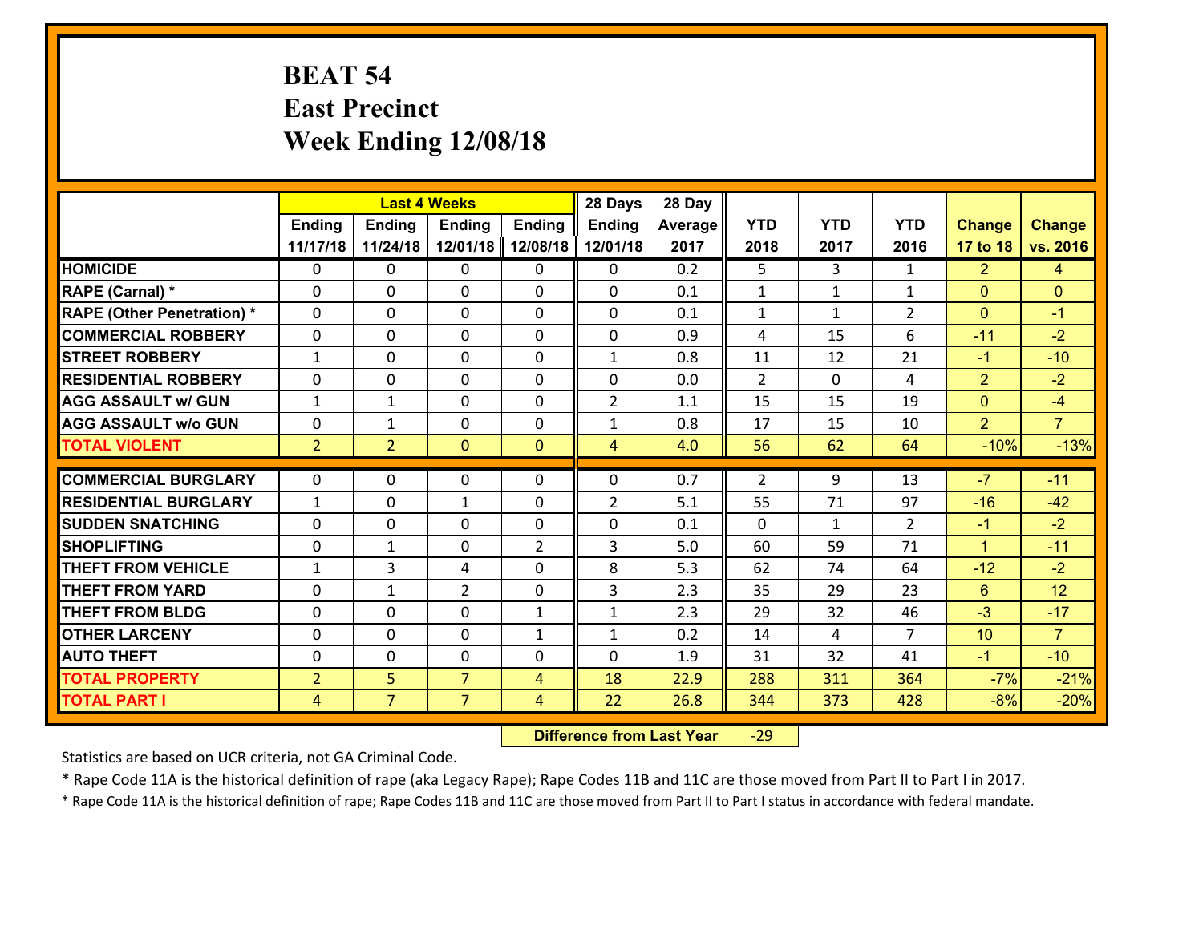# BEAT 54
## East Precinct
## Week Ending 12/08/18

| | Last 4 Weeks | | | | 28 Days | 28 Day | | | | | |
|---|---|---|---|---|---|---|---|---|---|---|---|
| | Ending 11/17/18 | Ending 11/24/18 | Ending 12/01/18 | Ending 12/08/18 | Ending 12/01/18 | Average 2017 | YTD 2018 | YTD 2017 | YTD 2016 | Change 17 to 18 | Change vs. 2016 |
| HOMICIDE | 0 | 0 | 0 | 0 | 0 | 0.2 | 5 | 3 | 1 | 2 | 4 |
| RAPE (Carnal) * | 0 | 0 | 0 | 0 | 0 | 0.1 | 1 | 1 | 1 | 0 | 0 |
| RAPE (Other Penetration) * | 0 | 0 | 0 | 0 | 0 | 0.1 | 1 | 1 | 2 | 0 | -1 |
| COMMERCIAL ROBBERY | 0 | 0 | 0 | 0 | 0 | 0.9 | 4 | 15 | 6 | -11 | -2 |
| STREET ROBBERY | 1 | 0 | 0 | 0 | 1 | 0.8 | 11 | 12 | 21 | -1 | -10 |
| RESIDENTIAL ROBBERY | 0 | 0 | 0 | 0 | 0 | 0.0 | 2 | 0 | 4 | 2 | -2 |
| AGG ASSAULT w/ GUN | 1 | 1 | 0 | 0 | 2 | 1.1 | 15 | 15 | 19 | 0 | -4 |
| AGG ASSAULT w/o GUN | 0 | 1 | 0 | 0 | 1 | 0.8 | 17 | 15 | 10 | 2 | 7 |
| TOTAL VIOLENT | 2 | 2 | 0 | 0 | 4 | 4.0 | 56 | 62 | 64 | -10% | -13% |
| COMMERCIAL BURGLARY | 0 | 0 | 0 | 0 | 0 | 0.7 | 2 | 9 | 13 | -7 | -11 |
| RESIDENTIAL BURGLARY | 1 | 0 | 1 | 0 | 2 | 5.1 | 55 | 71 | 97 | -16 | -42 |
| SUDDEN SNATCHING | 0 | 0 | 0 | 0 | 0 | 0.1 | 0 | 1 | 2 | -1 | -2 |
| SHOPLIFTING | 0 | 1 | 0 | 2 | 3 | 5.0 | 60 | 59 | 71 | 1 | -11 |
| THEFT FROM VEHICLE | 1 | 3 | 4 | 0 | 8 | 5.3 | 62 | 74 | 64 | -12 | -2 |
| THEFT FROM YARD | 0 | 1 | 2 | 0 | 3 | 2.3 | 35 | 29 | 23 | 6 | 12 |
| THEFT FROM BLDG | 0 | 0 | 0 | 1 | 1 | 2.3 | 29 | 32 | 46 | -3 | -17 |
| OTHER LARCENY | 0 | 0 | 0 | 1 | 1 | 0.2 | 14 | 4 | 7 | 10 | 7 |
| AUTO THEFT | 0 | 0 | 0 | 0 | 0 | 1.9 | 31 | 32 | 41 | -1 | -10 |
| TOTAL PROPERTY | 2 | 5 | 7 | 4 | 18 | 22.9 | 288 | 311 | 364 | -7% | -21% |
| TOTAL PART I | 4 | 7 | 7 | 4 | 22 | 26.8 | 344 | 373 | 428 | -8% | -20% |

**Difference from Last Year** -29

Statistics are based on UCR criteria, not GA Criminal Code.

* Rape Code 11A is the historical definition of rape (aka Legacy Rape); Rape Codes 11B and 11C are those moved from Part II to Part I in 2017.

* Rape Code 11A is the historical definition of rape; Rape Codes 11B and 11C are those moved from Part II to Part I status in accordance with federal mandate.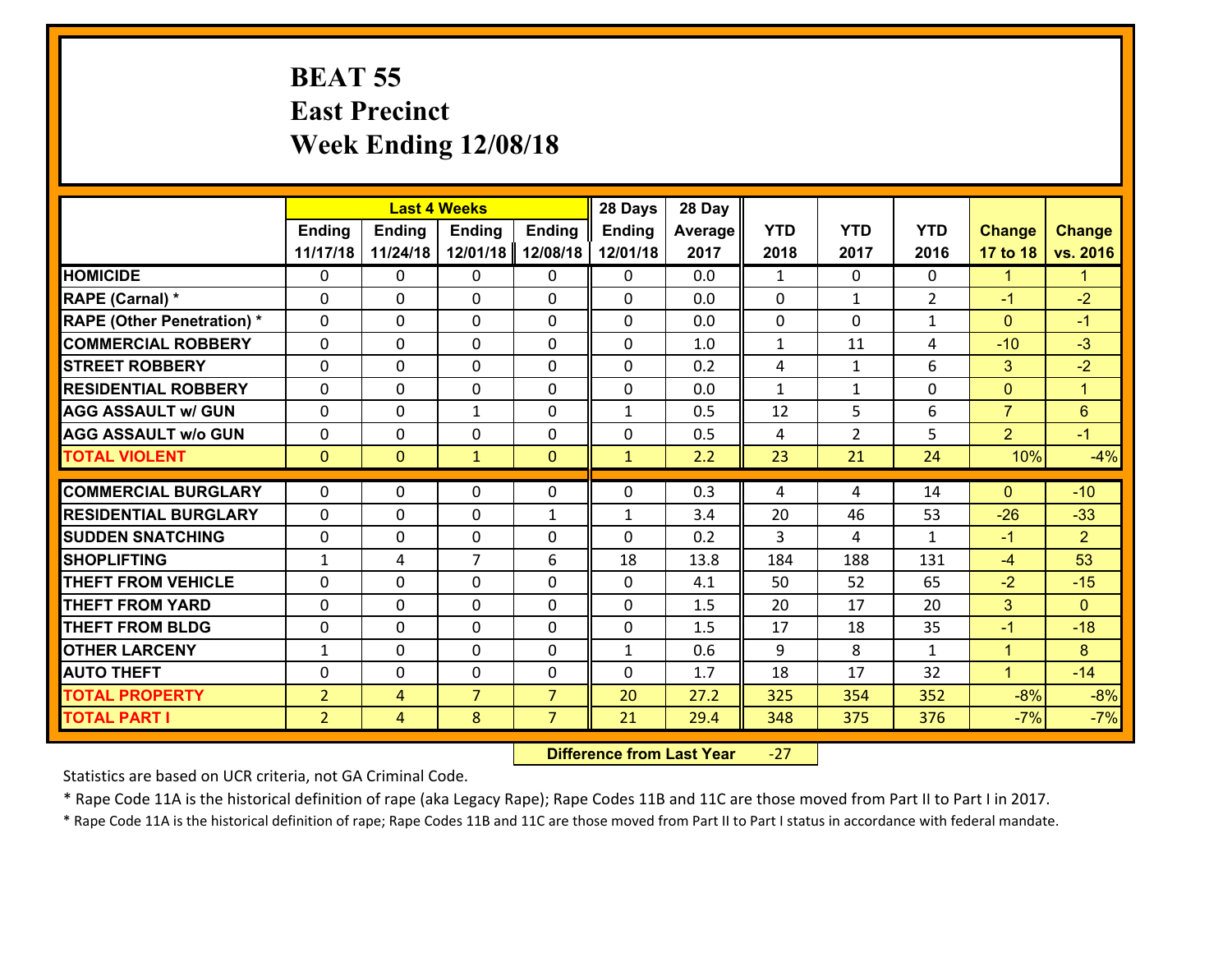# BEAT 55
## East Precinct
## Week Ending 12/08/18

| | Last 4 Weeks | | | | 28 Days | 28 Day | | | | | |
|---|---|---|---|---|---|---|---|---|---|---|---|
| | Ending 11/17/18 | Ending 11/24/18 | Ending 12/01/18 | Ending 12/08/18 | Ending 12/01/18 | Average 2017 | YTD 2018 | YTD 2017 | YTD 2016 | Change 17 to 18 | Change vs. 2016 |
| HOMICIDE | 0 | 0 | 0 | 0 | 0 | 0.0 | 1 | 0 | 0 | 1 | 1 |
| RAPE (Carnal) * | 0 | 0 | 0 | 0 | 0 | 0.0 | 0 | 1 | 2 | -1 | -2 |
| RAPE (Other Penetration) * | 0 | 0 | 0 | 0 | 0 | 0.0 | 0 | 0 | 1 | 0 | -1 |
| COMMERCIAL ROBBERY | 0 | 0 | 0 | 0 | 0 | 1.0 | 1 | 11 | 4 | -10 | -3 |
| STREET ROBBERY | 0 | 0 | 0 | 0 | 0 | 0.2 | 4 | 1 | 6 | 3 | -2 |
| RESIDENTIAL ROBBERY | 0 | 0 | 0 | 0 | 0 | 0.0 | 1 | 1 | 0 | 0 | 1 |
| AGG ASSAULT w/ GUN | 0 | 0 | 1 | 0 | 1 | 0.5 | 12 | 5 | 6 | 7 | 6 |
| AGG ASSAULT w/o GUN | 0 | 0 | 0 | 0 | 0 | 0.5 | 4 | 2 | 5 | 2 | -1 |
| TOTAL VIOLENT | 0 | 0 | 1 | 0 | 1 | 2.2 | 23 | 21 | 24 | 10% | -4% |
| COMMERCIAL BURGLARY | 0 | 0 | 0 | 0 | 0 | 0.3 | 4 | 4 | 14 | 0 | -10 |
| RESIDENTIAL BURGLARY | 0 | 0 | 0 | 1 | 1 | 3.4 | 20 | 46 | 53 | -26 | -33 |
| SUDDEN SNATCHING | 0 | 0 | 0 | 0 | 0 | 0.2 | 3 | 4 | 1 | -1 | 2 |
| SHOPLIFTING | 1 | 4 | 7 | 6 | 18 | 13.8 | 184 | 188 | 131 | -4 | 53 |
| THEFT FROM VEHICLE | 0 | 0 | 0 | 0 | 0 | 4.1 | 50 | 52 | 65 | -2 | -15 |
| THEFT FROM YARD | 0 | 0 | 0 | 0 | 0 | 1.5 | 20 | 17 | 20 | 3 | 0 |
| THEFT FROM BLDG | 0 | 0 | 0 | 0 | 0 | 1.5 | 17 | 18 | 35 | -1 | -18 |
| OTHER LARCENY | 1 | 0 | 0 | 0 | 1 | 0.6 | 9 | 8 | 1 | 1 | 8 |
| AUTO THEFT | 0 | 0 | 0 | 0 | 0 | 1.7 | 18 | 17 | 32 | 1 | -14 |
| TOTAL PROPERTY | 2 | 4 | 7 | 7 | 20 | 27.2 | 325 | 354 | 352 | -8% | -8% |
| TOTAL PART I | 2 | 4 | 8 | 7 | 21 | 29.4 | 348 | 375 | 376 | -7% | -7% |

**Difference from Last Year** -27

Statistics are based on UCR criteria, not GA Criminal Code.

* Rape Code 11A is the historical definition of rape (aka Legacy Rape); Rape Codes 11B and 11C are those moved from Part II to Part I in 2017.

* Rape Code 11A is the historical definition of rape; Rape Codes 11B and 11C are those moved from Part II to Part I status in accordance with federal mandate.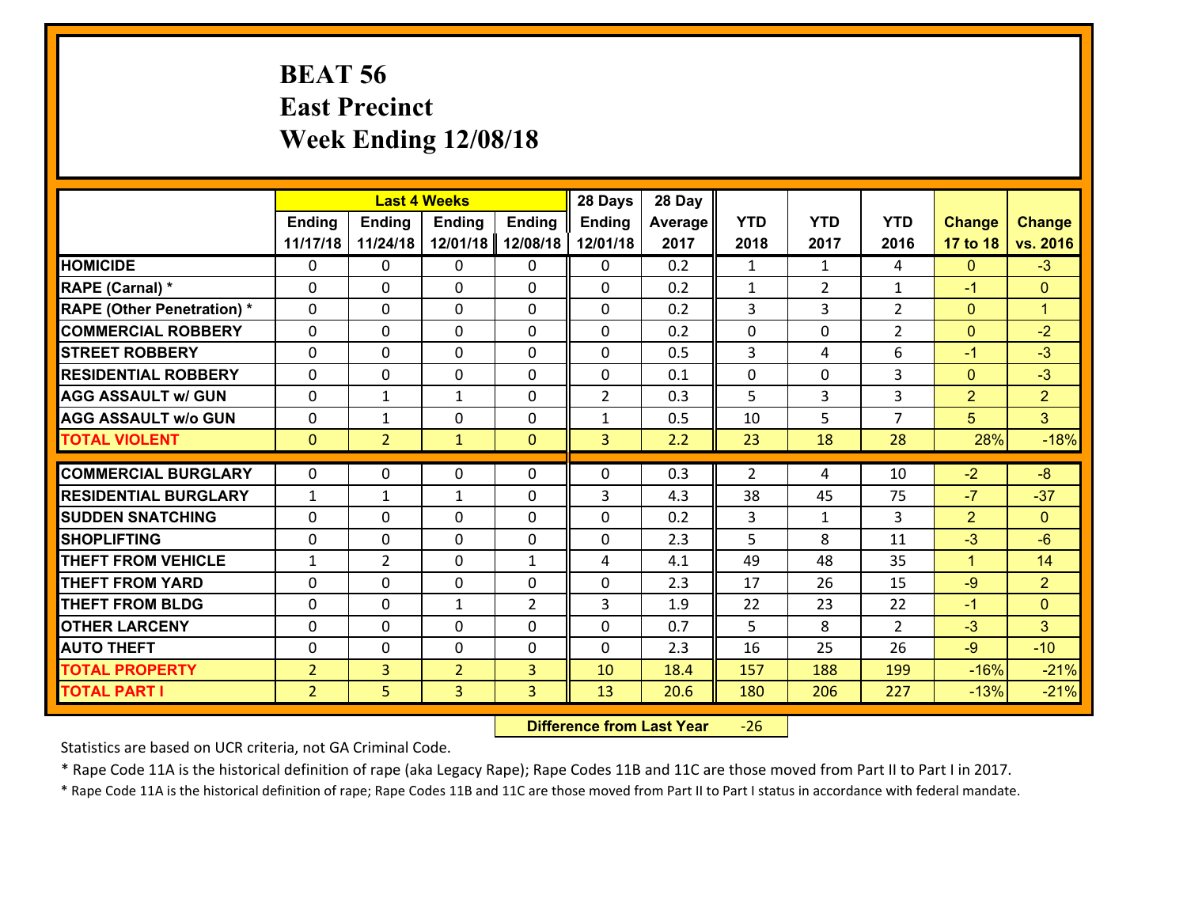# BEAT 56
## East Precinct
## Week Ending 12/08/18

| | Last 4 Weeks | | | | 28 Days | 28 Day | | | | | |
|---|---|---|---|---|---|---|---|---|---|---|---|
| | Ending 11/17/18 | Ending 11/24/18 | Ending 12/01/18 | Ending 12/08/18 | Ending 12/01/18 | Average 2017 | YTD 2018 | YTD 2017 | YTD 2016 | Change 17 to 18 | Change vs. 2016 |
| HOMICIDE | 0 | 0 | 0 | 0 | 0 | 0.2 | 1 | 1 | 4 | 0 | -3 |
| RAPE (Carnal) * | 0 | 0 | 0 | 0 | 0 | 0.2 | 1 | 2 | 1 | -1 | 0 |
| RAPE (Other Penetration) * | 0 | 0 | 0 | 0 | 0 | 0.2 | 3 | 3 | 2 | 0 | 1 |
| COMMERCIAL ROBBERY | 0 | 0 | 0 | 0 | 0 | 0.2 | 0 | 0 | 2 | 0 | -2 |
| STREET ROBBERY | 0 | 0 | 0 | 0 | 0 | 0.5 | 3 | 4 | 6 | -1 | -3 |
| RESIDENTIAL ROBBERY | 0 | 0 | 0 | 0 | 0 | 0.1 | 0 | 0 | 3 | 0 | -3 |
| AGG ASSAULT w/ GUN | 0 | 1 | 1 | 0 | 2 | 0.3 | 5 | 3 | 3 | 2 | 2 |
| AGG ASSAULT w/o GUN | 0 | 1 | 0 | 0 | 1 | 0.5 | 10 | 5 | 7 | 5 | 3 |
| TOTAL VIOLENT | 0 | 2 | 1 | 0 | 3 | 2.2 | 23 | 18 | 28 | 28% | -18% |
| COMMERCIAL BURGLARY | 0 | 0 | 0 | 0 | 0 | 0.3 | 2 | 4 | 10 | -2 | -8 |
| RESIDENTIAL BURGLARY | 1 | 1 | 1 | 0 | 3 | 4.3 | 38 | 45 | 75 | -7 | -37 |
| SUDDEN SNATCHING | 0 | 0 | 0 | 0 | 0 | 0.2 | 3 | 1 | 3 | 2 | 0 |
| SHOPLIFTING | 0 | 0 | 0 | 0 | 0 | 2.3 | 5 | 8 | 11 | -3 | -6 |
| THEFT FROM VEHICLE | 1 | 2 | 0 | 1 | 4 | 4.1 | 49 | 48 | 35 | 1 | 14 |
| THEFT FROM YARD | 0 | 0 | 0 | 0 | 0 | 2.3 | 17 | 26 | 15 | -9 | 2 |
| THEFT FROM BLDG | 0 | 0 | 1 | 2 | 3 | 1.9 | 22 | 23 | 22 | -1 | 0 |
| OTHER LARCENY | 0 | 0 | 0 | 0 | 0 | 0.7 | 5 | 8 | 2 | -3 | 3 |
| AUTO THEFT | 0 | 0 | 0 | 0 | 0 | 2.3 | 16 | 25 | 26 | -9 | -10 |
| TOTAL PROPERTY | 2 | 3 | 2 | 3 | 10 | 18.4 | 157 | 188 | 199 | -16% | -21% |
| TOTAL PART I | 2 | 5 | 3 | 3 | 13 | 20.6 | 180 | 206 | 227 | -13% | -21% |

**Difference from Last Year** -26

Statistics are based on UCR criteria, not GA Criminal Code.

* Rape Code 11A is the historical definition of rape (aka Legacy Rape); Rape Codes 11B and 11C are those moved from Part II to Part I in 2017.

* Rape Code 11A is the historical definition of rape; Rape Codes 11B and 11C are those moved from Part II to Part I status in accordance with federal mandate.